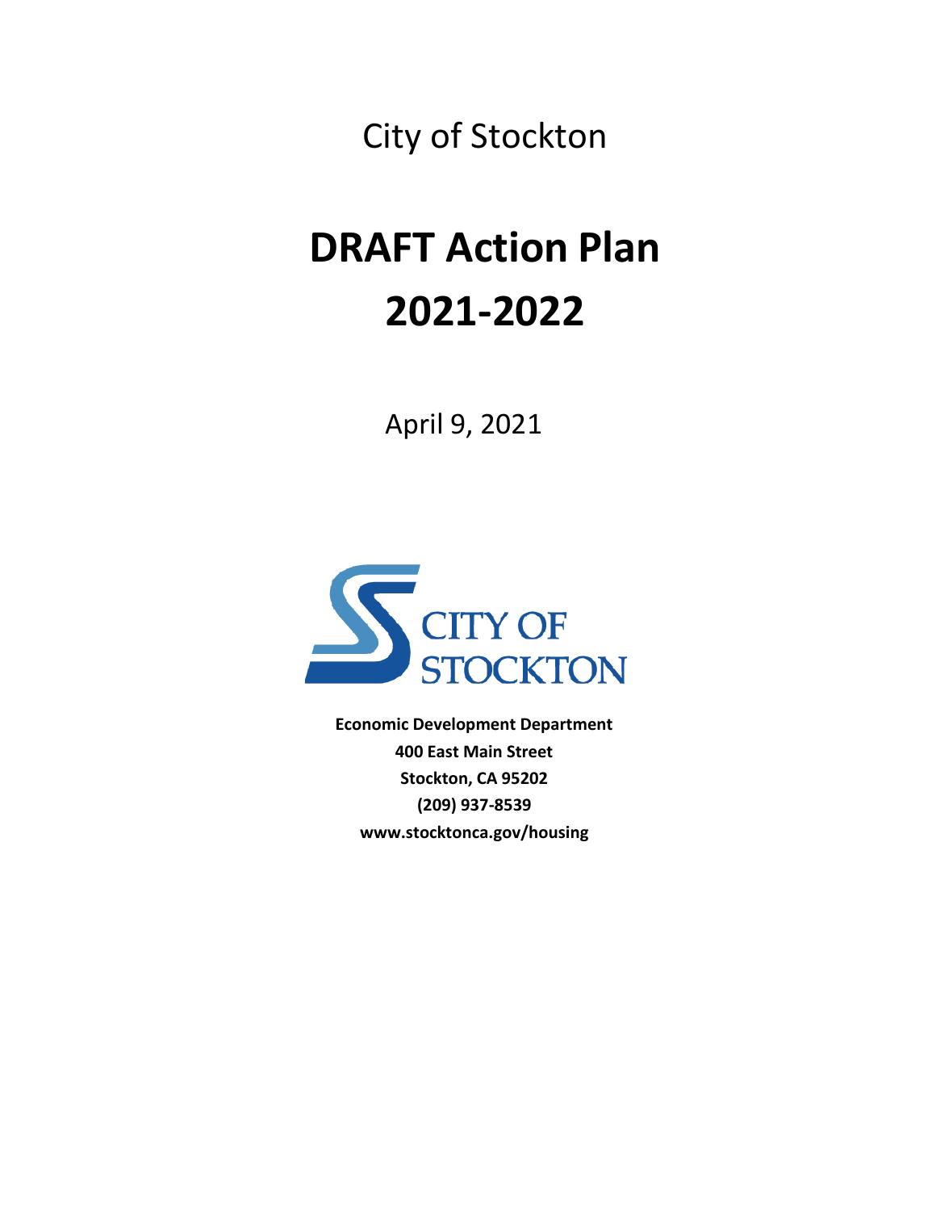City of Stockton

# DRAFT Action Plan 2021-2022

April 9, 2021

CITY OF STOCKTON

**Economic Development Department**
**400 East Main Street**
**Stockton, CA 95202**
**(209) 937-8539**
**www.stocktonca.gov/housing**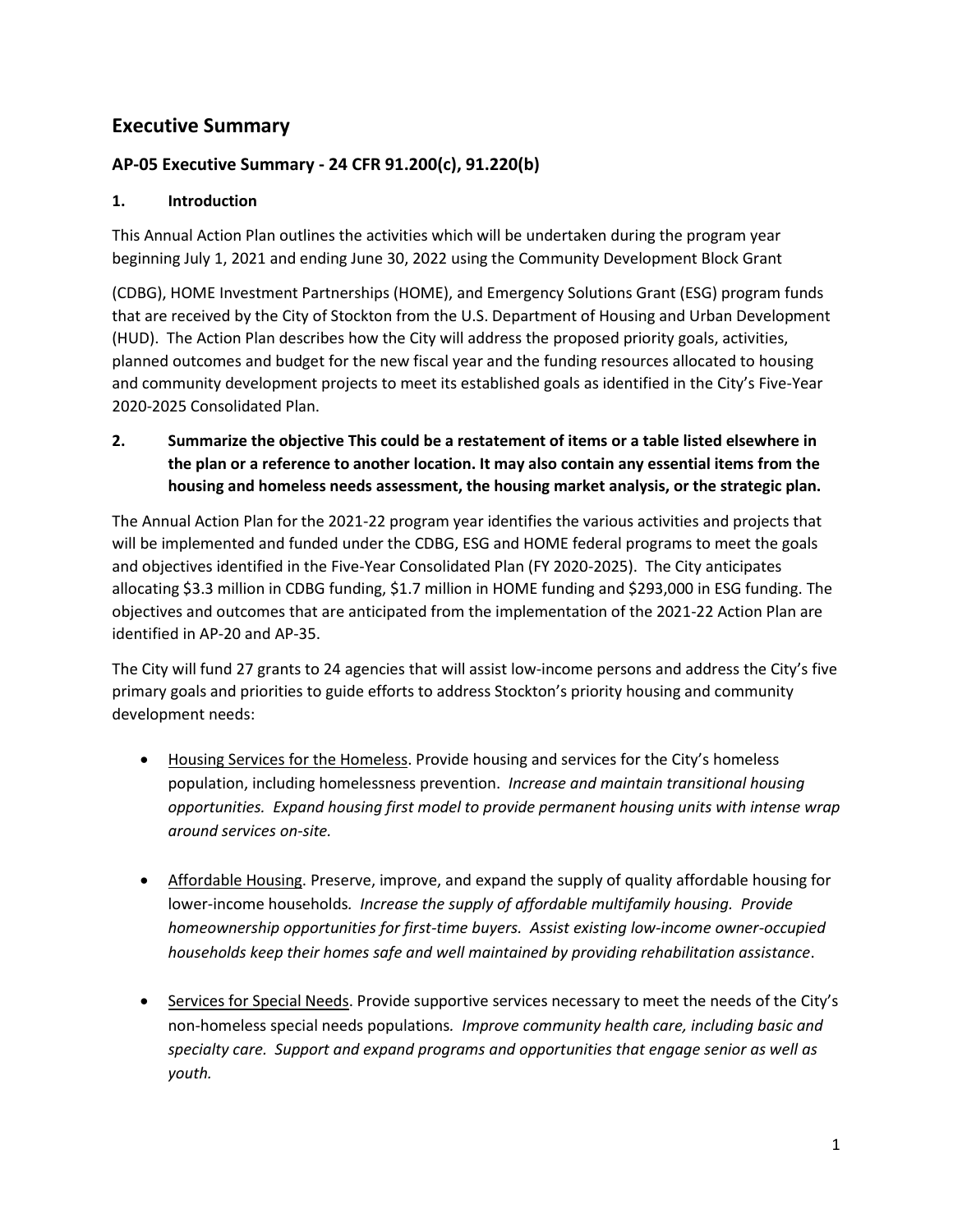# Executive Summary

## AP-05 Executive Summary - 24 CFR 91.200(c), 91.220(b)

### 1. Introduction

This Annual Action Plan outlines the activities which will be undertaken during the program year beginning July 1, 2021 and ending June 30, 2022 using the Community Development Block Grant (CDBG), HOME Investment Partnerships (HOME), and Emergency Solutions Grant (ESG) program funds that are received by the City of Stockton from the U.S. Department of Housing and Urban Development (HUD). The Action Plan describes how the City will address the proposed priority goals, activities, planned outcomes and budget for the new fiscal year and the funding resources allocated to housing and community development projects to meet its established goals as identified in the City's Five-Year 2020-2025 Consolidated Plan.

### 2. Summarize the objective This could be a restatement of items or a table listed elsewhere in the plan or a reference to another location. It may also contain any essential items from the housing and homeless needs assessment, the housing market analysis, or the strategic plan.

The Annual Action Plan for the 2021-22 program year identifies the various activities and projects that will be implemented and funded under the CDBG, ESG and HOME federal programs to meet the goals and objectives identified in the Five-Year Consolidated Plan (FY 2020-2025). The City anticipates allocating $3.3 million in CDBG funding, $1.7 million in HOME funding and $293,000 in ESG funding. The objectives and outcomes that are anticipated from the implementation of the 2021-22 Action Plan are identified in AP-20 and AP-35.

The City will fund 27 grants to 24 agencies that will assist low-income persons and address the City's five primary goals and priorities to guide efforts to address Stockton's priority housing and community development needs:

- <u>Housing Services for the Homeless</u>. Provide housing and services for the City's homeless population, including homelessness prevention. *Increase and maintain transitional housing opportunities. Expand housing first model to provide permanent housing units with intense wrap around services on-site.*

- <u>Affordable Housing</u>. Preserve, improve, and expand the supply of quality affordable housing for lower-income households. *Increase the supply of affordable multifamily housing. Provide homeownership opportunities for first-time buyers. Assist existing low-income owner-occupied households keep their homes safe and well maintained by providing rehabilitation assistance*.

- <u>Services for Special Needs</u>. Provide supportive services necessary to meet the needs of the City's non-homeless special needs populations. *Improve community health care, including basic and specialty care. Support and expand programs and opportunities that engage senior as well as youth.*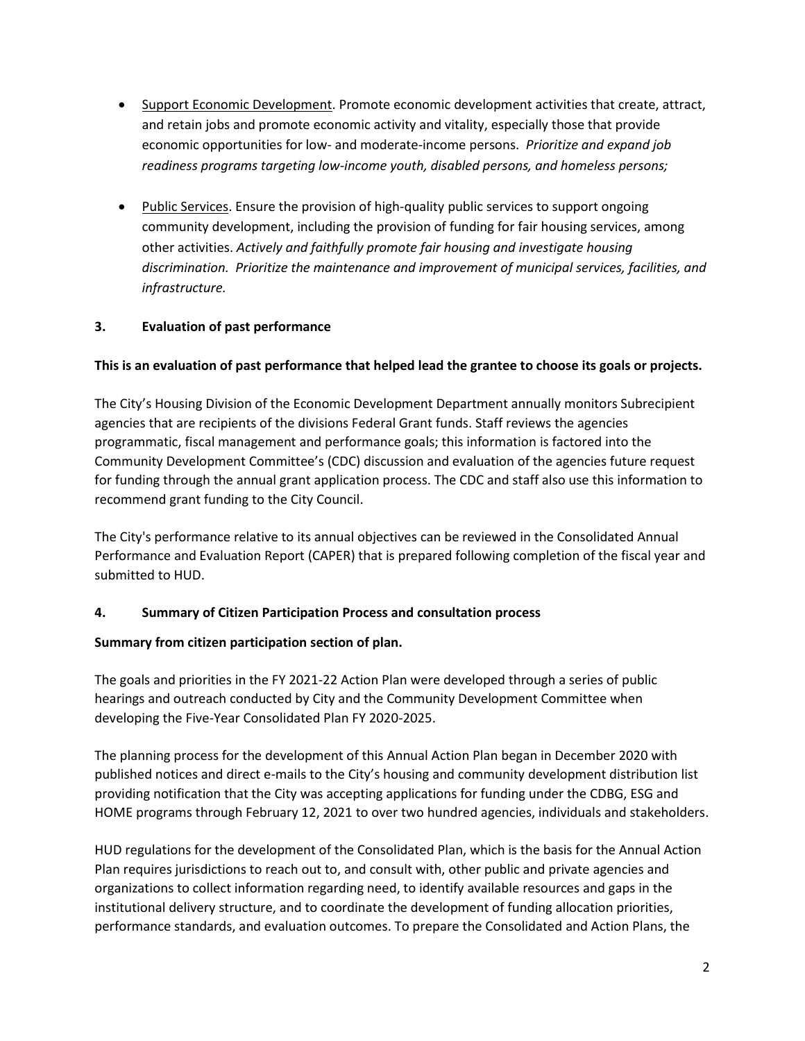- Support Economic Development. Promote economic development activities that create, attract, and retain jobs and promote economic activity and vitality, especially those that provide economic opportunities for low- and moderate-income persons. *Prioritize and expand job readiness programs targeting low-income youth, disabled persons, and homeless persons;*

- Public Services. Ensure the provision of high-quality public services to support ongoing community development, including the provision of funding for fair housing services, among other activities. *Actively and faithfully promote fair housing and investigate housing discrimination. Prioritize the maintenance and improvement of municipal services, facilities, and infrastructure.*

## 3. Evaluation of past performance

**This is an evaluation of past performance that helped lead the grantee to choose its goals or projects.**

The City's Housing Division of the Economic Development Department annually monitors Subrecipient agencies that are recipients of the divisions Federal Grant funds. Staff reviews the agencies programmatic, fiscal management and performance goals; this information is factored into the Community Development Committee's (CDC) discussion and evaluation of the agencies future request for funding through the annual grant application process. The CDC and staff also use this information to recommend grant funding to the City Council.

The City's performance relative to its annual objectives can be reviewed in the Consolidated Annual Performance and Evaluation Report (CAPER) that is prepared following completion of the fiscal year and submitted to HUD.

## 4. Summary of Citizen Participation Process and consultation process

**Summary from citizen participation section of plan.**

The goals and priorities in the FY 2021-22 Action Plan were developed through a series of public hearings and outreach conducted by City and the Community Development Committee when developing the Five-Year Consolidated Plan FY 2020-2025.

The planning process for the development of this Annual Action Plan began in December 2020 with published notices and direct e-mails to the City's housing and community development distribution list providing notification that the City was accepting applications for funding under the CDBG, ESG and HOME programs through February 12, 2021 to over two hundred agencies, individuals and stakeholders.

HUD regulations for the development of the Consolidated Plan, which is the basis for the Annual Action Plan requires jurisdictions to reach out to, and consult with, other public and private agencies and organizations to collect information regarding need, to identify available resources and gaps in the institutional delivery structure, and to coordinate the development of funding allocation priorities, performance standards, and evaluation outcomes. To prepare the Consolidated and Action Plans, the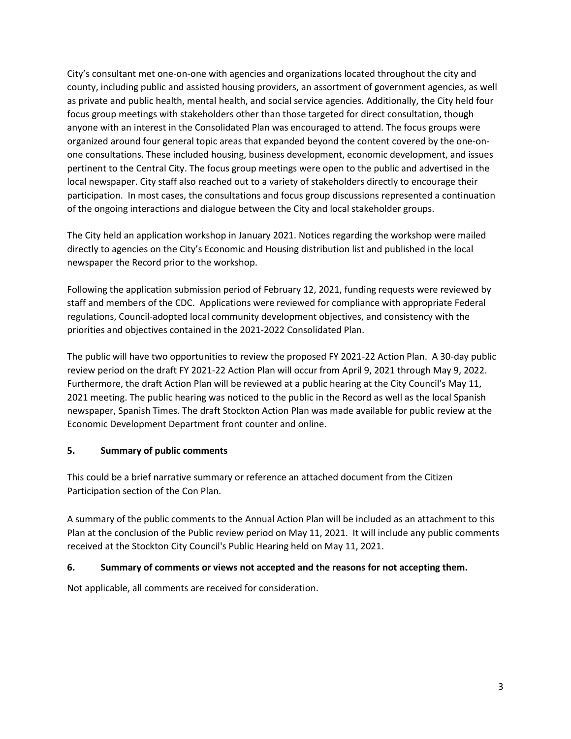City's consultant met one-on-one with agencies and organizations located throughout the city and county, including public and assisted housing providers, an assortment of government agencies, as well as private and public health, mental health, and social service agencies. Additionally, the City held four focus group meetings with stakeholders other than those targeted for direct consultation, though anyone with an interest in the Consolidated Plan was encouraged to attend. The focus groups were organized around four general topic areas that expanded beyond the content covered by the one-on-one consultations. These included housing, business development, economic development, and issues pertinent to the Central City. The focus group meetings were open to the public and advertised in the local newspaper. City staff also reached out to a variety of stakeholders directly to encourage their participation. In most cases, the consultations and focus group discussions represented a continuation of the ongoing interactions and dialogue between the City and local stakeholder groups.

The City held an application workshop in January 2021. Notices regarding the workshop were mailed directly to agencies on the City's Economic and Housing distribution list and published in the local newspaper the Record prior to the workshop.

Following the application submission period of February 12, 2021, funding requests were reviewed by staff and members of the CDC. Applications were reviewed for compliance with appropriate Federal regulations, Council-adopted local community development objectives, and consistency with the priorities and objectives contained in the 2021-2022 Consolidated Plan.

The public will have two opportunities to review the proposed FY 2021-22 Action Plan. A 30-day public review period on the draft FY 2021-22 Action Plan will occur from April 9, 2021 through May 9, 2022. Furthermore, the draft Action Plan will be reviewed at a public hearing at the City Council's May 11, 2021 meeting. The public hearing was noticed to the public in the Record as well as the local Spanish newspaper, Spanish Times. The draft Stockton Action Plan was made available for public review at the Economic Development Department front counter and online.

**5. Summary of public comments**

This could be a brief narrative summary or reference an attached document from the Citizen Participation section of the Con Plan.

A summary of the public comments to the Annual Action Plan will be included as an attachment to this Plan at the conclusion of the Public review period on May 11, 2021. It will include any public comments received at the Stockton City Council's Public Hearing held on May 11, 2021.

**6. Summary of comments or views not accepted and the reasons for not accepting them.**

Not applicable, all comments are received for consideration.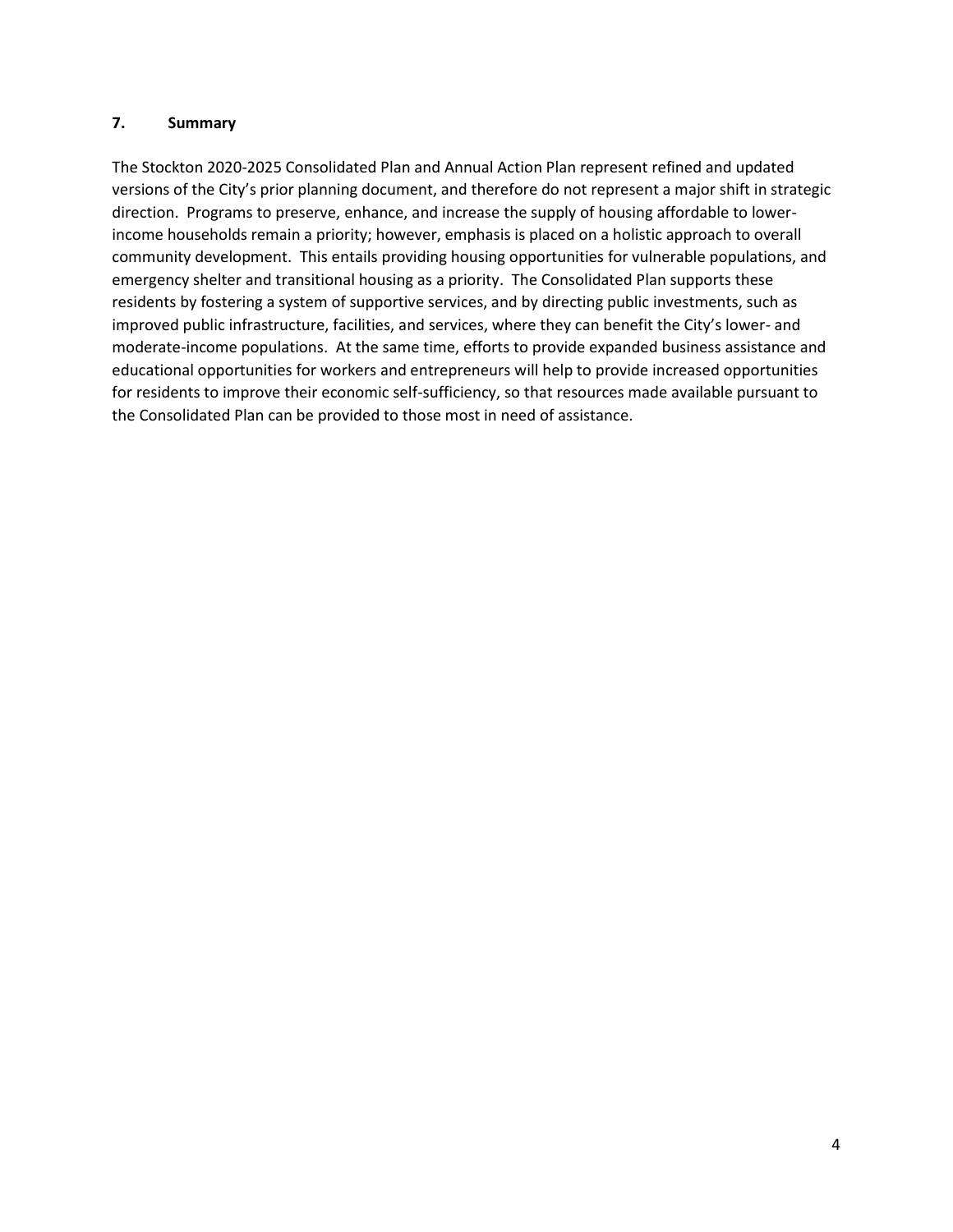### 7. Summary

The Stockton 2020-2025 Consolidated Plan and Annual Action Plan represent refined and updated versions of the City's prior planning document, and therefore do not represent a major shift in strategic direction. Programs to preserve, enhance, and increase the supply of housing affordable to lower-income households remain a priority; however, emphasis is placed on a holistic approach to overall community development. This entails providing housing opportunities for vulnerable populations, and emergency shelter and transitional housing as a priority. The Consolidated Plan supports these residents by fostering a system of supportive services, and by directing public investments, such as improved public infrastructure, facilities, and services, where they can benefit the City's lower- and moderate-income populations. At the same time, efforts to provide expanded business assistance and educational opportunities for workers and entrepreneurs will help to provide increased opportunities for residents to improve their economic self-sufficiency, so that resources made available pursuant to the Consolidated Plan can be provided to those most in need of assistance.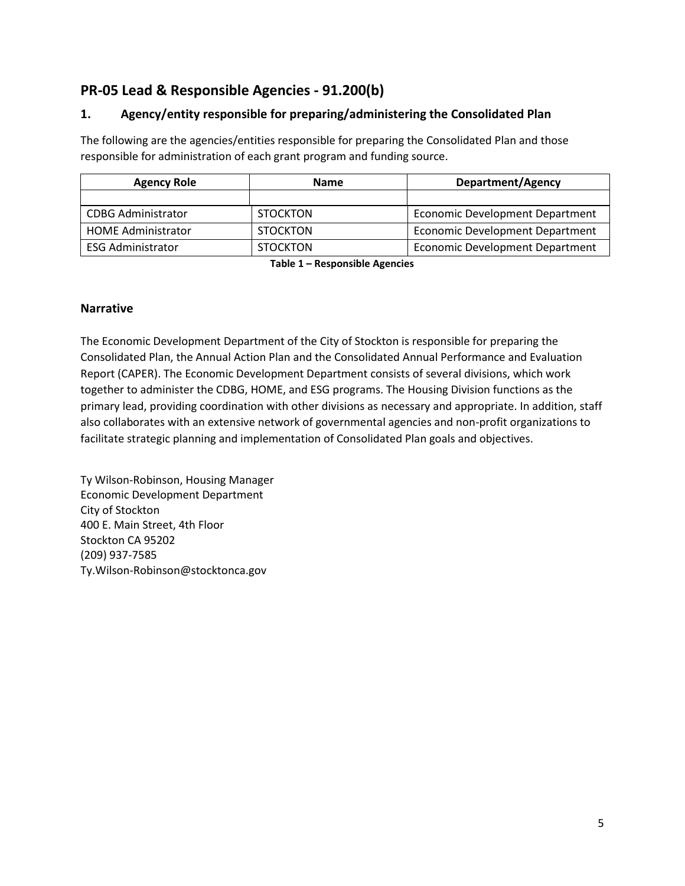## PR-05 Lead & Responsible Agencies - 91.200(b)

### 1. Agency/entity responsible for preparing/administering the Consolidated Plan

The following are the agencies/entities responsible for preparing the Consolidated Plan and those responsible for administration of each grant program and funding source.

| Agency Role | Name | Department/Agency |
|---|---|---|
| | | |
| CDBG Administrator | STOCKTON | Economic Development Department |
| HOME Administrator | STOCKTON | Economic Development Department |
| ESG Administrator | STOCKTON | Economic Development Department |

**Table 1 – Responsible Agencies**

### Narrative

The Economic Development Department of the City of Stockton is responsible for preparing the Consolidated Plan, the Annual Action Plan and the Consolidated Annual Performance and Evaluation Report (CAPER). The Economic Development Department consists of several divisions, which work together to administer the CDBG, HOME, and ESG programs. The Housing Division functions as the primary lead, providing coordination with other divisions as necessary and appropriate. In addition, staff also collaborates with an extensive network of governmental agencies and non-profit organizations to facilitate strategic planning and implementation of Consolidated Plan goals and objectives.

Ty Wilson-Robinson, Housing Manager  
Economic Development Department  
City of Stockton  
400 E. Main Street, 4th Floor  
Stockton CA 95202  
(209) 937-7585  
Ty.Wilson-Robinson@stocktonca.gov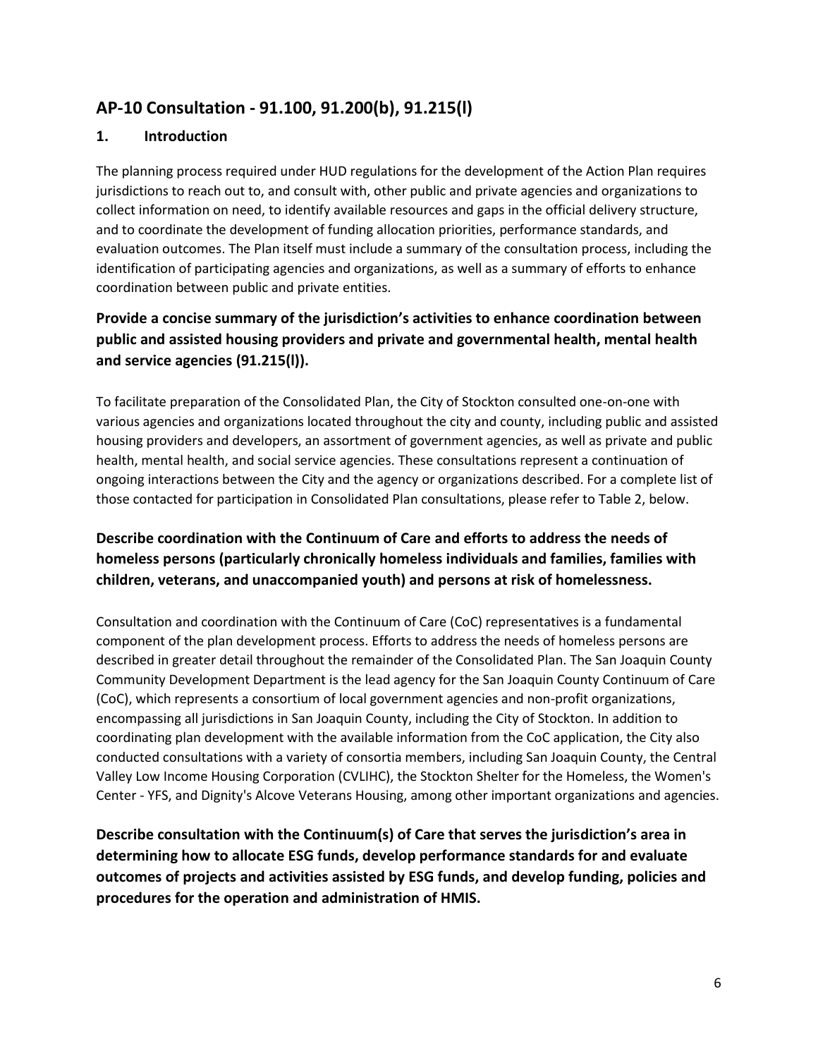## AP-10 Consultation - 91.100, 91.200(b), 91.215(l)

### 1. Introduction

The planning process required under HUD regulations for the development of the Action Plan requires jurisdictions to reach out to, and consult with, other public and private agencies and organizations to collect information on need, to identify available resources and gaps in the official delivery structure, and to coordinate the development of funding allocation priorities, performance standards, and evaluation outcomes. The Plan itself must include a summary of the consultation process, including the identification of participating agencies and organizations, as well as a summary of efforts to enhance coordination between public and private entities.

### Provide a concise summary of the jurisdiction's activities to enhance coordination between public and assisted housing providers and private and governmental health, mental health and service agencies (91.215(l)).

To facilitate preparation of the Consolidated Plan, the City of Stockton consulted one-on-one with various agencies and organizations located throughout the city and county, including public and assisted housing providers and developers, an assortment of government agencies, as well as private and public health, mental health, and social service agencies. These consultations represent a continuation of ongoing interactions between the City and the agency or organizations described. For a complete list of those contacted for participation in Consolidated Plan consultations, please refer to Table 2, below.

### Describe coordination with the Continuum of Care and efforts to address the needs of homeless persons (particularly chronically homeless individuals and families, families with children, veterans, and unaccompanied youth) and persons at risk of homelessness.

Consultation and coordination with the Continuum of Care (CoC) representatives is a fundamental component of the plan development process. Efforts to address the needs of homeless persons are described in greater detail throughout the remainder of the Consolidated Plan. The San Joaquin County Community Development Department is the lead agency for the San Joaquin County Continuum of Care (CoC), which represents a consortium of local government agencies and non-profit organizations, encompassing all jurisdictions in San Joaquin County, including the City of Stockton. In addition to coordinating plan development with the available information from the CoC application, the City also conducted consultations with a variety of consortia members, including San Joaquin County, the Central Valley Low Income Housing Corporation (CVLIHC), the Stockton Shelter for the Homeless, the Women's Center - YFS, and Dignity's Alcove Veterans Housing, among other important organizations and agencies.

### Describe consultation with the Continuum(s) of Care that serves the jurisdiction's area in determining how to allocate ESG funds, develop performance standards for and evaluate outcomes of projects and activities assisted by ESG funds, and develop funding, policies and procedures for the operation and administration of HMIS.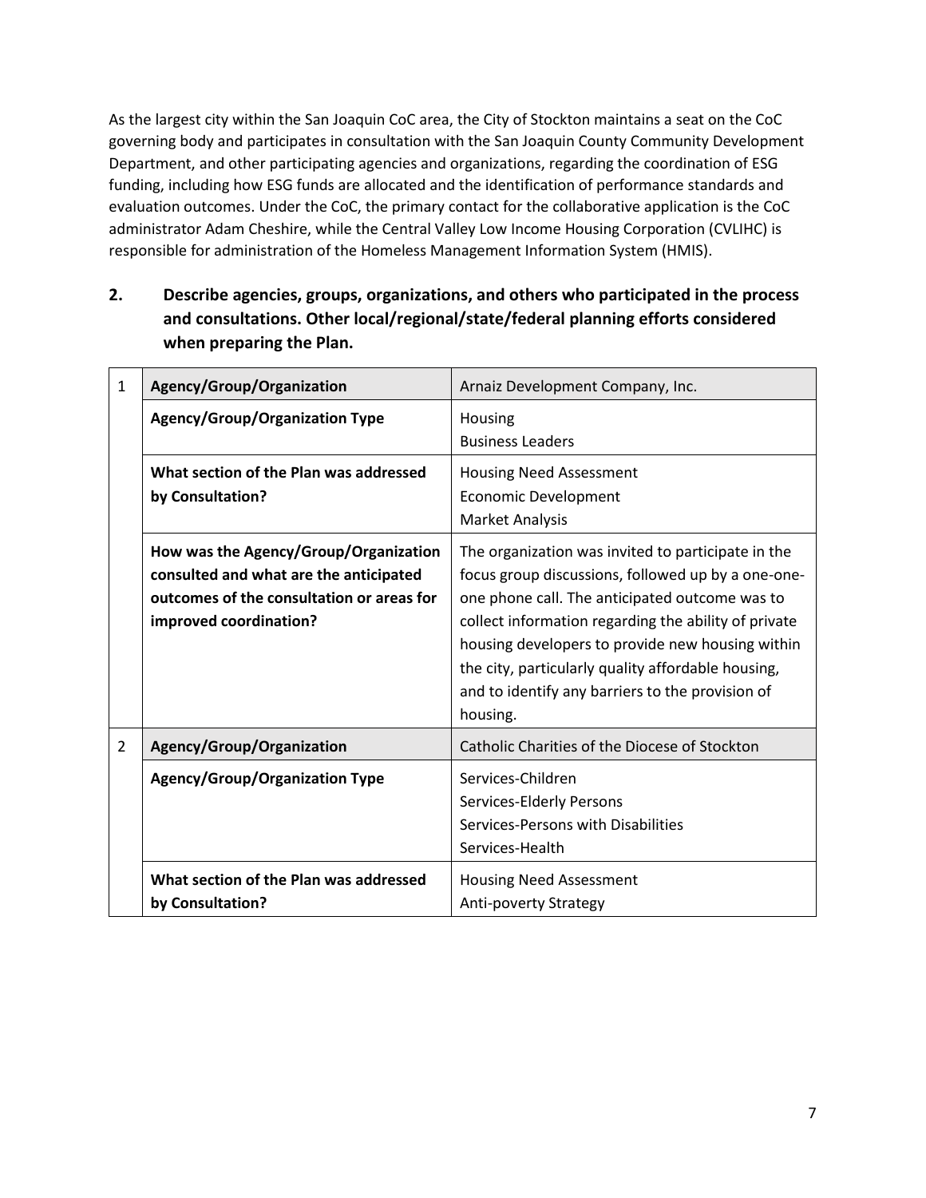As the largest city within the San Joaquin CoC area, the City of Stockton maintains a seat on the CoC governing body and participates in consultation with the San Joaquin County Community Development Department, and other participating agencies and organizations, regarding the coordination of ESG funding, including how ESG funds are allocated and the identification of performance standards and evaluation outcomes. Under the CoC, the primary contact for the collaborative application is the CoC administrator Adam Cheshire, while the Central Valley Low Income Housing Corporation (CVLIHC) is responsible for administration of the Homeless Management Information System (HMIS).

## 2. Describe agencies, groups, organizations, and others who participated in the process and consultations. Other local/regional/state/federal planning efforts considered when preparing the Plan.

| | | |
|---|---|---|
| 1 | **Agency/Group/Organization** | Arnaiz Development Company, Inc. |
| | **Agency/Group/Organization Type** | Housing<br>Business Leaders |
| | **What section of the Plan was addressed by Consultation?** | Housing Need Assessment<br>Economic Development<br>Market Analysis |
| | **How was the Agency/Group/Organization consulted and what are the anticipated outcomes of the consultation or areas for improved coordination?** | The organization was invited to participate in the focus group discussions, followed up by a one-one-one phone call. The anticipated outcome was to collect information regarding the ability of private housing developers to provide new housing within the city, particularly quality affordable housing, and to identify any barriers to the provision of housing. |
| 2 | **Agency/Group/Organization** | Catholic Charities of the Diocese of Stockton |
| | **Agency/Group/Organization Type** | Services-Children<br>Services-Elderly Persons<br>Services-Persons with Disabilities<br>Services-Health |
| | **What section of the Plan was addressed by Consultation?** | Housing Need Assessment<br>Anti-poverty Strategy |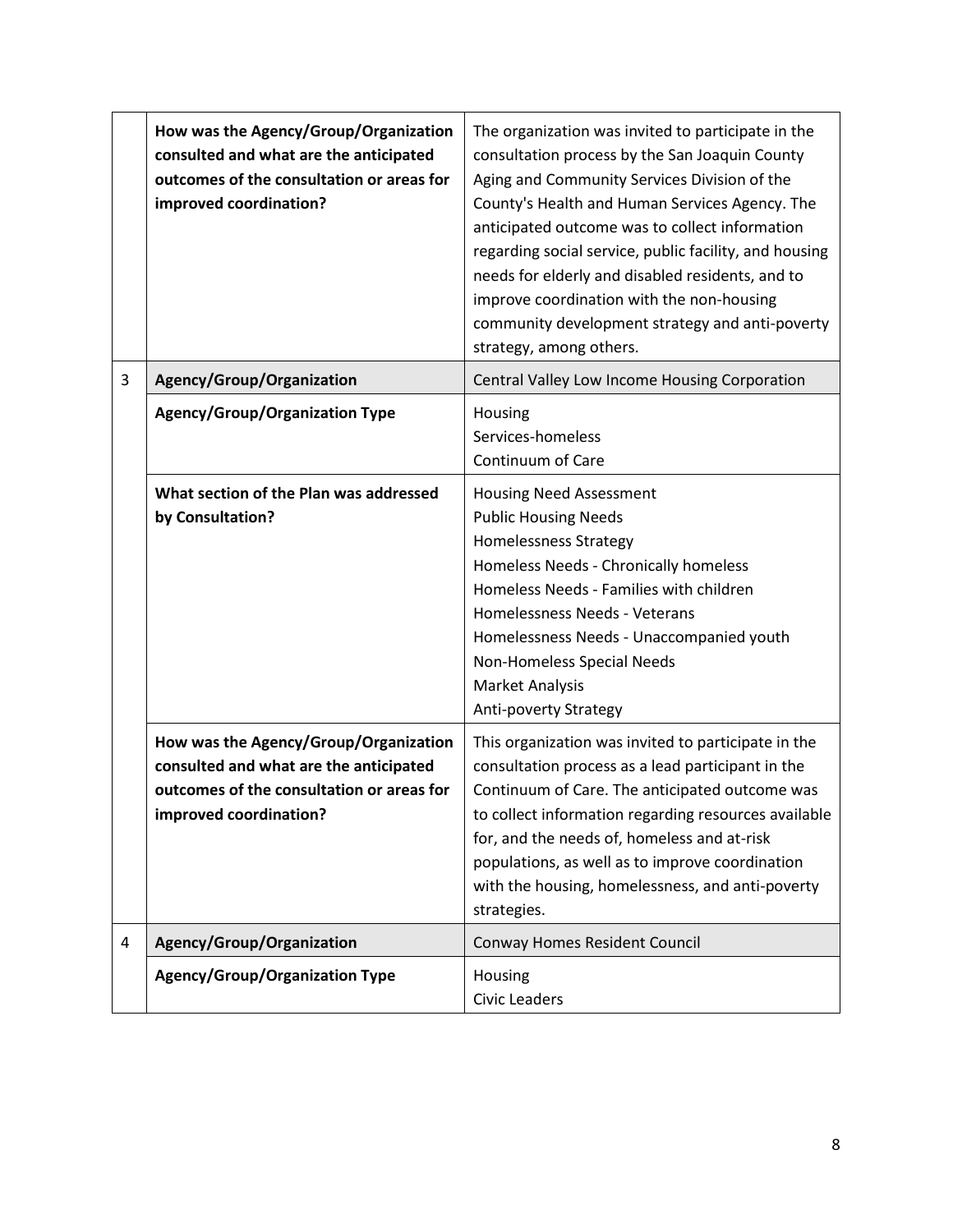| | | |
|---|---|---|
| | **How was the Agency/Group/Organization consulted and what are the anticipated outcomes of the consultation or areas for improved coordination?** | The organization was invited to participate in the consultation process by the San Joaquin County Aging and Community Services Division of the County's Health and Human Services Agency. The anticipated outcome was to collect information regarding social service, public facility, and housing needs for elderly and disabled residents, and to improve coordination with the non-housing community development strategy and anti-poverty strategy, among others. |
| 3 | **Agency/Group/Organization** | Central Valley Low Income Housing Corporation |
| | **Agency/Group/Organization Type** | Housing<br>Services-homeless<br>Continuum of Care |
| | **What section of the Plan was addressed by Consultation?** | Housing Need Assessment<br>Public Housing Needs<br>Homelessness Strategy<br>Homeless Needs - Chronically homeless<br>Homeless Needs - Families with children<br>Homelessness Needs - Veterans<br>Homelessness Needs - Unaccompanied youth<br>Non-Homeless Special Needs<br>Market Analysis<br>Anti-poverty Strategy |
| | **How was the Agency/Group/Organization consulted and what are the anticipated outcomes of the consultation or areas for improved coordination?** | This organization was invited to participate in the consultation process as a lead participant in the Continuum of Care. The anticipated outcome was to collect information regarding resources available for, and the needs of, homeless and at-risk populations, as well as to improve coordination with the housing, homelessness, and anti-poverty strategies. |
| 4 | **Agency/Group/Organization** | Conway Homes Resident Council |
| | **Agency/Group/Organization Type** | Housing<br>Civic Leaders |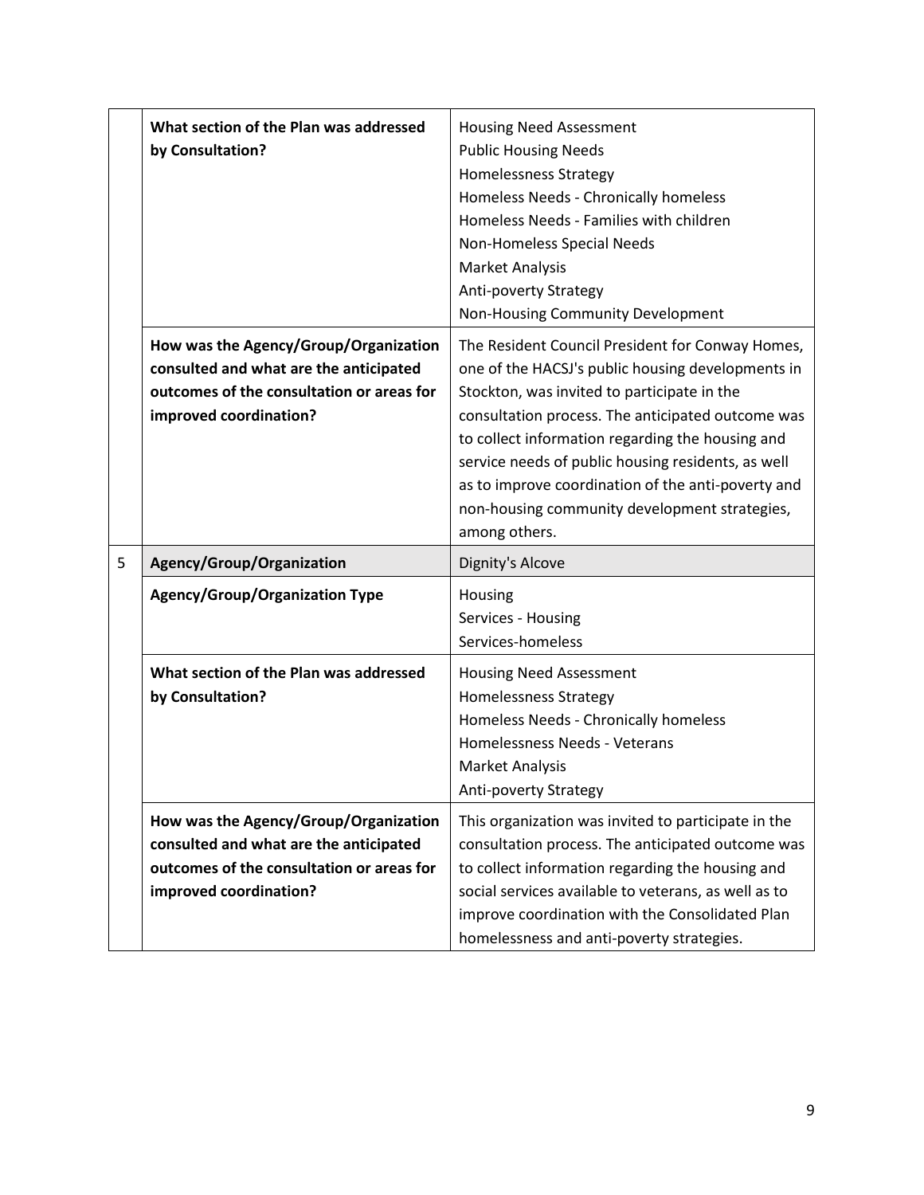| | | |
|---|---|---|
| | **What section of the Plan was addressed by Consultation?** | Housing Need Assessment<br>Public Housing Needs<br>Homelessness Strategy<br>Homeless Needs - Chronically homeless<br>Homeless Needs - Families with children<br>Non-Homeless Special Needs<br>Market Analysis<br>Anti-poverty Strategy<br>Non-Housing Community Development |
| | **How was the Agency/Group/Organization consulted and what are the anticipated outcomes of the consultation or areas for improved coordination?** | The Resident Council President for Conway Homes, one of the HACSJ's public housing developments in Stockton, was invited to participate in the consultation process. The anticipated outcome was to collect information regarding the housing and service needs of public housing residents, as well as to improve coordination of the anti-poverty and non-housing community development strategies, among others. |
| 5 | **Agency/Group/Organization** | Dignity's Alcove |
| | **Agency/Group/Organization Type** | Housing<br>Services - Housing<br>Services-homeless |
| | **What section of the Plan was addressed by Consultation?** | Housing Need Assessment<br>Homelessness Strategy<br>Homeless Needs - Chronically homeless<br>Homelessness Needs - Veterans<br>Market Analysis<br>Anti-poverty Strategy |
| | **How was the Agency/Group/Organization consulted and what are the anticipated outcomes of the consultation or areas for improved coordination?** | This organization was invited to participate in the consultation process. The anticipated outcome was to collect information regarding the housing and social services available to veterans, as well as to improve coordination with the Consolidated Plan homelessness and anti-poverty strategies. |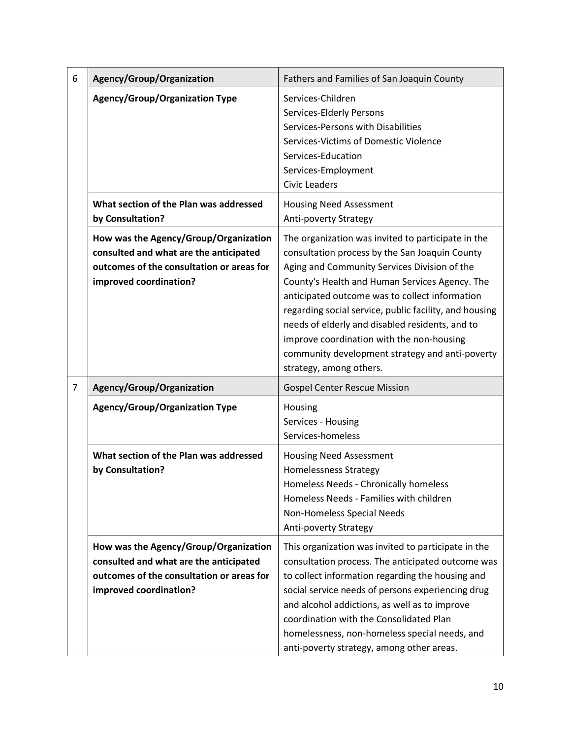| | | |
|---|---|---|
| 6 | **Agency/Group/Organization** | Fathers and Families of San Joaquin County |
| | **Agency/Group/Organization Type** | Services-Children<br>Services-Elderly Persons<br>Services-Persons with Disabilities<br>Services-Victims of Domestic Violence<br>Services-Education<br>Services-Employment<br>Civic Leaders |
| | **What section of the Plan was addressed by Consultation?** | Housing Need Assessment<br>Anti-poverty Strategy |
| | **How was the Agency/Group/Organization consulted and what are the anticipated outcomes of the consultation or areas for improved coordination?** | The organization was invited to participate in the consultation process by the San Joaquin County Aging and Community Services Division of the County's Health and Human Services Agency. The anticipated outcome was to collect information regarding social service, public facility, and housing needs of elderly and disabled residents, and to improve coordination with the non-housing community development strategy and anti-poverty strategy, among others. |
| 7 | **Agency/Group/Organization** | Gospel Center Rescue Mission |
| | **Agency/Group/Organization Type** | Housing<br>Services - Housing<br>Services-homeless |
| | **What section of the Plan was addressed by Consultation?** | Housing Need Assessment<br>Homelessness Strategy<br>Homeless Needs - Chronically homeless<br>Homeless Needs - Families with children<br>Non-Homeless Special Needs<br>Anti-poverty Strategy |
| | **How was the Agency/Group/Organization consulted and what are the anticipated outcomes of the consultation or areas for improved coordination?** | This organization was invited to participate in the consultation process. The anticipated outcome was to collect information regarding the housing and social service needs of persons experiencing drug and alcohol addictions, as well as to improve coordination with the Consolidated Plan homelessness, non-homeless special needs, and anti-poverty strategy, among other areas. |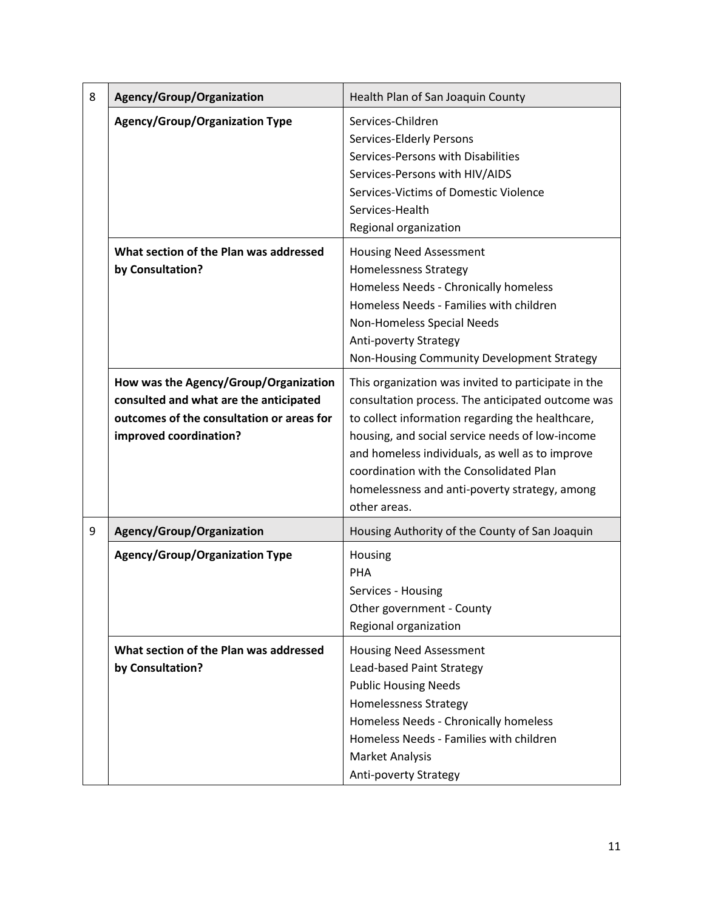| | | |
|---|---|---|
| 8 | **Agency/Group/Organization** | Health Plan of San Joaquin County |
| | **Agency/Group/Organization Type** | Services-Children<br>Services-Elderly Persons<br>Services-Persons with Disabilities<br>Services-Persons with HIV/AIDS<br>Services-Victims of Domestic Violence<br>Services-Health<br>Regional organization |
| | **What section of the Plan was addressed by Consultation?** | Housing Need Assessment<br>Homelessness Strategy<br>Homeless Needs - Chronically homeless<br>Homeless Needs - Families with children<br>Non-Homeless Special Needs<br>Anti-poverty Strategy<br>Non-Housing Community Development Strategy |
| | **How was the Agency/Group/Organization consulted and what are the anticipated outcomes of the consultation or areas for improved coordination?** | This organization was invited to participate in the consultation process. The anticipated outcome was to collect information regarding the healthcare, housing, and social service needs of low-income and homeless individuals, as well as to improve coordination with the Consolidated Plan homelessness and anti-poverty strategy, among other areas. |
| 9 | **Agency/Group/Organization** | Housing Authority of the County of San Joaquin |
| | **Agency/Group/Organization Type** | Housing<br>PHA<br>Services - Housing<br>Other government - County<br>Regional organization |
| | **What section of the Plan was addressed by Consultation?** | Housing Need Assessment<br>Lead-based Paint Strategy<br>Public Housing Needs<br>Homelessness Strategy<br>Homeless Needs - Chronically homeless<br>Homeless Needs - Families with children<br>Market Analysis<br>Anti-poverty Strategy |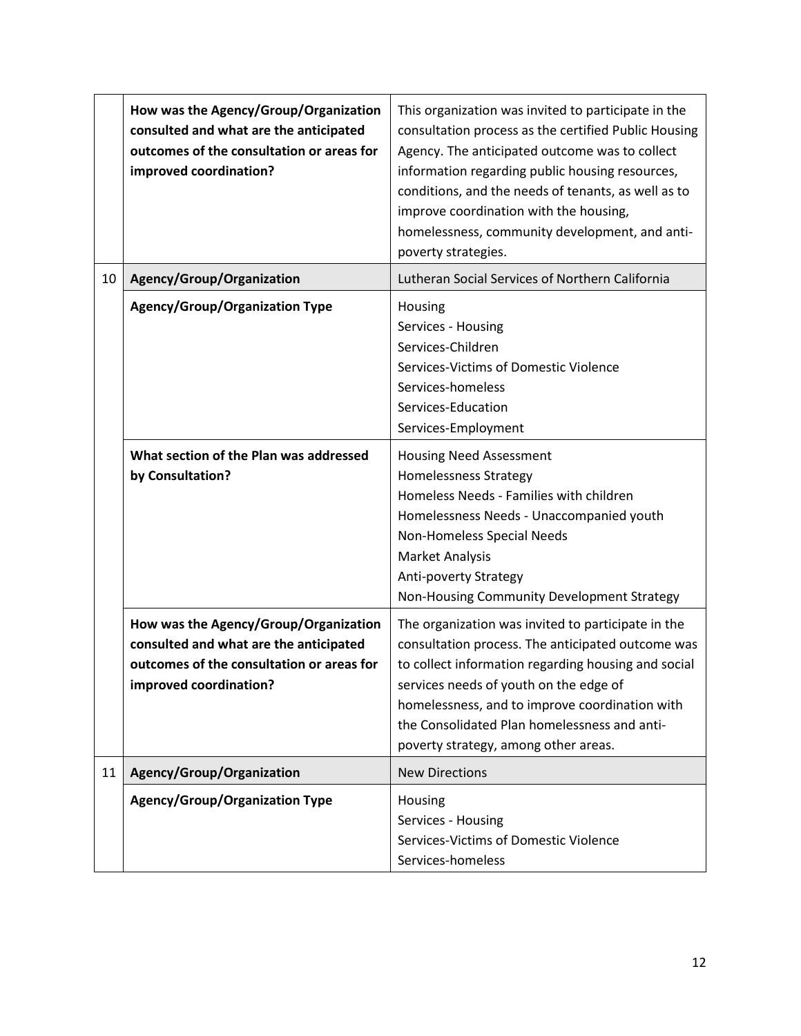| | | |
|---|---|---|
| | **How was the Agency/Group/Organization consulted and what are the anticipated outcomes of the consultation or areas for improved coordination?** | This organization was invited to participate in the consultation process as the certified Public Housing Agency. The anticipated outcome was to collect information regarding public housing resources, conditions, and the needs of tenants, as well as to improve coordination with the housing, homelessness, community development, and anti-poverty strategies. |
| 10 | **Agency/Group/Organization** | Lutheran Social Services of Northern California |
| | **Agency/Group/Organization Type** | Housing<br>Services - Housing<br>Services-Children<br>Services-Victims of Domestic Violence<br>Services-homeless<br>Services-Education<br>Services-Employment |
| | **What section of the Plan was addressed by Consultation?** | Housing Need Assessment<br>Homelessness Strategy<br>Homeless Needs - Families with children<br>Homelessness Needs - Unaccompanied youth<br>Non-Homeless Special Needs<br>Market Analysis<br>Anti-poverty Strategy<br>Non-Housing Community Development Strategy |
| | **How was the Agency/Group/Organization consulted and what are the anticipated outcomes of the consultation or areas for improved coordination?** | The organization was invited to participate in the consultation process. The anticipated outcome was to collect information regarding housing and social services needs of youth on the edge of homelessness, and to improve coordination with the Consolidated Plan homelessness and anti-poverty strategy, among other areas. |
| 11 | **Agency/Group/Organization** | New Directions |
| | **Agency/Group/Organization Type** | Housing<br>Services - Housing<br>Services-Victims of Domestic Violence<br>Services-homeless |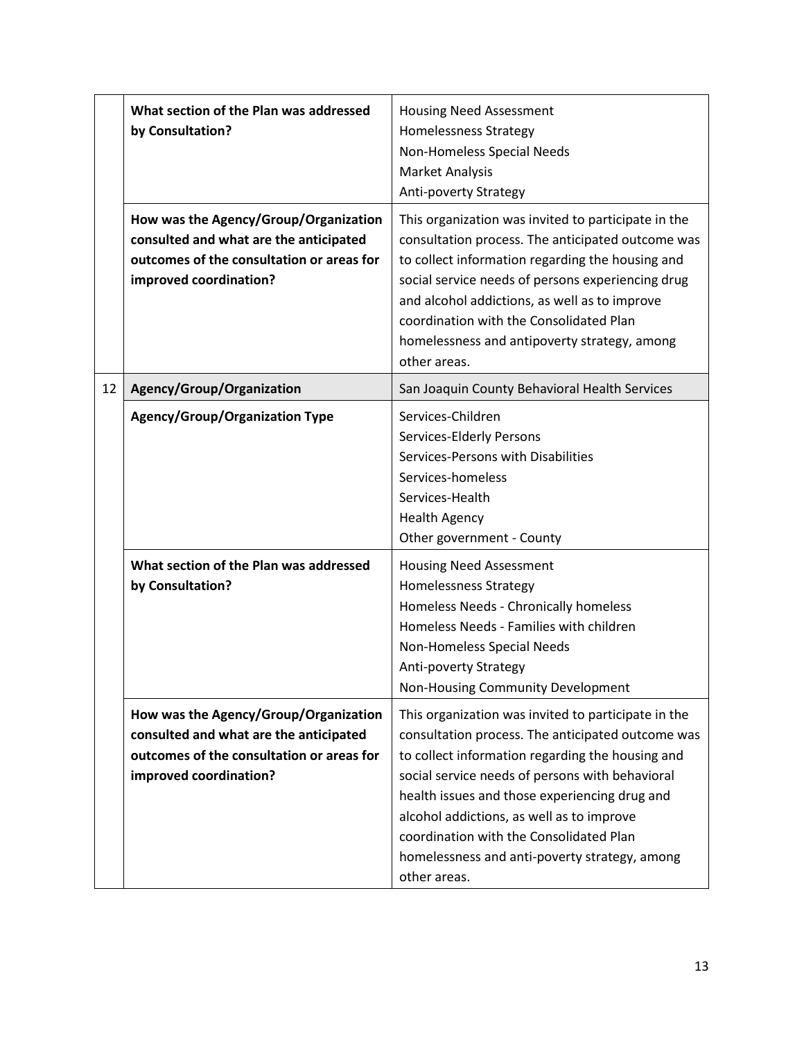| | | |
|---|---|---|
| | **What section of the Plan was addressed by Consultation?** | Housing Need Assessment<br>Homelessness Strategy<br>Non-Homeless Special Needs<br>Market Analysis<br>Anti-poverty Strategy |
| | **How was the Agency/Group/Organization consulted and what are the anticipated outcomes of the consultation or areas for improved coordination?** | This organization was invited to participate in the consultation process. The anticipated outcome was to collect information regarding the housing and social service needs of persons experiencing drug and alcohol addictions, as well as to improve coordination with the Consolidated Plan homelessness and antipoverty strategy, among other areas. |
| 12 | **Agency/Group/Organization** | San Joaquin County Behavioral Health Services |
| | **Agency/Group/Organization Type** | Services-Children<br>Services-Elderly Persons<br>Services-Persons with Disabilities<br>Services-homeless<br>Services-Health<br>Health Agency<br>Other government - County |
| | **What section of the Plan was addressed by Consultation?** | Housing Need Assessment<br>Homelessness Strategy<br>Homeless Needs - Chronically homeless<br>Homeless Needs - Families with children<br>Non-Homeless Special Needs<br>Anti-poverty Strategy<br>Non-Housing Community Development |
| | **How was the Agency/Group/Organization consulted and what are the anticipated outcomes of the consultation or areas for improved coordination?** | This organization was invited to participate in the consultation process. The anticipated outcome was to collect information regarding the housing and social service needs of persons with behavioral health issues and those experiencing drug and alcohol addictions, as well as to improve coordination with the Consolidated Plan homelessness and anti-poverty strategy, among other areas. |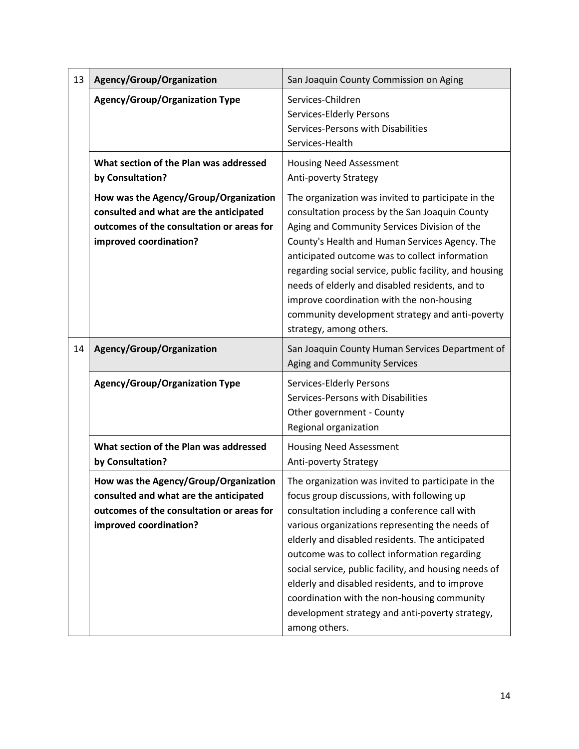| | | |
|---|---|---|
| 13 | **Agency/Group/Organization** | San Joaquin County Commission on Aging |
| | **Agency/Group/Organization Type** | Services-Children<br>Services-Elderly Persons<br>Services-Persons with Disabilities<br>Services-Health |
| | **What section of the Plan was addressed by Consultation?** | Housing Need Assessment<br>Anti-poverty Strategy |
| | **How was the Agency/Group/Organization consulted and what are the anticipated outcomes of the consultation or areas for improved coordination?** | The organization was invited to participate in the consultation process by the San Joaquin County Aging and Community Services Division of the County's Health and Human Services Agency. The anticipated outcome was to collect information regarding social service, public facility, and housing needs of elderly and disabled residents, and to improve coordination with the non-housing community development strategy and anti-poverty strategy, among others. |
| 14 | **Agency/Group/Organization** | San Joaquin County Human Services Department of Aging and Community Services |
| | **Agency/Group/Organization Type** | Services-Elderly Persons<br>Services-Persons with Disabilities<br>Other government - County<br>Regional organization |
| | **What section of the Plan was addressed by Consultation?** | Housing Need Assessment<br>Anti-poverty Strategy |
| | **How was the Agency/Group/Organization consulted and what are the anticipated outcomes of the consultation or areas for improved coordination?** | The organization was invited to participate in the focus group discussions, with following up consultation including a conference call with various organizations representing the needs of elderly and disabled residents. The anticipated outcome was to collect information regarding social service, public facility, and housing needs of elderly and disabled residents, and to improve coordination with the non-housing community development strategy and anti-poverty strategy, among others. |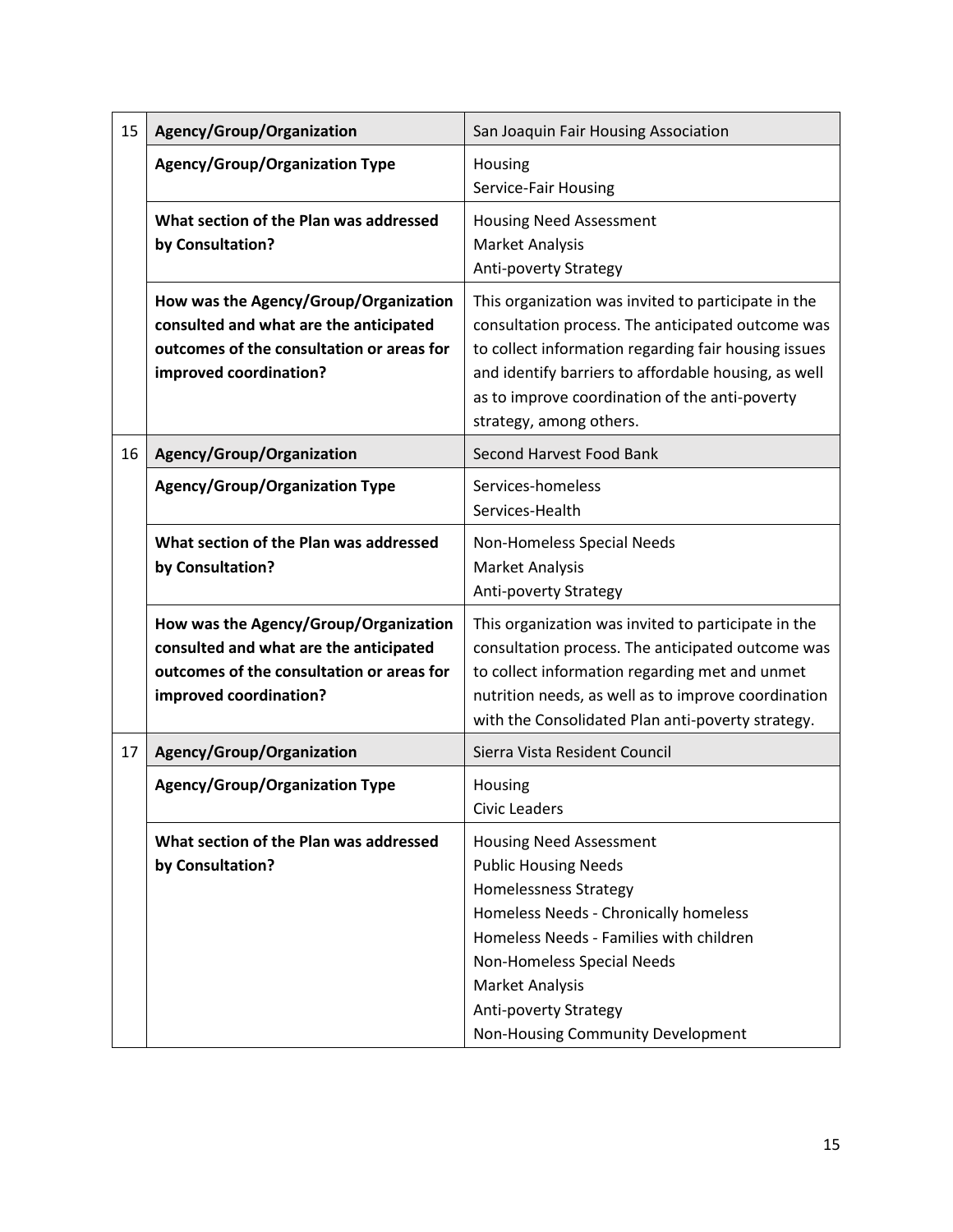| | | |
|---|---|---|
| 15 | **Agency/Group/Organization** | San Joaquin Fair Housing Association |
| | **Agency/Group/Organization Type** | Housing<br>Service-Fair Housing |
| | **What section of the Plan was addressed by Consultation?** | Housing Need Assessment<br>Market Analysis<br>Anti-poverty Strategy |
| | **How was the Agency/Group/Organization consulted and what are the anticipated outcomes of the consultation or areas for improved coordination?** | This organization was invited to participate in the consultation process. The anticipated outcome was to collect information regarding fair housing issues and identify barriers to affordable housing, as well as to improve coordination of the anti-poverty strategy, among others. |
| 16 | **Agency/Group/Organization** | Second Harvest Food Bank |
| | **Agency/Group/Organization Type** | Services-homeless<br>Services-Health |
| | **What section of the Plan was addressed by Consultation?** | Non-Homeless Special Needs<br>Market Analysis<br>Anti-poverty Strategy |
| | **How was the Agency/Group/Organization consulted and what are the anticipated outcomes of the consultation or areas for improved coordination?** | This organization was invited to participate in the consultation process. The anticipated outcome was to collect information regarding met and unmet nutrition needs, as well as to improve coordination with the Consolidated Plan anti-poverty strategy. |
| 17 | **Agency/Group/Organization** | Sierra Vista Resident Council |
| | **Agency/Group/Organization Type** | Housing<br>Civic Leaders |
| | **What section of the Plan was addressed by Consultation?** | Housing Need Assessment<br>Public Housing Needs<br>Homelessness Strategy<br>Homeless Needs - Chronically homeless<br>Homeless Needs - Families with children<br>Non-Homeless Special Needs<br>Market Analysis<br>Anti-poverty Strategy<br>Non-Housing Community Development |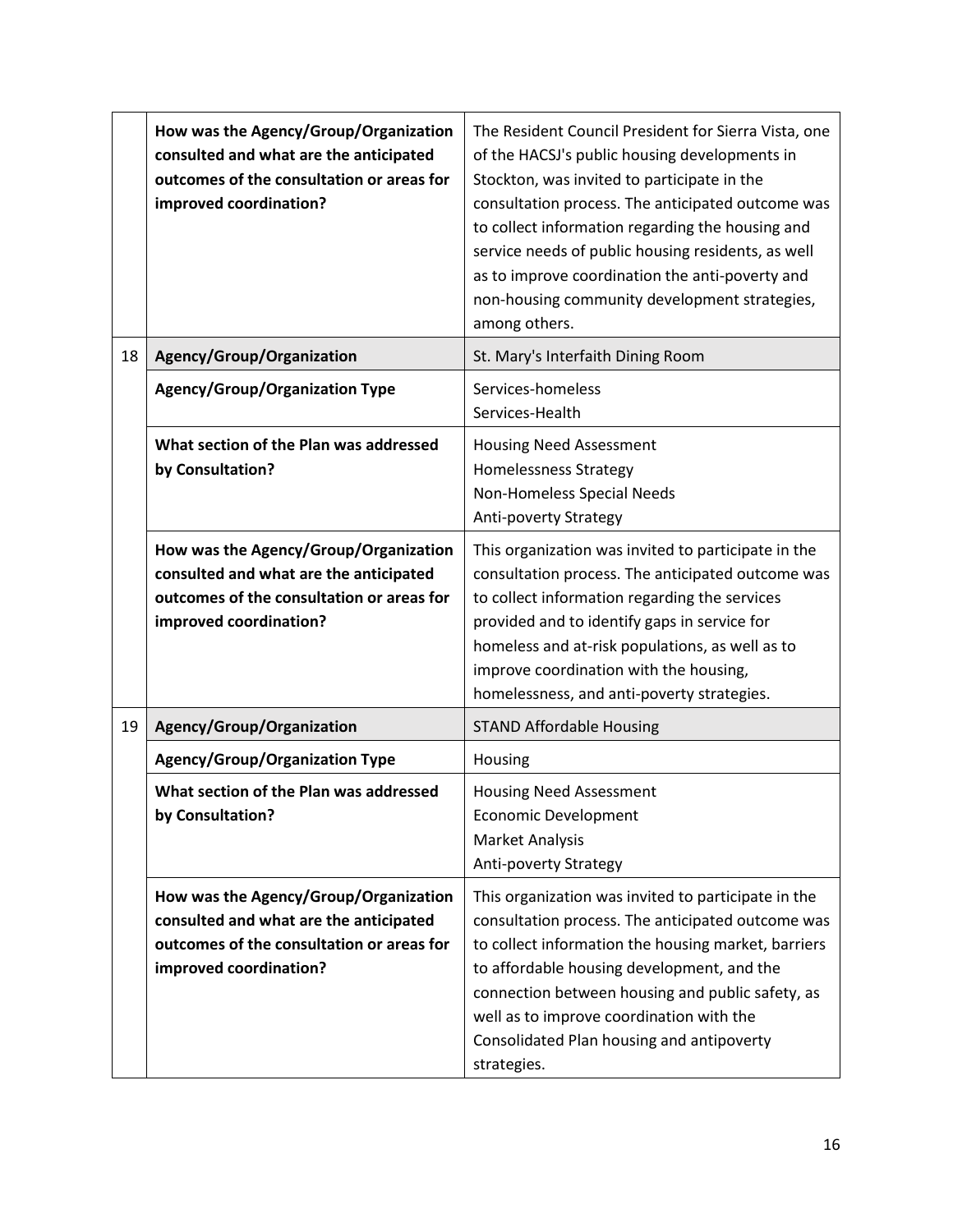| | | |
|---|---|---|
| | **How was the Agency/Group/Organization consulted and what are the anticipated outcomes of the consultation or areas for improved coordination?** | The Resident Council President for Sierra Vista, one of the HACSJ's public housing developments in Stockton, was invited to participate in the consultation process. The anticipated outcome was to collect information regarding the housing and service needs of public housing residents, as well as to improve coordination the anti-poverty and non-housing community development strategies, among others. |
| 18 | **Agency/Group/Organization** | St. Mary's Interfaith Dining Room |
| | **Agency/Group/Organization Type** | Services-homeless<br>Services-Health |
| | **What section of the Plan was addressed by Consultation?** | Housing Need Assessment<br>Homelessness Strategy<br>Non-Homeless Special Needs<br>Anti-poverty Strategy |
| | **How was the Agency/Group/Organization consulted and what are the anticipated outcomes of the consultation or areas for improved coordination?** | This organization was invited to participate in the consultation process. The anticipated outcome was to collect information regarding the services provided and to identify gaps in service for homeless and at-risk populations, as well as to improve coordination with the housing, homelessness, and anti-poverty strategies. |
| 19 | **Agency/Group/Organization** | STAND Affordable Housing |
| | **Agency/Group/Organization Type** | Housing |
| | **What section of the Plan was addressed by Consultation?** | Housing Need Assessment<br>Economic Development<br>Market Analysis<br>Anti-poverty Strategy |
| | **How was the Agency/Group/Organization consulted and what are the anticipated outcomes of the consultation or areas for improved coordination?** | This organization was invited to participate in the consultation process. The anticipated outcome was to collect information the housing market, barriers to affordable housing development, and the connection between housing and public safety, as well as to improve coordination with the Consolidated Plan housing and antipoverty strategies. |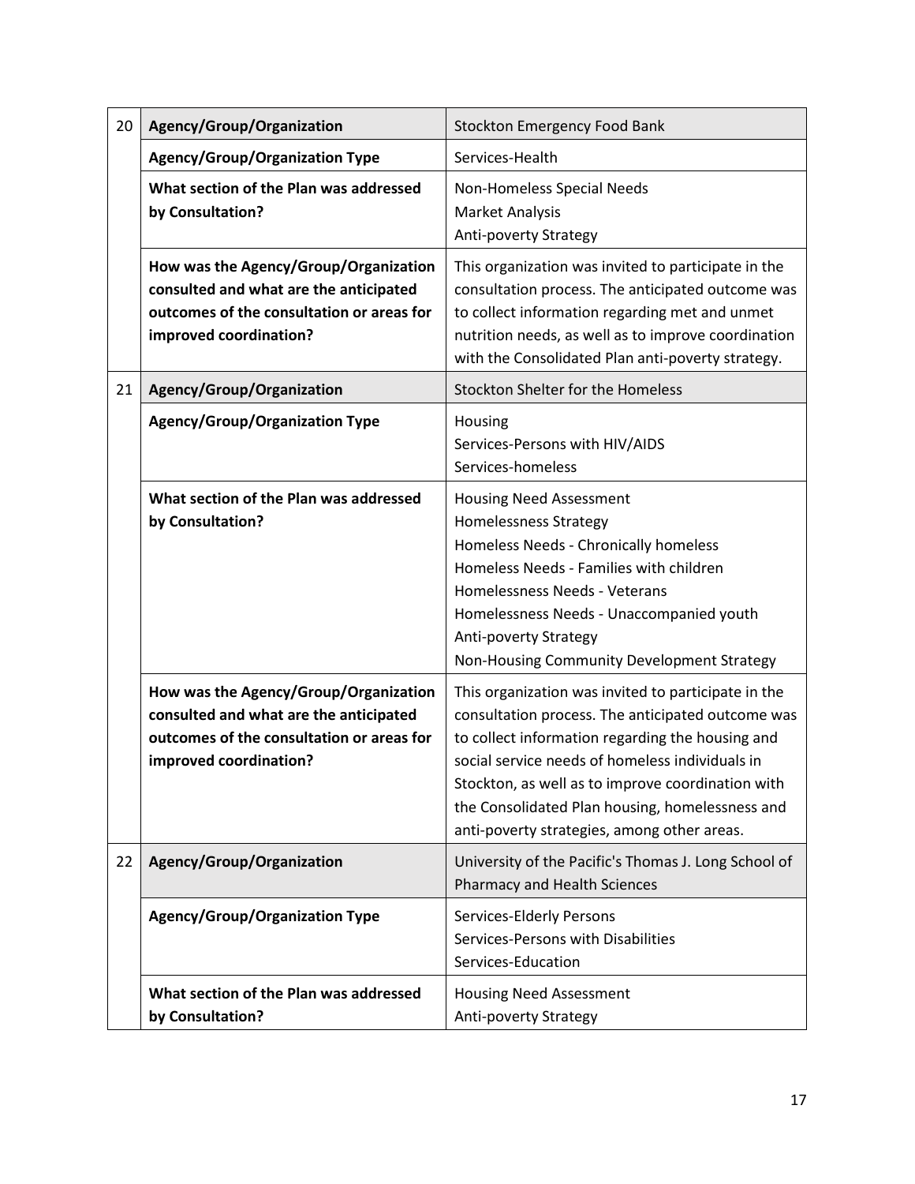| | | |
|---|---|---|
| 20 | **Agency/Group/Organization** | Stockton Emergency Food Bank |
| | **Agency/Group/Organization Type** | Services-Health |
| | **What section of the Plan was addressed by Consultation?** | Non-Homeless Special Needs<br>Market Analysis<br>Anti-poverty Strategy |
| | **How was the Agency/Group/Organization consulted and what are the anticipated outcomes of the consultation or areas for improved coordination?** | This organization was invited to participate in the consultation process. The anticipated outcome was to collect information regarding met and unmet nutrition needs, as well as to improve coordination with the Consolidated Plan anti-poverty strategy. |
| 21 | **Agency/Group/Organization** | Stockton Shelter for the Homeless |
| | **Agency/Group/Organization Type** | Housing<br>Services-Persons with HIV/AIDS<br>Services-homeless |
| | **What section of the Plan was addressed by Consultation?** | Housing Need Assessment<br>Homelessness Strategy<br>Homeless Needs - Chronically homeless<br>Homeless Needs - Families with children<br>Homelessness Needs - Veterans<br>Homelessness Needs - Unaccompanied youth<br>Anti-poverty Strategy<br>Non-Housing Community Development Strategy |
| | **How was the Agency/Group/Organization consulted and what are the anticipated outcomes of the consultation or areas for improved coordination?** | This organization was invited to participate in the consultation process. The anticipated outcome was to collect information regarding the housing and social service needs of homeless individuals in Stockton, as well as to improve coordination with the Consolidated Plan housing, homelessness and anti-poverty strategies, among other areas. |
| 22 | **Agency/Group/Organization** | University of the Pacific's Thomas J. Long School of Pharmacy and Health Sciences |
| | **Agency/Group/Organization Type** | Services-Elderly Persons<br>Services-Persons with Disabilities<br>Services-Education |
| | **What section of the Plan was addressed by Consultation?** | Housing Need Assessment<br>Anti-poverty Strategy |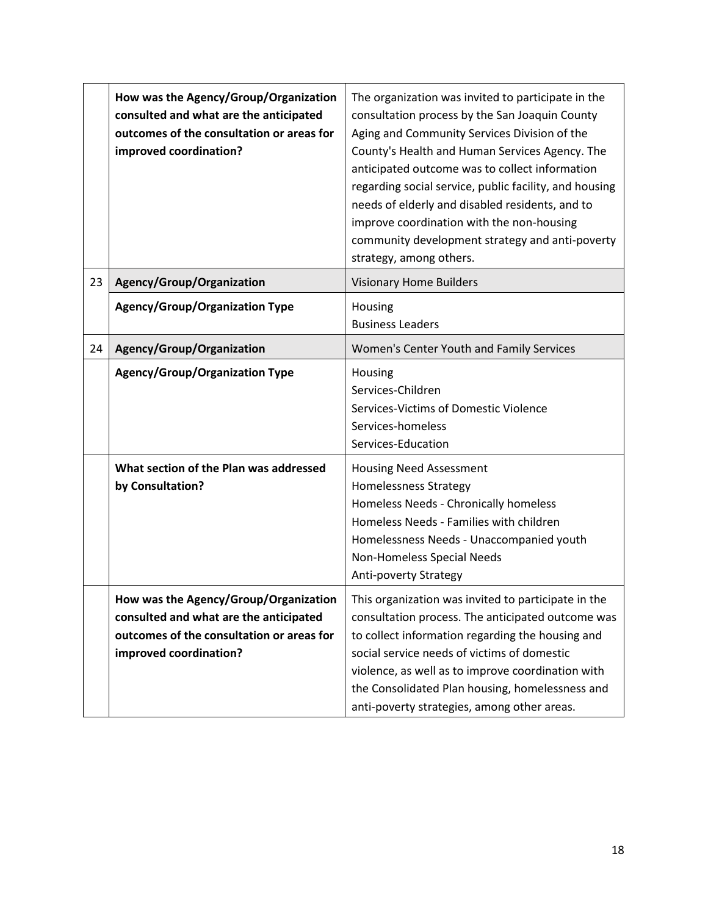|  |  |  |
| --- | --- | --- |
|  | **How was the Agency/Group/Organization consulted and what are the anticipated outcomes of the consultation or areas for improved coordination?** | The organization was invited to participate in the consultation process by the San Joaquin County Aging and Community Services Division of the County's Health and Human Services Agency. The anticipated outcome was to collect information regarding social service, public facility, and housing needs of elderly and disabled residents, and to improve coordination with the non-housing community development strategy and anti-poverty strategy, among others. |
| 23 | **Agency/Group/Organization** | Visionary Home Builders |
|  | **Agency/Group/Organization Type** | Housing<br>Business Leaders |
| 24 | **Agency/Group/Organization** | Women's Center Youth and Family Services |
|  | **Agency/Group/Organization Type** | Housing<br>Services-Children<br>Services-Victims of Domestic Violence<br>Services-homeless<br>Services-Education |
|  | **What section of the Plan was addressed by Consultation?** | Housing Need Assessment<br>Homelessness Strategy<br>Homeless Needs - Chronically homeless<br>Homeless Needs - Families with children<br>Homelessness Needs - Unaccompanied youth<br>Non-Homeless Special Needs<br>Anti-poverty Strategy |
|  | **How was the Agency/Group/Organization consulted and what are the anticipated outcomes of the consultation or areas for improved coordination?** | This organization was invited to participate in the consultation process. The anticipated outcome was to collect information regarding the housing and social service needs of victims of domestic violence, as well as to improve coordination with the Consolidated Plan housing, homelessness and anti-poverty strategies, among other areas. |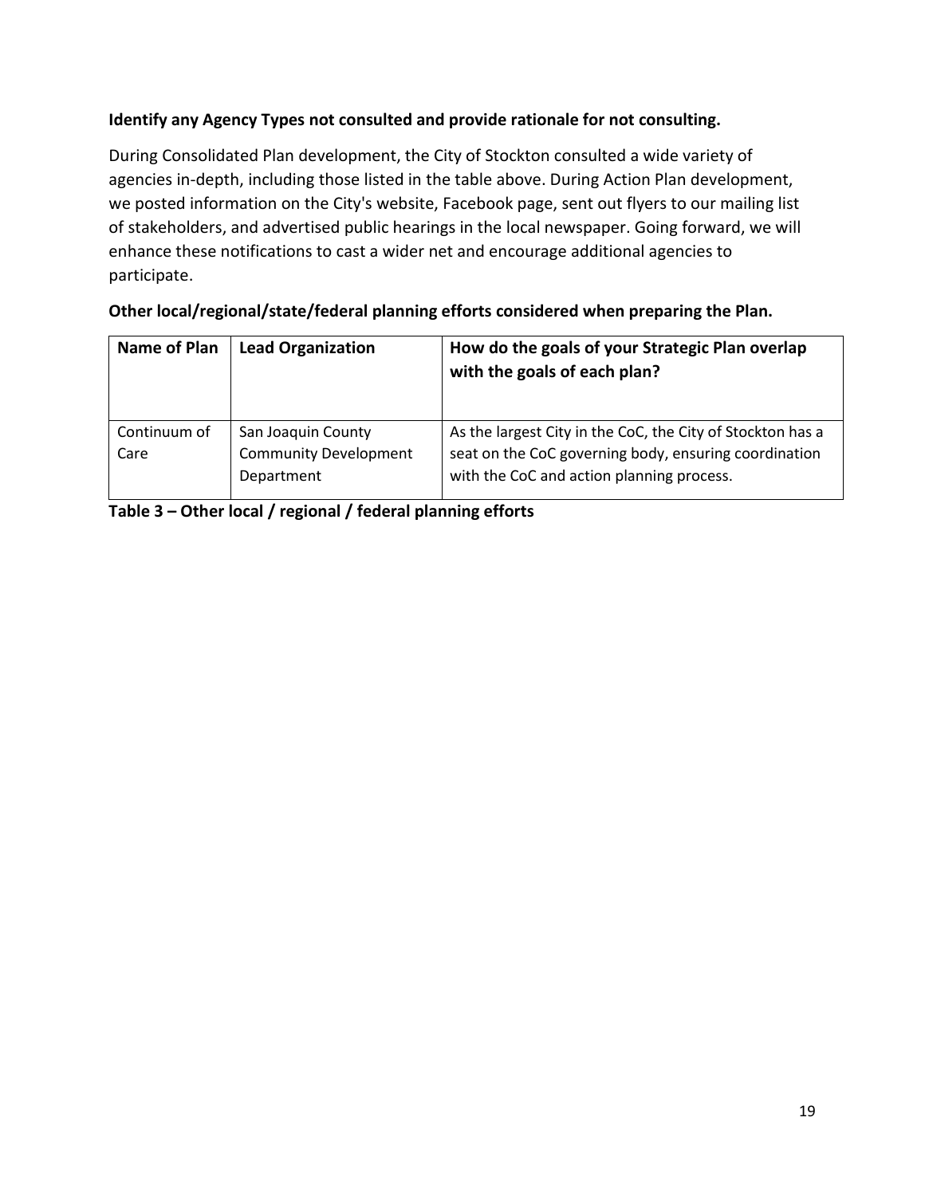**Identify any Agency Types not consulted and provide rationale for not consulting.**

During Consolidated Plan development, the City of Stockton consulted a wide variety of agencies in-depth, including those listed in the table above. During Action Plan development, we posted information on the City's website, Facebook page, sent out flyers to our mailing list of stakeholders, and advertised public hearings in the local newspaper. Going forward, we will enhance these notifications to cast a wider net and encourage additional agencies to participate.

**Other local/regional/state/federal planning efforts considered when preparing the Plan.**

| Name of Plan | Lead Organization | How do the goals of your Strategic Plan overlap with the goals of each plan? |
|---|---|---|
| Continuum of Care | San Joaquin County Community Development Department | As the largest City in the CoC, the City of Stockton has a seat on the CoC governing body, ensuring coordination with the CoC and action planning process. |

**Table 3 – Other local / regional / federal planning efforts**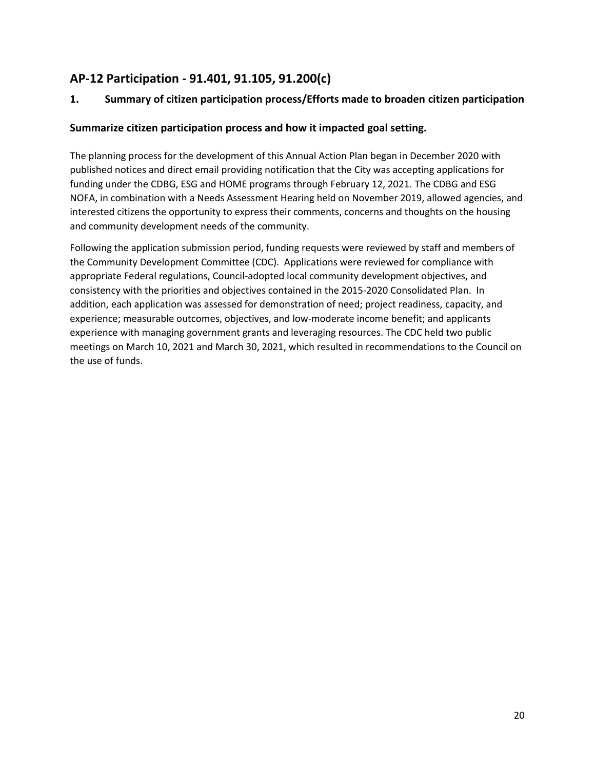## AP-12 Participation - 91.401, 91.105, 91.200(c)

### 1. Summary of citizen participation process/Efforts made to broaden citizen participation

### Summarize citizen participation process and how it impacted goal setting.

The planning process for the development of this Annual Action Plan began in December 2020 with published notices and direct email providing notification that the City was accepting applications for funding under the CDBG, ESG and HOME programs through February 12, 2021. The CDBG and ESG NOFA, in combination with a Needs Assessment Hearing held on November 2019, allowed agencies, and interested citizens the opportunity to express their comments, concerns and thoughts on the housing and community development needs of the community.

Following the application submission period, funding requests were reviewed by staff and members of the Community Development Committee (CDC). Applications were reviewed for compliance with appropriate Federal regulations, Council-adopted local community development objectives, and consistency with the priorities and objectives contained in the 2015-2020 Consolidated Plan. In addition, each application was assessed for demonstration of need; project readiness, capacity, and experience; measurable outcomes, objectives, and low-moderate income benefit; and applicants experience with managing government grants and leveraging resources. The CDC held two public meetings on March 10, 2021 and March 30, 2021, which resulted in recommendations to the Council on the use of funds.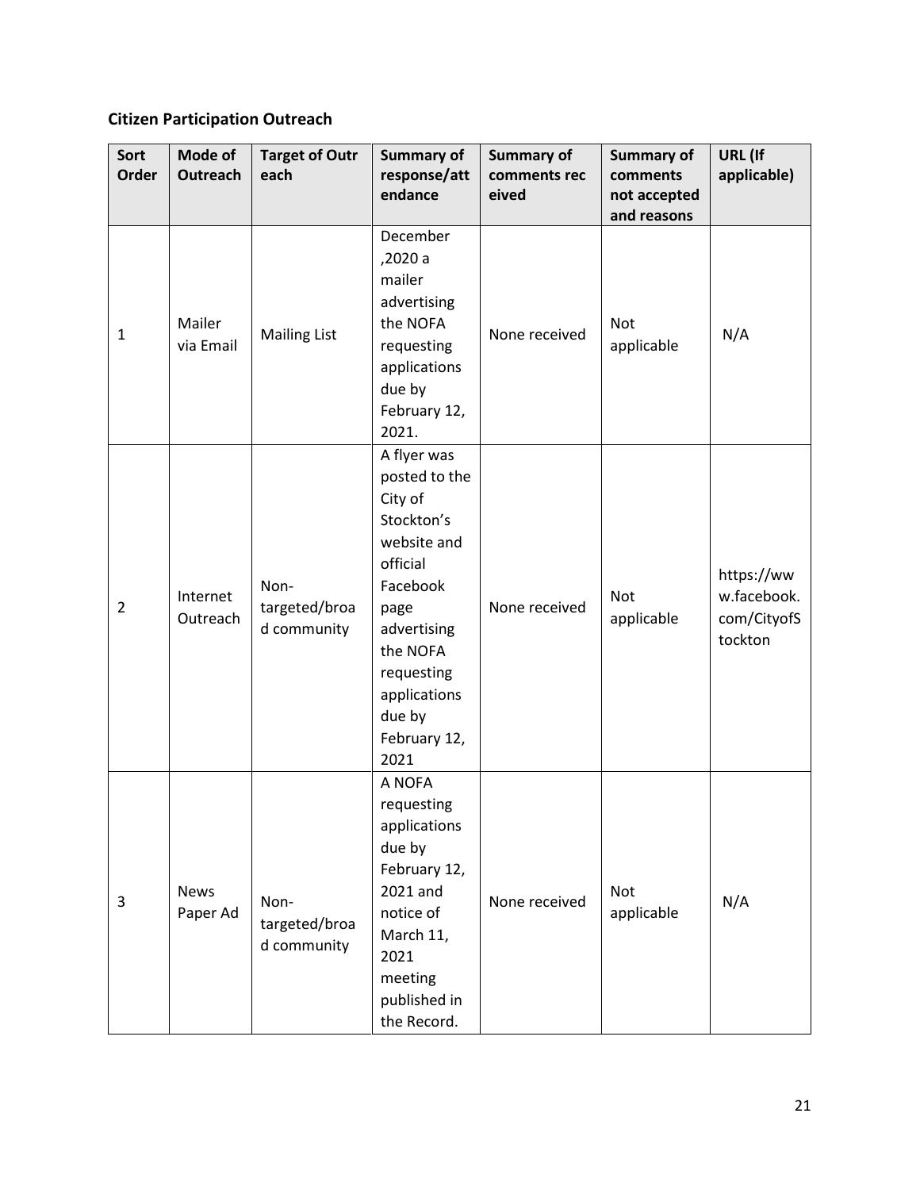**Citizen Participation Outreach**

| Sort Order | Mode of Outreach | Target of Outreach | Summary of response/attendance | Summary of comments received | Summary of comments not accepted and reasons | URL (If applicable) |
| --- | --- | --- | --- | --- | --- | --- |
| 1 | Mailer via Email | Mailing List | December ,2020 a mailer advertising the NOFA requesting applications due by February 12, 2021. | None received | Not applicable | N/A |
| 2 | Internet Outreach | Non-targeted/broad community | A flyer was posted to the City of Stockton's website and official Facebook page advertising the NOFA requesting applications due by February 12, 2021 | None received | Not applicable | https://www.facebook.com/CityofStockton |
| 3 | News Paper Ad | Non-targeted/broad community | A NOFA requesting applications due by February 12, 2021 and notice of March 11, 2021 meeting published in the Record. | None received | Not applicable | N/A |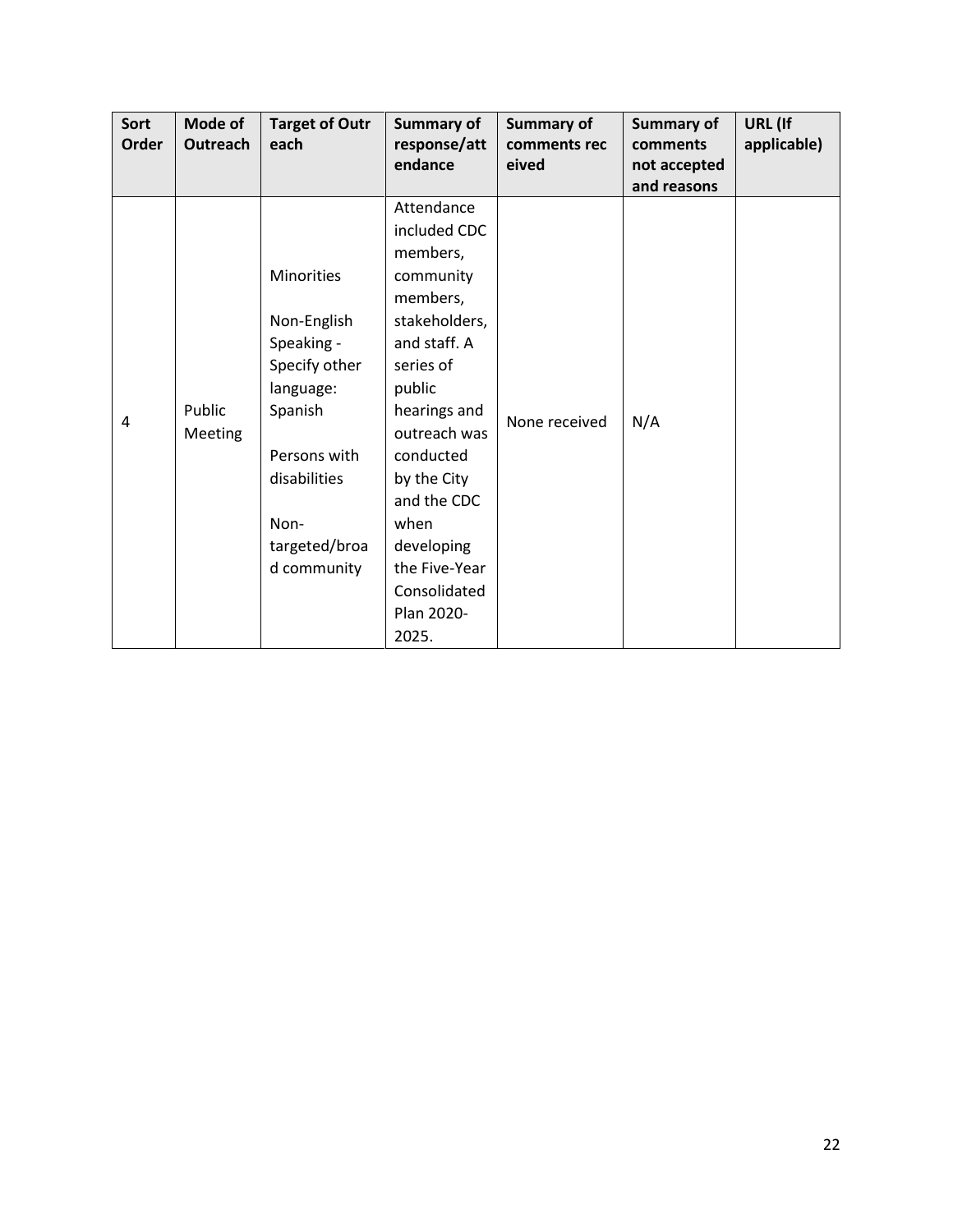| Sort Order | Mode of Outreach | Target of Outreach | Summary of response/attendance | Summary of comments received | Summary of comments not accepted and reasons | URL (If applicable) |
|---|---|---|---|---|---|---|
| 4 | Public Meeting | Minorities<br><br>Non-English Speaking - Specify other language: Spanish<br><br>Persons with disabilities<br><br>Non-targeted/broad community | Attendance included CDC members, community members, stakeholders, and staff. A series of public hearings and outreach was conducted by the City and the CDC when developing the Five-Year Consolidated Plan 2020-2025. | None received | N/A | |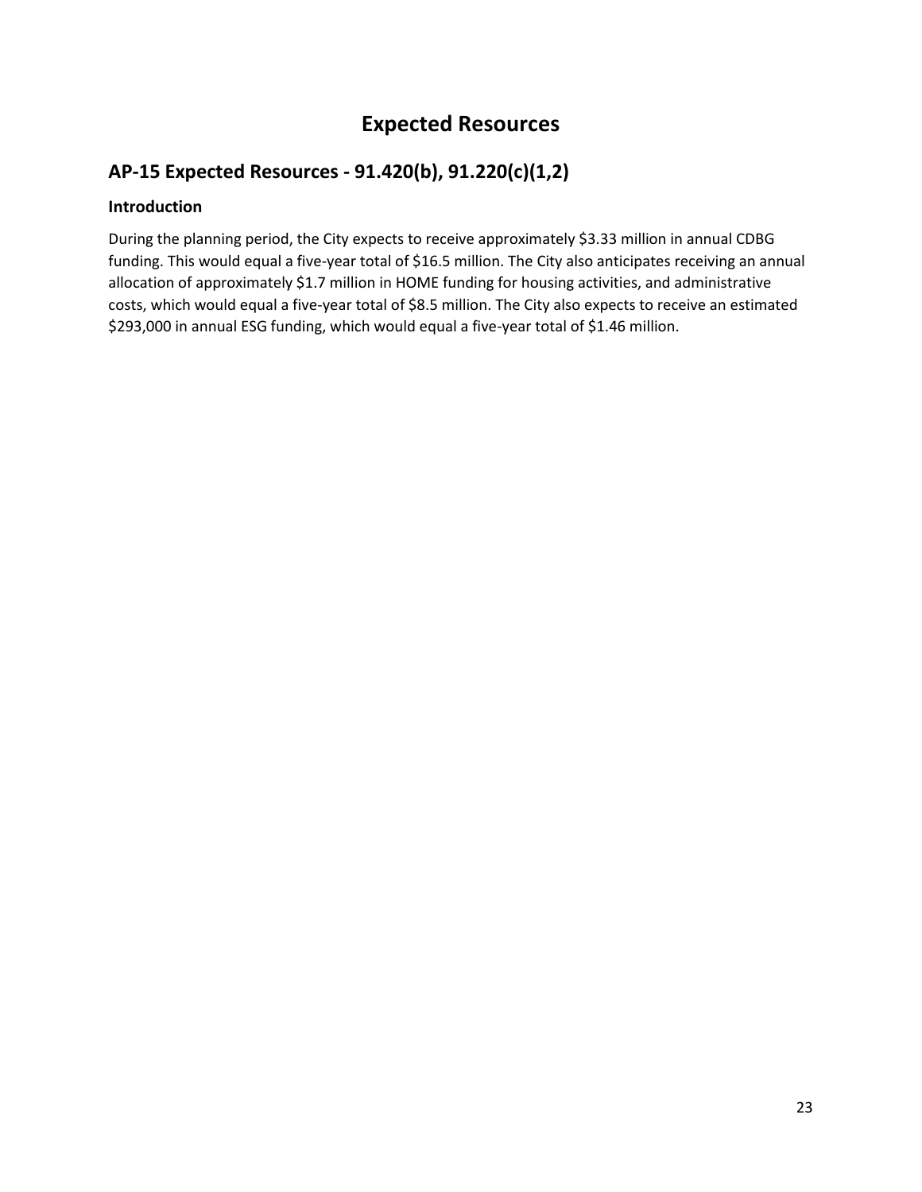# Expected Resources

## AP-15 Expected Resources - 91.420(b), 91.220(c)(1,2)

### Introduction

During the planning period, the City expects to receive approximately $3.33 million in annual CDBG funding. This would equal a five-year total of $16.5 million. The City also anticipates receiving an annual allocation of approximately $1.7 million in HOME funding for housing activities, and administrative costs, which would equal a five-year total of $8.5 million. The City also expects to receive an estimated $293,000 in annual ESG funding, which would equal a five-year total of $1.46 million.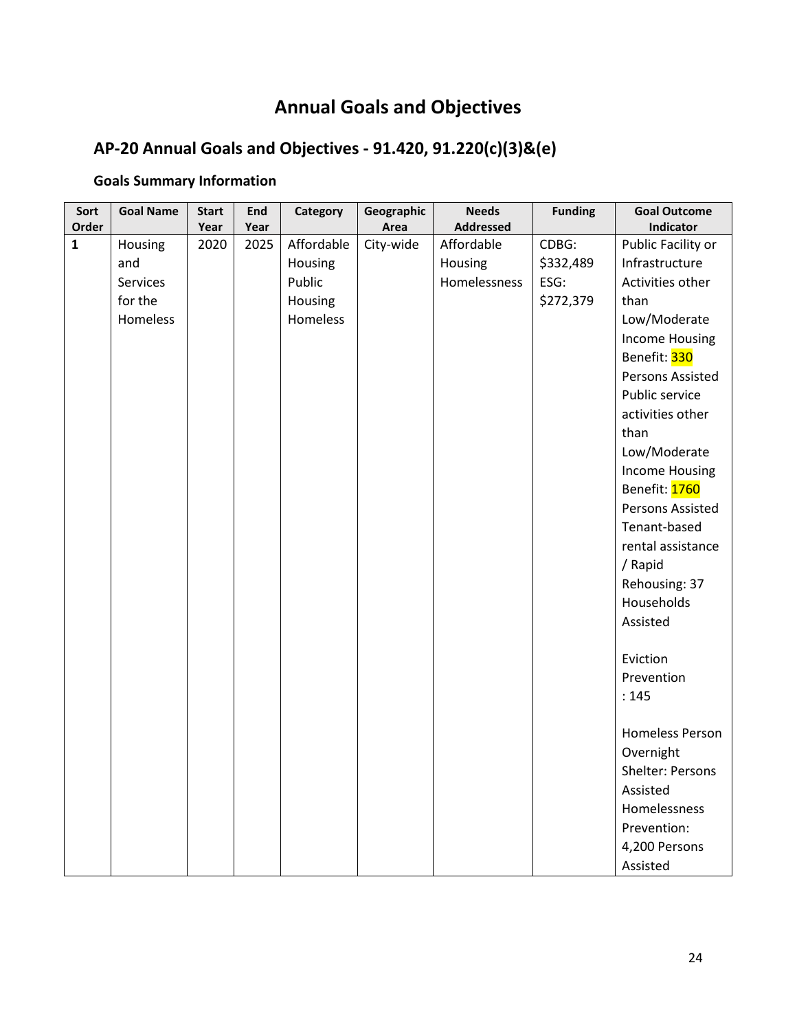# Annual Goals and Objectives

## AP-20 Annual Goals and Objectives - 91.420, 91.220(c)(3)&(e)

### Goals Summary Information

| Sort Order | Goal Name | Start Year | End Year | Category | Geographic Area | Needs Addressed | Funding | Goal Outcome Indicator |
|---|---|---|---|---|---|---|---|---|
| 1 | Housing and Services for the Homeless | 2020 | 2025 | Affordable Housing Public Housing Homeless | City-wide | Affordable Housing Homelessness | CDBG: \$332,489 ESG: \$272,379 | Public Facility or Infrastructure Activities other than Low/Moderate Income Housing Benefit: 330 Persons Assisted Public service activities other than Low/Moderate Income Housing Benefit: 1760 Persons Assisted Tenant-based rental assistance / Rapid Rehousing: 37 Households Assisted<br><br>Eviction Prevention : 145<br><br>Homeless Person Overnight Shelter: Persons Assisted Homelessness Prevention: 4,200 Persons Assisted |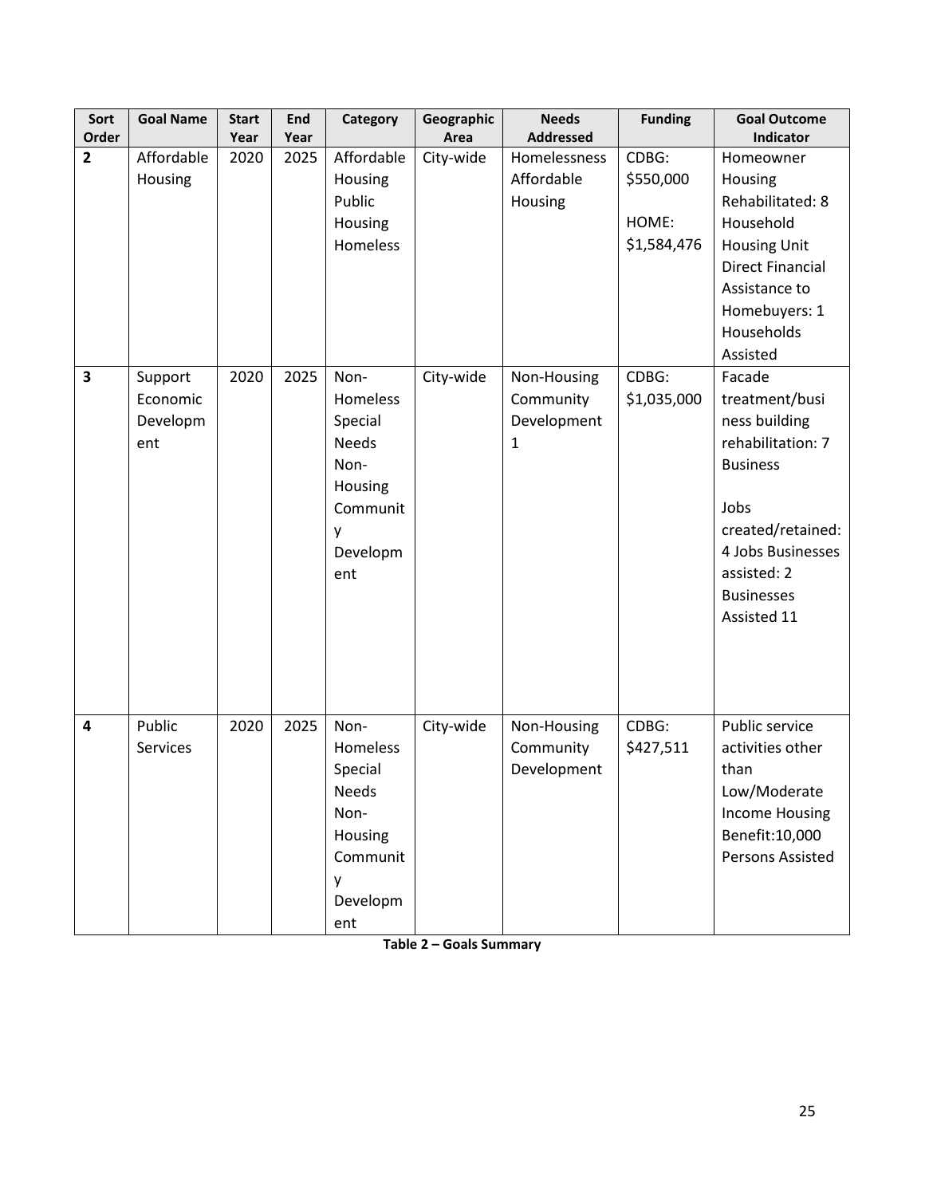| Sort Order | Goal Name | Start Year | End Year | Category | Geographic Area | Needs Addressed | Funding | Goal Outcome Indicator |
|---|---|---|---|---|---|---|---|---|
| **2** | Affordable Housing | 2020 | 2025 | Affordable Housing Public Housing Homeless | City-wide | Homelessness Affordable Housing | CDBG: $550,000 HOME: $1,584,476 | Homeowner Housing Rehabilitated: 8 Household Housing Unit Direct Financial Assistance to Homebuyers: 1 Households Assisted |
| **3** | Support Economic Development | 2020 | 2025 | Non-Homeless Special Needs Non-Housing Community Development | City-wide | Non-Housing Community Development 1 | CDBG: $1,035,000 | Facade treatment/business building rehabilitation: 7 Business Jobs created/retained: 4 Jobs Businesses assisted: 2 Businesses Assisted 11 |
| **4** | Public Services | 2020 | 2025 | Non-Homeless Special Needs Non-Housing Community Development | City-wide | Non-Housing Community Development | CDBG: $427,511 | Public service activities other than Low/Moderate Income Housing Benefit:10,000 Persons Assisted |

**Table 2 – Goals Summary**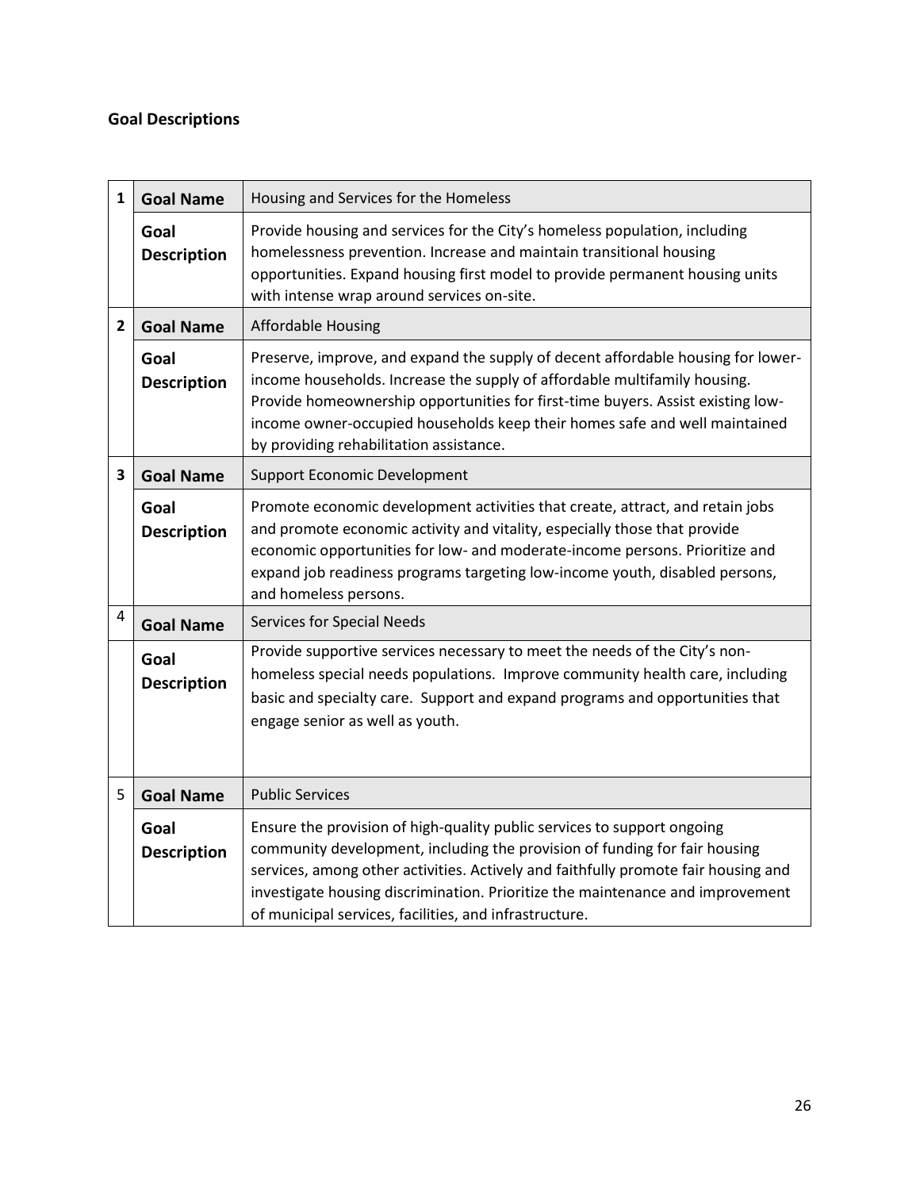### Goal Descriptions

| | | |
|---|---|---|
| **1** | **Goal Name** | Housing and Services for the Homeless |
| | **Goal Description** | Provide housing and services for the City's homeless population, including homelessness prevention. Increase and maintain transitional housing opportunities. Expand housing first model to provide permanent housing units with intense wrap around services on-site. |
| **2** | **Goal Name** | Affordable Housing |
| | **Goal Description** | Preserve, improve, and expand the supply of decent affordable housing for lower-income households. Increase the supply of affordable multifamily housing. Provide homeownership opportunities for first-time buyers. Assist existing low-income owner-occupied households keep their homes safe and well maintained by providing rehabilitation assistance. |
| **3** | **Goal Name** | Support Economic Development |
| | **Goal Description** | Promote economic development activities that create, attract, and retain jobs and promote economic activity and vitality, especially those that provide economic opportunities for low- and moderate-income persons. Prioritize and expand job readiness programs targeting low-income youth, disabled persons, and homeless persons. |
| 4 | **Goal Name** | Services for Special Needs |
| | **Goal Description** | Provide supportive services necessary to meet the needs of the City's non-homeless special needs populations. Improve community health care, including basic and specialty care. Support and expand programs and opportunities that engage senior as well as youth. |
| 5 | **Goal Name** | Public Services |
| | **Goal Description** | Ensure the provision of high-quality public services to support ongoing community development, including the provision of funding for fair housing services, among other activities. Actively and faithfully promote fair housing and investigate housing discrimination. Prioritize the maintenance and improvement of municipal services, facilities, and infrastructure. |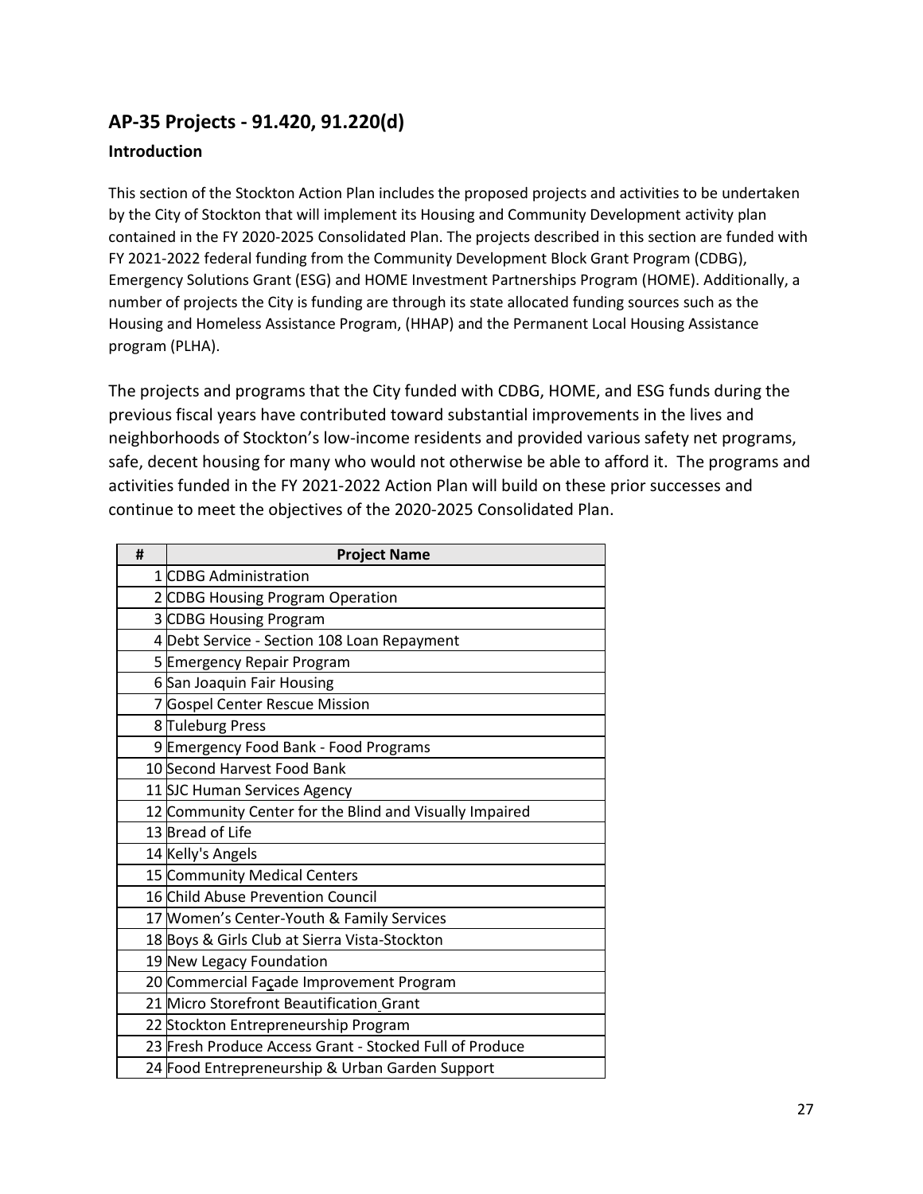## AP-35 Projects - 91.420, 91.220(d)

### Introduction

This section of the Stockton Action Plan includes the proposed projects and activities to be undertaken by the City of Stockton that will implement its Housing and Community Development activity plan contained in the FY 2020-2025 Consolidated Plan. The projects described in this section are funded with FY 2021-2022 federal funding from the Community Development Block Grant Program (CDBG), Emergency Solutions Grant (ESG) and HOME Investment Partnerships Program (HOME). Additionally, a number of projects the City is funding are through its state allocated funding sources such as the Housing and Homeless Assistance Program, (HHAP) and the Permanent Local Housing Assistance program (PLHA).

The projects and programs that the City funded with CDBG, HOME, and ESG funds during the previous fiscal years have contributed toward substantial improvements in the lives and neighborhoods of Stockton's low-income residents and provided various safety net programs, safe, decent housing for many who would not otherwise be able to afford it. The programs and activities funded in the FY 2021-2022 Action Plan will build on these prior successes and continue to meet the objectives of the 2020-2025 Consolidated Plan.

| # | Project Name |
|---|---|
| 1 | CDBG Administration |
| 2 | CDBG Housing Program Operation |
| 3 | CDBG Housing Program |
| 4 | Debt Service - Section 108 Loan Repayment |
| 5 | Emergency Repair Program |
| 6 | San Joaquin Fair Housing |
| 7 | Gospel Center Rescue Mission |
| 8 | Tuleburg Press |
| 9 | Emergency Food Bank - Food Programs |
| 10 | Second Harvest Food Bank |
| 11 | SJC Human Services Agency |
| 12 | Community Center for the Blind and Visually Impaired |
| 13 | Bread of Life |
| 14 | Kelly's Angels |
| 15 | Community Medical Centers |
| 16 | Child Abuse Prevention Council |
| 17 | Women's Center-Youth & Family Services |
| 18 | Boys & Girls Club at Sierra Vista-Stockton |
| 19 | New Legacy Foundation |
| 20 | Commercial Façade Improvement Program |
| 21 | Micro Storefront Beautification Grant |
| 22 | Stockton Entrepreneurship Program |
| 23 | Fresh Produce Access Grant - Stocked Full of Produce |
| 24 | Food Entrepreneurship & Urban Garden Support |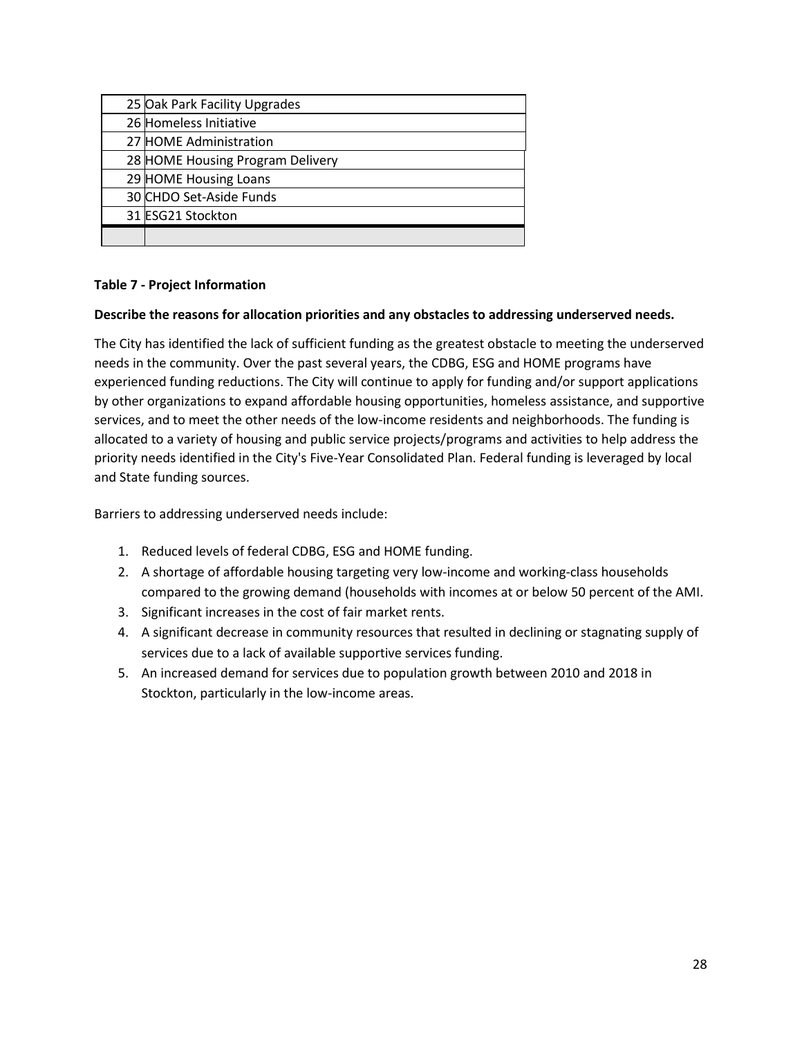| | |
|---|---|
| 25 | Oak Park Facility Upgrades |
| 26 | Homeless Initiative |
| 27 | HOME Administration |
| 28 | HOME Housing Program Delivery |
| 29 | HOME Housing Loans |
| 30 | CHDO Set-Aside Funds |
| 31 | ESG21 Stockton |
| | |

**Table 7 - Project Information**

**Describe the reasons for allocation priorities and any obstacles to addressing underserved needs.**

The City has identified the lack of sufficient funding as the greatest obstacle to meeting the underserved needs in the community. Over the past several years, the CDBG, ESG and HOME programs have experienced funding reductions. The City will continue to apply for funding and/or support applications by other organizations to expand affordable housing opportunities, homeless assistance, and supportive services, and to meet the other needs of the low-income residents and neighborhoods. The funding is allocated to a variety of housing and public service projects/programs and activities to help address the priority needs identified in the City's Five-Year Consolidated Plan. Federal funding is leveraged by local and State funding sources.

Barriers to addressing underserved needs include:

1. Reduced levels of federal CDBG, ESG and HOME funding.
2. A shortage of affordable housing targeting very low-income and working-class households compared to the growing demand (households with incomes at or below 50 percent of the AMI.
3. Significant increases in the cost of fair market rents.
4. A significant decrease in community resources that resulted in declining or stagnating supply of services due to a lack of available supportive services funding.
5. An increased demand for services due to population growth between 2010 and 2018 in Stockton, particularly in the low-income areas.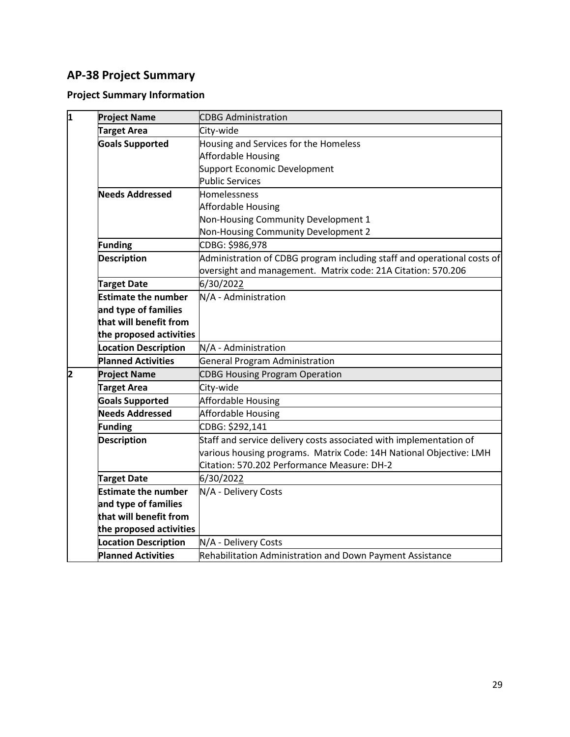## AP-38 Project Summary

### Project Summary Information

| | | |
|---|---|---|
| 1 | **Project Name** | CDBG Administration |
| | **Target Area** | City-wide |
| | **Goals Supported** | Housing and Services for the Homeless<br>Affordable Housing<br>Support Economic Development<br>Public Services |
| | **Needs Addressed** | Homelessness<br>Affordable Housing<br>Non-Housing Community Development 1<br>Non-Housing Community Development 2 |
| | **Funding** | CDBG: $986,978 |
| | **Description** | Administration of CDBG program including staff and operational costs of oversight and management. Matrix code: 21A Citation: 570.206 |
| | **Target Date** | 6/30/2022 |
| | **Estimate the number and type of families that will benefit from the proposed activities** | N/A - Administration |
| | **Location Description** | N/A - Administration |
| | **Planned Activities** | General Program Administration |
| 2 | **Project Name** | CDBG Housing Program Operation |
| | **Target Area** | City-wide |
| | **Goals Supported** | Affordable Housing |
| | **Needs Addressed** | Affordable Housing |
| | **Funding** | CDBG: $292,141 |
| | **Description** | Staff and service delivery costs associated with implementation of various housing programs. Matrix Code: 14H National Objective: LMH Citation: 570.202 Performance Measure: DH-2 |
| | **Target Date** | 6/30/2022 |
| | **Estimate the number and type of families that will benefit from the proposed activities** | N/A - Delivery Costs |
| | **Location Description** | N/A - Delivery Costs |
| | **Planned Activities** | Rehabilitation Administration and Down Payment Assistance |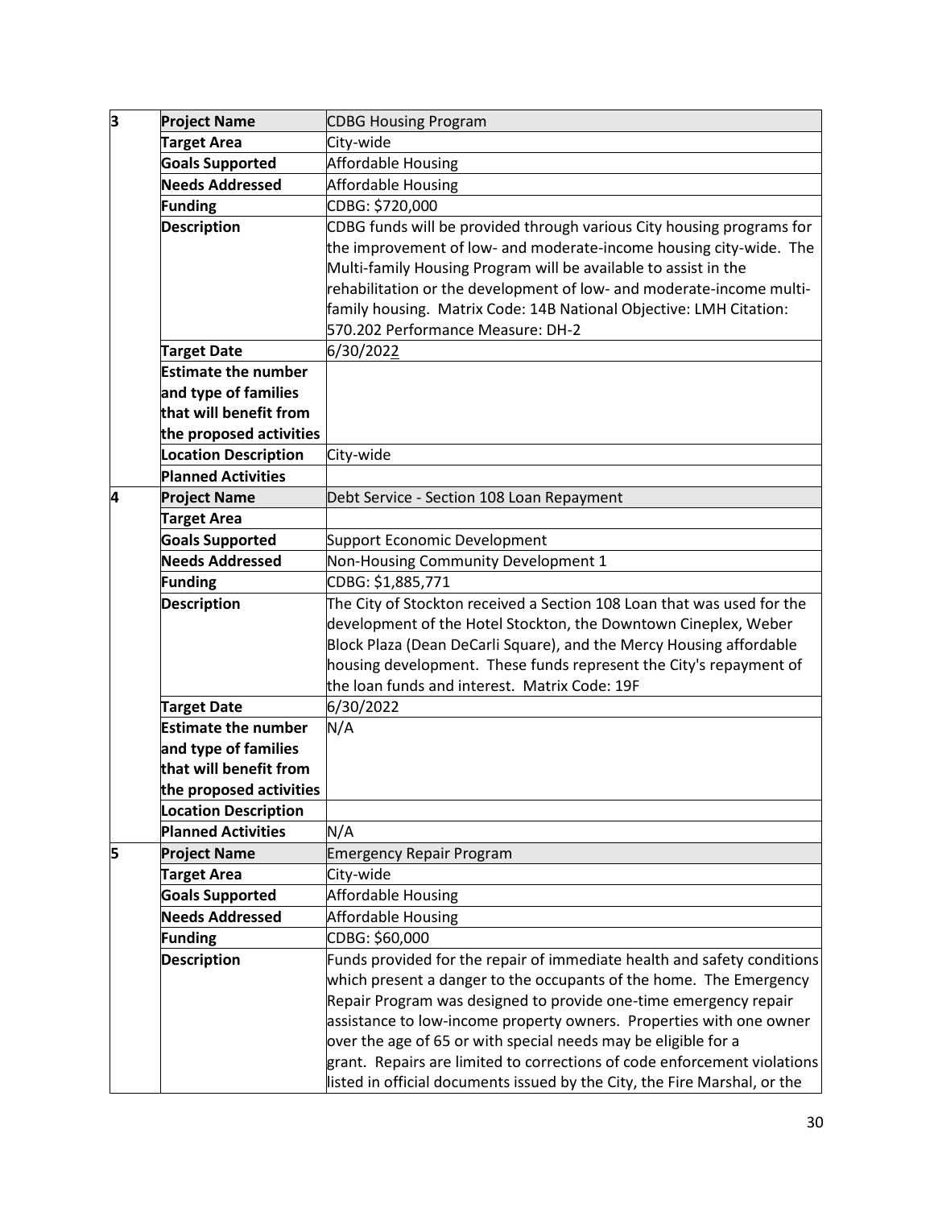| | | |
|---|---|---|
| 3 | **Project Name** | CDBG Housing Program |
| | **Target Area** | City-wide |
| | **Goals Supported** | Affordable Housing |
| | **Needs Addressed** | Affordable Housing |
| | **Funding** | CDBG: $720,000 |
| | **Description** | CDBG funds will be provided through various City housing programs for the improvement of low- and moderate-income housing city-wide. The Multi-family Housing Program will be available to assist in the rehabilitation or the development of low- and moderate-income multi-family housing. Matrix Code: 14B National Objective: LMH Citation: 570.202 Performance Measure: DH-2 |
| | **Target Date** | 6/30/2022 |
| | **Estimate the number and type of families that will benefit from the proposed activities** | |
| | **Location Description** | City-wide |
| | **Planned Activities** | |
| 4 | **Project Name** | Debt Service - Section 108 Loan Repayment |
| | **Target Area** | |
| | **Goals Supported** | Support Economic Development |
| | **Needs Addressed** | Non-Housing Community Development 1 |
| | **Funding** | CDBG: $1,885,771 |
| | **Description** | The City of Stockton received a Section 108 Loan that was used for the development of the Hotel Stockton, the Downtown Cineplex, Weber Block Plaza (Dean DeCarli Square), and the Mercy Housing affordable housing development. These funds represent the City's repayment of the loan funds and interest. Matrix Code: 19F |
| | **Target Date** | 6/30/2022 |
| | **Estimate the number and type of families that will benefit from the proposed activities** | N/A |
| | **Location Description** | |
| | **Planned Activities** | N/A |
| 5 | **Project Name** | Emergency Repair Program |
| | **Target Area** | City-wide |
| | **Goals Supported** | Affordable Housing |
| | **Needs Addressed** | Affordable Housing |
| | **Funding** | CDBG: $60,000 |
| | **Description** | Funds provided for the repair of immediate health and safety conditions which present a danger to the occupants of the home. The Emergency Repair Program was designed to provide one-time emergency repair assistance to low-income property owners. Properties with one owner over the age of 65 or with special needs may be eligible for a grant. Repairs are limited to corrections of code enforcement violations listed in official documents issued by the City, the Fire Marshal, or the |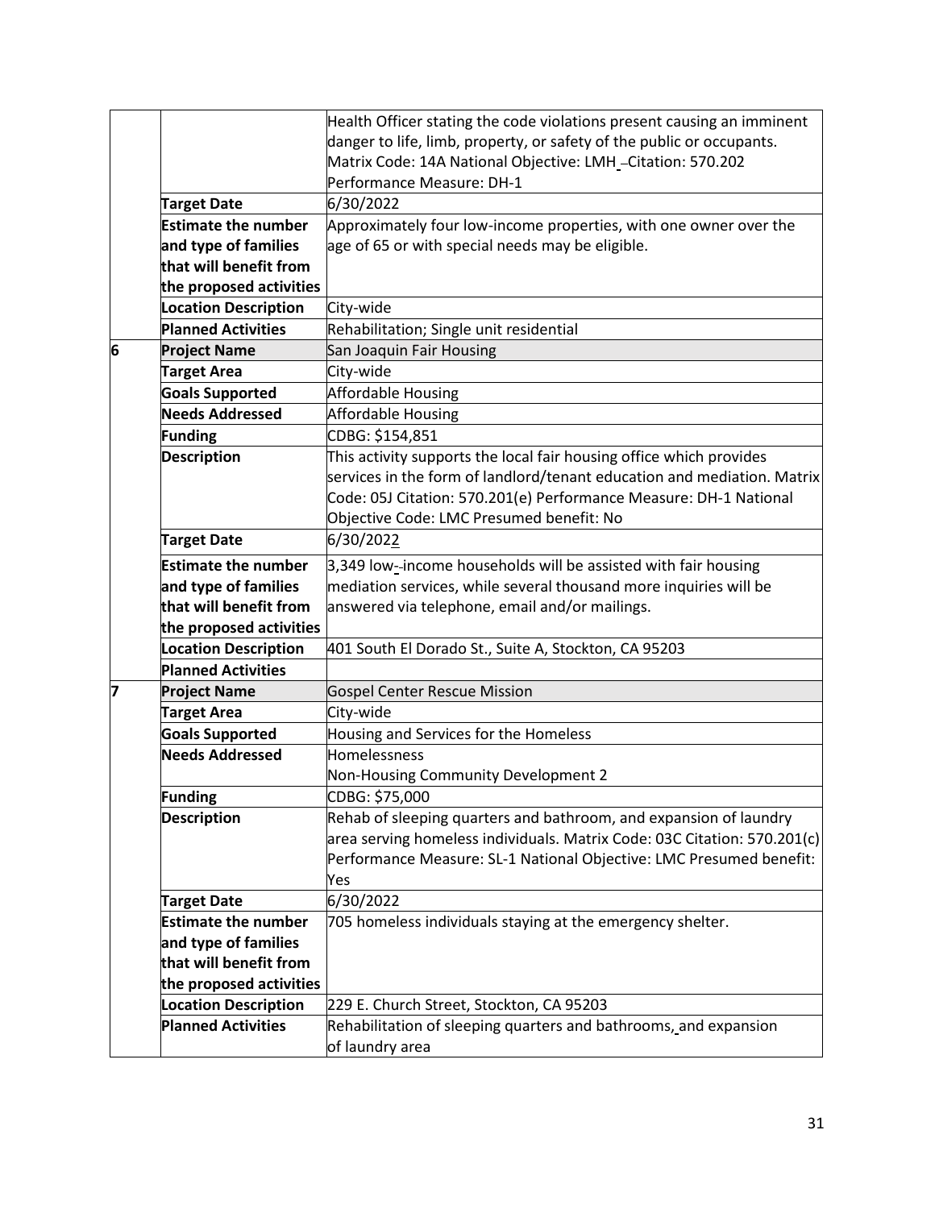| | | |
|---|---|---|
| | | Health Officer stating the code violations present causing an imminent danger to life, limb, property, or safety of the public or occupants. Matrix Code: 14A National Objective: LMH -Citation: 570.202 Performance Measure: DH-1 |
| | **Target Date** | 6/30/2022 |
| | **Estimate the number and type of families that will benefit from the proposed activities** | Approximately four low-income properties, with one owner over the age of 65 or with special needs may be eligible. |
| | **Location Description** | City-wide |
| | **Planned Activities** | Rehabilitation; Single unit residential |
| **6** | **Project Name** | San Joaquin Fair Housing |
| | **Target Area** | City-wide |
| | **Goals Supported** | Affordable Housing |
| | **Needs Addressed** | Affordable Housing |
| | **Funding** | CDBG: $154,851 |
| | **Description** | This activity supports the local fair housing office which provides services in the form of landlord/tenant education and mediation. Matrix Code: 05J Citation: 570.201(e) Performance Measure: DH-1 National Objective Code: LMC Presumed benefit: No |
| | **Target Date** | 6/30/2022 |
| | **Estimate the number and type of families that will benefit from the proposed activities** | 3,349 low-income households will be assisted with fair housing mediation services, while several thousand more inquiries will be answered via telephone, email and/or mailings. |
| | **Location Description** | 401 South El Dorado St., Suite A, Stockton, CA 95203 |
| | **Planned Activities** | |
| **7** | **Project Name** | Gospel Center Rescue Mission |
| | **Target Area** | City-wide |
| | **Goals Supported** | Housing and Services for the Homeless |
| | **Needs Addressed** | Homelessness<br>Non-Housing Community Development 2 |
| | **Funding** | CDBG: $75,000 |
| | **Description** | Rehab of sleeping quarters and bathroom, and expansion of laundry area serving homeless individuals. Matrix Code: 03C Citation: 570.201(c) Performance Measure: SL-1 National Objective: LMC Presumed benefit: Yes |
| | **Target Date** | 6/30/2022 |
| | **Estimate the number and type of families that will benefit from the proposed activities** | 705 homeless individuals staying at the emergency shelter. |
| | **Location Description** | 229 E. Church Street, Stockton, CA 95203 |
| | **Planned Activities** | Rehabilitation of sleeping quarters and bathrooms, and expansion of laundry area |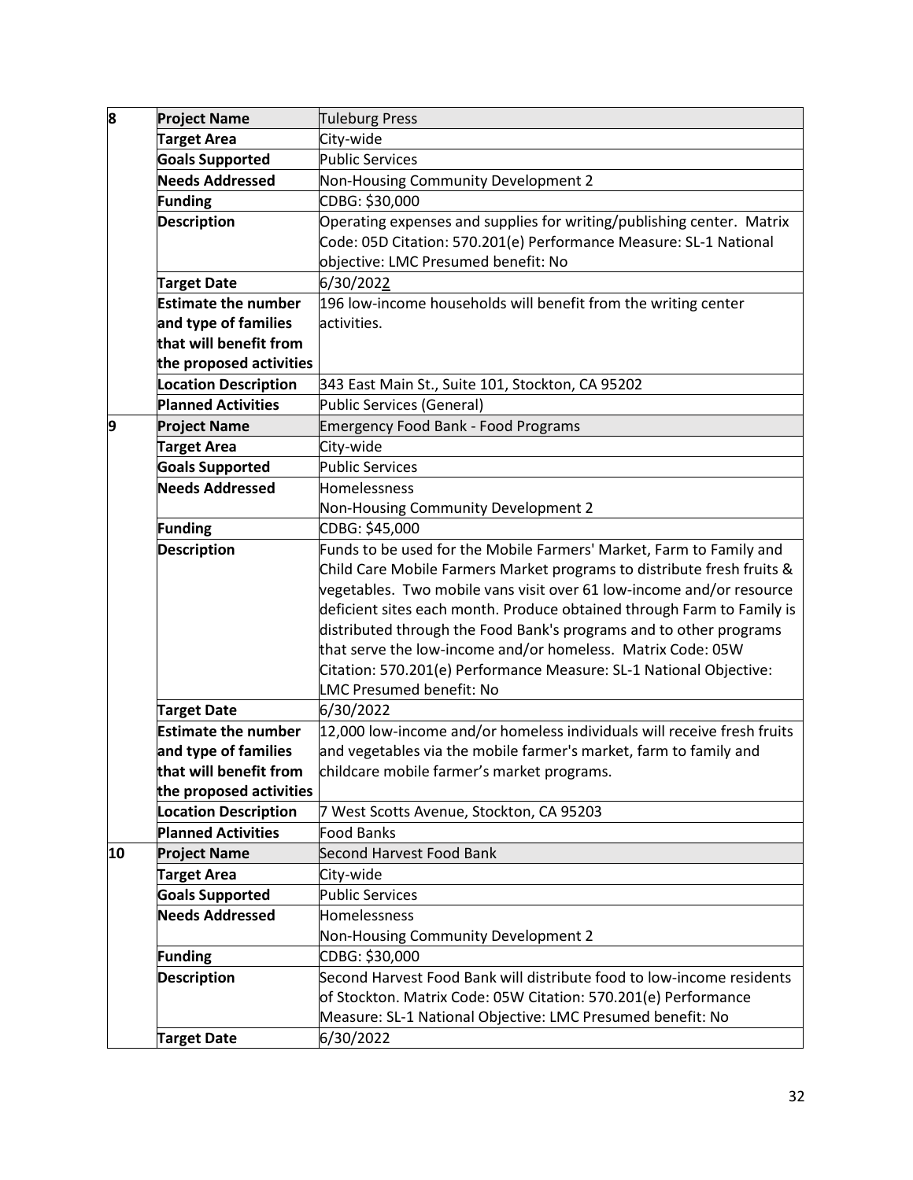| | | |
|---|---|---|
| 8 | **Project Name** | Tuleburg Press |
| | **Target Area** | City-wide |
| | **Goals Supported** | Public Services |
| | **Needs Addressed** | Non-Housing Community Development 2 |
| | **Funding** | CDBG: $30,000 |
| | **Description** | Operating expenses and supplies for writing/publishing center. Matrix Code: 05D Citation: 570.201(e) Performance Measure: SL-1 National objective: LMC Presumed benefit: No |
| | **Target Date** | 6/30/2022 |
| | **Estimate the number and type of families that will benefit from the proposed activities** | 196 low-income households will benefit from the writing center activities. |
| | **Location Description** | 343 East Main St., Suite 101, Stockton, CA 95202 |
| | **Planned Activities** | Public Services (General) |
| 9 | **Project Name** | Emergency Food Bank - Food Programs |
| | **Target Area** | City-wide |
| | **Goals Supported** | Public Services |
| | **Needs Addressed** | Homelessness<br>Non-Housing Community Development 2 |
| | **Funding** | CDBG: $45,000 |
| | **Description** | Funds to be used for the Mobile Farmers' Market, Farm to Family and Child Care Mobile Farmers Market programs to distribute fresh fruits & vegetables. Two mobile vans visit over 61 low-income and/or resource deficient sites each month. Produce obtained through Farm to Family is distributed through the Food Bank's programs and to other programs that serve the low-income and/or homeless. Matrix Code: 05W Citation: 570.201(e) Performance Measure: SL-1 National Objective: LMC Presumed benefit: No |
| | **Target Date** | 6/30/2022 |
| | **Estimate the number and type of families that will benefit from the proposed activities** | 12,000 low-income and/or homeless individuals will receive fresh fruits and vegetables via the mobile farmer's market, farm to family and childcare mobile farmer's market programs. |
| | **Location Description** | 7 West Scotts Avenue, Stockton, CA 95203 |
| | **Planned Activities** | Food Banks |
| 10 | **Project Name** | Second Harvest Food Bank |
| | **Target Area** | City-wide |
| | **Goals Supported** | Public Services |
| | **Needs Addressed** | Homelessness<br>Non-Housing Community Development 2 |
| | **Funding** | CDBG: $30,000 |
| | **Description** | Second Harvest Food Bank will distribute food to low-income residents of Stockton. Matrix Code: 05W Citation: 570.201(e) Performance Measure: SL-1 National Objective: LMC Presumed benefit: No |
| | **Target Date** | 6/30/2022 |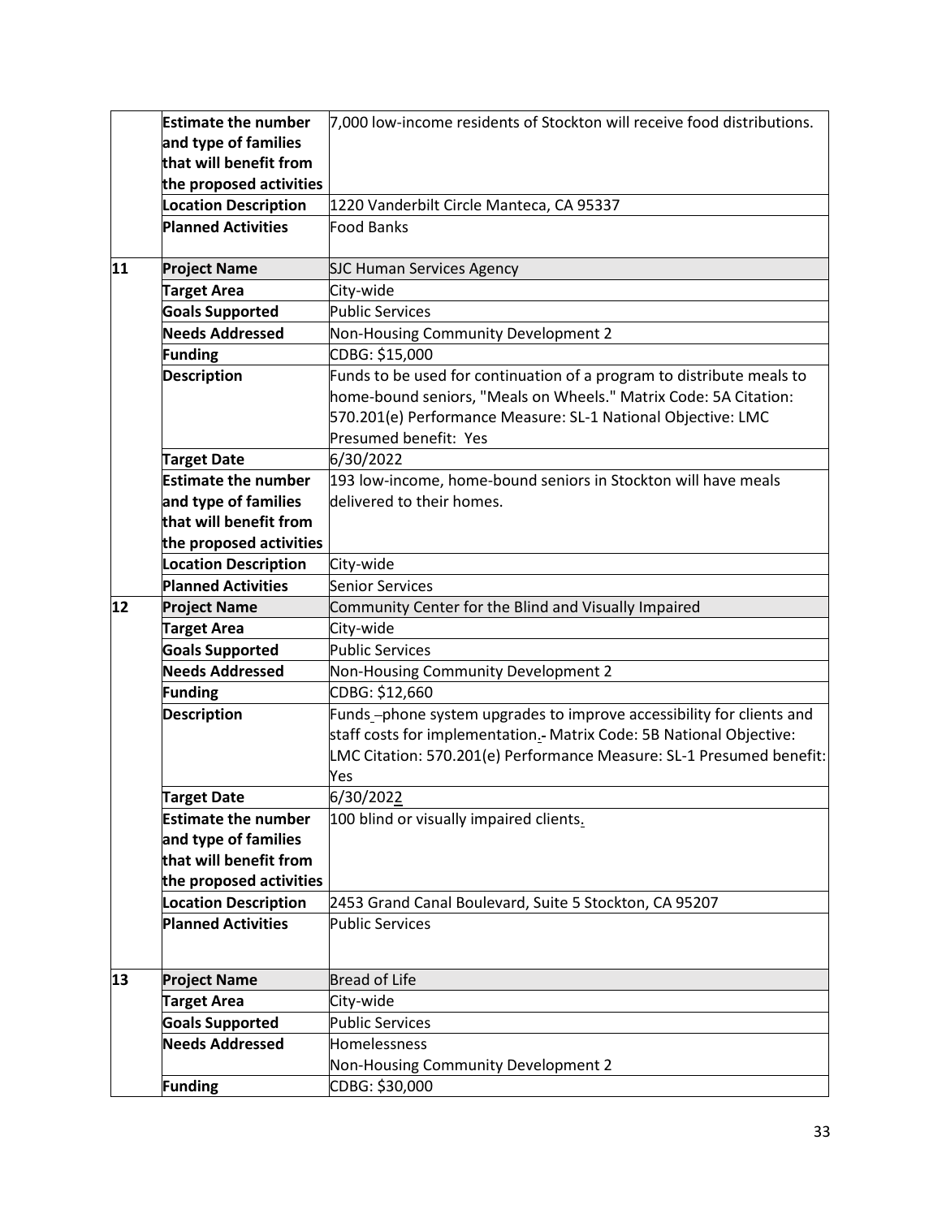| | | |
|---|---|---|
| | **Estimate the number and type of families that will benefit from the proposed activities** | 7,000 low-income residents of Stockton will receive food distributions. |
| | **Location Description** | 1220 Vanderbilt Circle Manteca, CA 95337 |
| | **Planned Activities** | Food Banks |
| **11** | **Project Name** | SJC Human Services Agency |
| | **Target Area** | City-wide |
| | **Goals Supported** | Public Services |
| | **Needs Addressed** | Non-Housing Community Development 2 |
| | **Funding** | CDBG: $15,000 |
| | **Description** | Funds to be used for continuation of a program to distribute meals to home-bound seniors, "Meals on Wheels." Matrix Code: 5A Citation: 570.201(e) Performance Measure: SL-1 National Objective: LMC Presumed benefit: Yes |
| | **Target Date** | 6/30/2022 |
| | **Estimate the number and type of families that will benefit from the proposed activities** | 193 low-income, home-bound seniors in Stockton will have meals delivered to their homes. |
| | **Location Description** | City-wide |
| | **Planned Activities** | Senior Services |
| **12** | **Project Name** | Community Center for the Blind and Visually Impaired |
| | **Target Area** | City-wide |
| | **Goals Supported** | Public Services |
| | **Needs Addressed** | Non-Housing Community Development 2 |
| | **Funding** | CDBG: $12,660 |
| | **Description** | Funds –phone system upgrades to improve accessibility for clients and staff costs for implementation.- Matrix Code: 5B National Objective: LMC Citation: 570.201(e) Performance Measure: SL-1 Presumed benefit: Yes |
| | **Target Date** | 6/30/2022 |
| | **Estimate the number and type of families that will benefit from the proposed activities** | 100 blind or visually impaired clients. |
| | **Location Description** | 2453 Grand Canal Boulevard, Suite 5 Stockton, CA 95207 |
| | **Planned Activities** | Public Services |
| **13** | **Project Name** | Bread of Life |
| | **Target Area** | City-wide |
| | **Goals Supported** | Public Services |
| | **Needs Addressed** | Homelessness<br>Non-Housing Community Development 2 |
| | **Funding** | CDBG: $30,000 |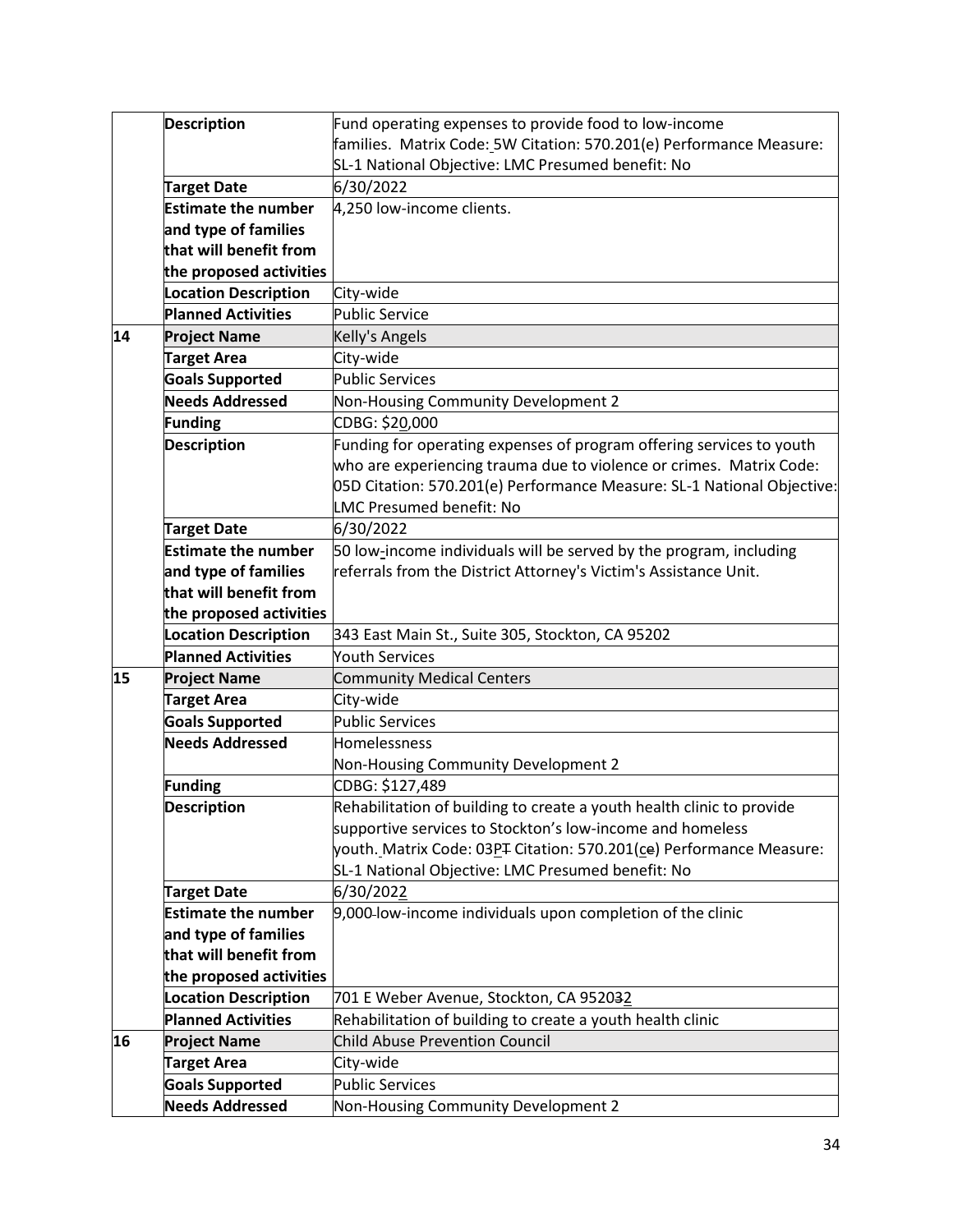| | | |
|---|---|---|
| | **Description** | Fund operating expenses to provide food to low-income families. Matrix Code: 5W Citation: 570.201(e) Performance Measure: SL-1 National Objective: LMC Presumed benefit: No |
| | **Target Date** | 6/30/2022 |
| | **Estimate the number and type of families that will benefit from the proposed activities** | 4,250 low-income clients. |
| | **Location Description** | City-wide |
| | **Planned Activities** | Public Service |
| **14** | **Project Name** | Kelly's Angels |
| | **Target Area** | City-wide |
| | **Goals Supported** | Public Services |
| | **Needs Addressed** | Non-Housing Community Development 2 |
| | **Funding** | CDBG: $20,000 |
| | **Description** | Funding for operating expenses of program offering services to youth who are experiencing trauma due to violence or crimes. Matrix Code: 05D Citation: 570.201(e) Performance Measure: SL-1 National Objective: LMC Presumed benefit: No |
| | **Target Date** | 6/30/2022 |
| | **Estimate the number and type of families that will benefit from the proposed activities** | 50 low-income individuals will be served by the program, including referrals from the District Attorney's Victim's Assistance Unit. |
| | **Location Description** | 343 East Main St., Suite 305, Stockton, CA 95202 |
| | **Planned Activities** | Youth Services |
| **15** | **Project Name** | Community Medical Centers |
| | **Target Area** | City-wide |
| | **Goals Supported** | Public Services |
| | **Needs Addressed** | Homelessness<br>Non-Housing Community Development 2 |
| | **Funding** | CDBG: $127,489 |
| | **Description** | Rehabilitation of building to create a youth health clinic to provide supportive services to Stockton's low-income and homeless youth. Matrix Code: 03P Citation: 570.201(c) Performance Measure: SL-1 National Objective: LMC Presumed benefit: No |
| | **Target Date** | 6/30/2022 |
| | **Estimate the number and type of families that will benefit from the proposed activities** | 9,000 low-income individuals upon completion of the clinic |
| | **Location Description** | 701 E Weber Avenue, Stockton, CA 95202 |
| | **Planned Activities** | Rehabilitation of building to create a youth health clinic |
| **16** | **Project Name** | Child Abuse Prevention Council |
| | **Target Area** | City-wide |
| | **Goals Supported** | Public Services |
| | **Needs Addressed** | Non-Housing Community Development 2 |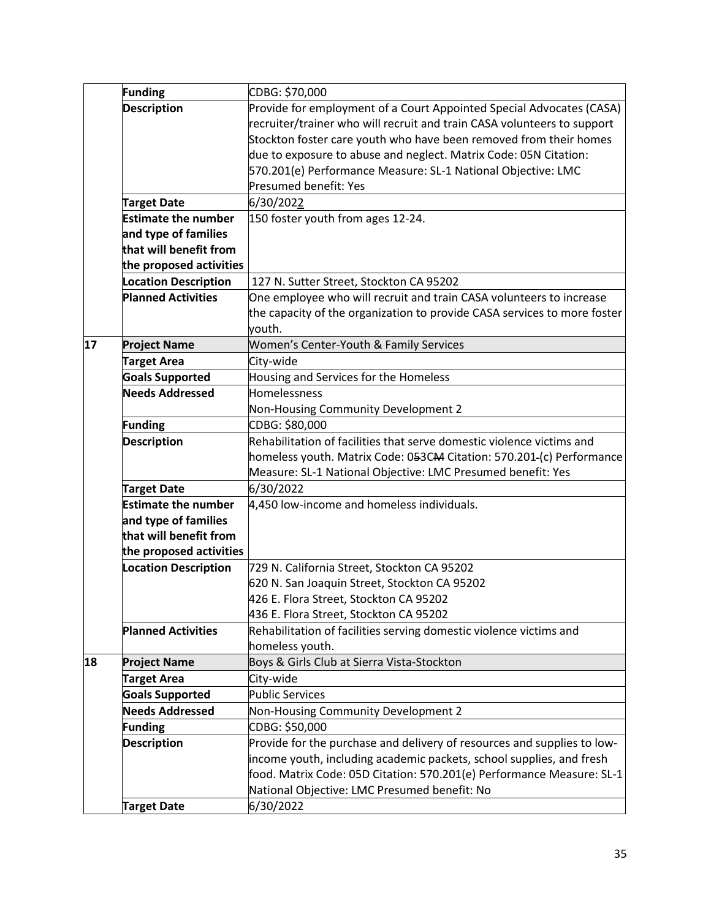| | | |
|---|---|---|
| | **Funding** | CDBG: $70,000 |
| | **Description** | Provide for employment of a Court Appointed Special Advocates (CASA) recruiter/trainer who will recruit and train CASA volunteers to support Stockton foster care youth who have been removed from their homes due to exposure to abuse and neglect. Matrix Code: 05N Citation: 570.201(e) Performance Measure: SL-1 National Objective: LMC Presumed benefit: Yes |
| | **Target Date** | 6/30/2022 |
| | **Estimate the number and type of families that will benefit from the proposed activities** | 150 foster youth from ages 12-24. |
| | **Location Description** | 127 N. Sutter Street, Stockton CA 95202 |
| | **Planned Activities** | One employee who will recruit and train CASA volunteers to increase the capacity of the organization to provide CASA services to more foster youth. |
| **17** | **Project Name** | Women's Center-Youth & Family Services |
| | **Target Area** | City-wide |
| | **Goals Supported** | Housing and Services for the Homeless |
| | **Needs Addressed** | Homelessness<br>Non-Housing Community Development 2 |
| | **Funding** | CDBG: $80,000 |
| | **Description** | Rehabilitation of facilities that serve domestic violence victims and homeless youth. Matrix Code: 053CM Citation: 570.201-(c) Performance Measure: SL-1 National Objective: LMC Presumed benefit: Yes |
| | **Target Date** | 6/30/2022 |
| | **Estimate the number and type of families that will benefit from the proposed activities** | 4,450 low-income and homeless individuals. |
| | **Location Description** | 729 N. California Street, Stockton CA 95202<br>620 N. San Joaquin Street, Stockton CA 95202<br>426 E. Flora Street, Stockton CA 95202<br>436 E. Flora Street, Stockton CA 95202 |
| | **Planned Activities** | Rehabilitation of facilities serving domestic violence victims and homeless youth. |
| **18** | **Project Name** | Boys & Girls Club at Sierra Vista-Stockton |
| | **Target Area** | City-wide |
| | **Goals Supported** | Public Services |
| | **Needs Addressed** | Non-Housing Community Development 2 |
| | **Funding** | CDBG: $50,000 |
| | **Description** | Provide for the purchase and delivery of resources and supplies to low-income youth, including academic packets, school supplies, and fresh food. Matrix Code: 05D Citation: 570.201(e) Performance Measure: SL-1 National Objective: LMC Presumed benefit: No |
| | **Target Date** | 6/30/2022 |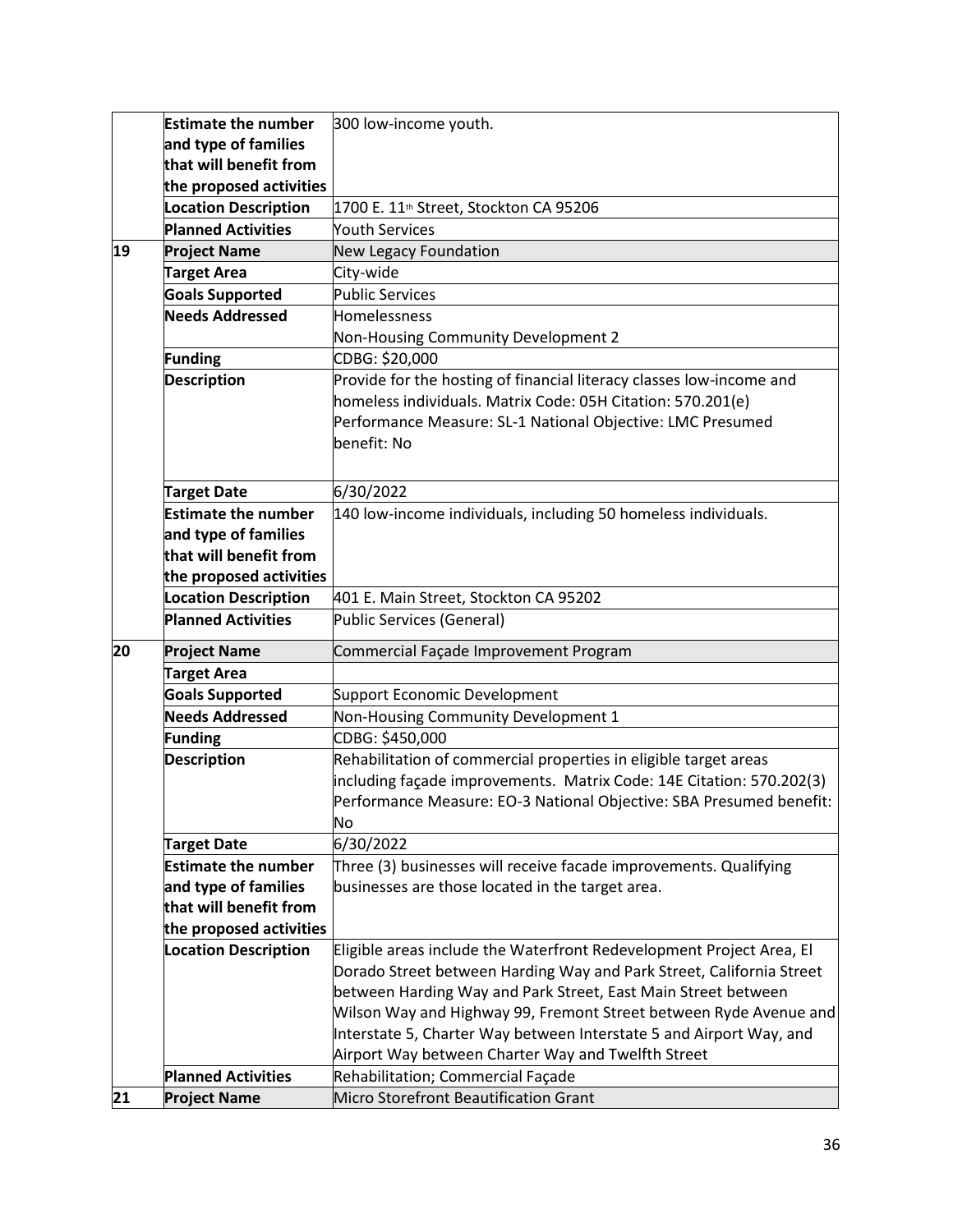| | | |
|---|---|---|
| | **Estimate the number and type of families that will benefit from the proposed activities** | 300 low-income youth. |
| | **Location Description** | 1700 E. 11th Street, Stockton CA 95206 |
| | **Planned Activities** | Youth Services |
| **19** | **Project Name** | New Legacy Foundation |
| | **Target Area** | City-wide |
| | **Goals Supported** | Public Services |
| | **Needs Addressed** | Homelessness<br>Non-Housing Community Development 2 |
| | **Funding** | CDBG: $20,000 |
| | **Description** | Provide for the hosting of financial literacy classes low-income and homeless individuals. Matrix Code: 05H Citation: 570.201(e) Performance Measure: SL-1 National Objective: LMC Presumed benefit: No |
| | **Target Date** | 6/30/2022 |
| | **Estimate the number and type of families that will benefit from the proposed activities** | 140 low-income individuals, including 50 homeless individuals. |
| | **Location Description** | 401 E. Main Street, Stockton CA 95202 |
| | **Planned Activities** | Public Services (General) |
| **20** | **Project Name** | Commercial Façade Improvement Program |
| | **Target Area** | |
| | **Goals Supported** | Support Economic Development |
| | **Needs Addressed** | Non-Housing Community Development 1 |
| | **Funding** | CDBG: $450,000 |
| | **Description** | Rehabilitation of commercial properties in eligible target areas including façade improvements. Matrix Code: 14E Citation: 570.202(3) Performance Measure: EO-3 National Objective: SBA Presumed benefit: No |
| | **Target Date** | 6/30/2022 |
| | **Estimate the number and type of families that will benefit from the proposed activities** | Three (3) businesses will receive facade improvements. Qualifying businesses are those located in the target area. |
| | **Location Description** | Eligible areas include the Waterfront Redevelopment Project Area, El Dorado Street between Harding Way and Park Street, California Street between Harding Way and Park Street, East Main Street between Wilson Way and Highway 99, Fremont Street between Ryde Avenue and Interstate 5, Charter Way between Interstate 5 and Airport Way, and Airport Way between Charter Way and Twelfth Street |
| | **Planned Activities** | Rehabilitation; Commercial Façade |
| **21** | **Project Name** | Micro Storefront Beautification Grant |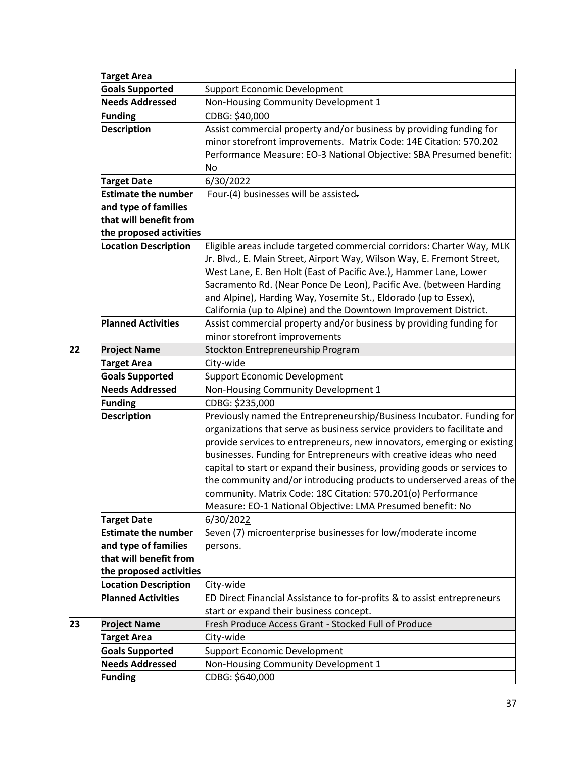| | | |
|---|---|---|
| | **Target Area** | |
| | **Goals Supported** | Support Economic Development |
| | **Needs Addressed** | Non-Housing Community Development 1 |
| | **Funding** | CDBG: $40,000 |
| | **Description** | Assist commercial property and/or business by providing funding for minor storefront improvements. Matrix Code: 14E Citation: 570.202 Performance Measure: EO-3 National Objective: SBA Presumed benefit: No |
| | **Target Date** | 6/30/2022 |
| | **Estimate the number and type of families that will benefit from the proposed activities** | Four (4) businesses will be assisted. |
| | **Location Description** | Eligible areas include targeted commercial corridors: Charter Way, MLK Jr. Blvd., E. Main Street, Airport Way, Wilson Way, E. Fremont Street, West Lane, E. Ben Holt (East of Pacific Ave.), Hammer Lane, Lower Sacramento Rd. (Near Ponce De Leon), Pacific Ave. (between Harding and Alpine), Harding Way, Yosemite St., Eldorado (up to Essex), California (up to Alpine) and the Downtown Improvement District. |
| | **Planned Activities** | Assist commercial property and/or business by providing funding for minor storefront improvements |
| **22** | **Project Name** | Stockton Entrepreneurship Program |
| | **Target Area** | City-wide |
| | **Goals Supported** | Support Economic Development |
| | **Needs Addressed** | Non-Housing Community Development 1 |
| | **Funding** | CDBG: $235,000 |
| | **Description** | Previously named the Entrepreneurship/Business Incubator. Funding for organizations that serve as business service providers to facilitate and provide services to entrepreneurs, new innovators, emerging or existing businesses. Funding for Entrepreneurs with creative ideas who need capital to start or expand their business, providing goods or services to the community and/or introducing products to underserved areas of the community. Matrix Code: 18C Citation: 570.201(o) Performance Measure: EO-1 National Objective: LMA Presumed benefit: No |
| | **Target Date** | 6/30/2022 |
| | **Estimate the number and type of families that will benefit from the proposed activities** | Seven (7) microenterprise businesses for low/moderate income persons. |
| | **Location Description** | City-wide |
| | **Planned Activities** | ED Direct Financial Assistance to for-profits & to assist entrepreneurs start or expand their business concept. |
| **23** | **Project Name** | Fresh Produce Access Grant - Stocked Full of Produce |
| | **Target Area** | City-wide |
| | **Goals Supported** | Support Economic Development |
| | **Needs Addressed** | Non-Housing Community Development 1 |
| | **Funding** | CDBG: $640,000 |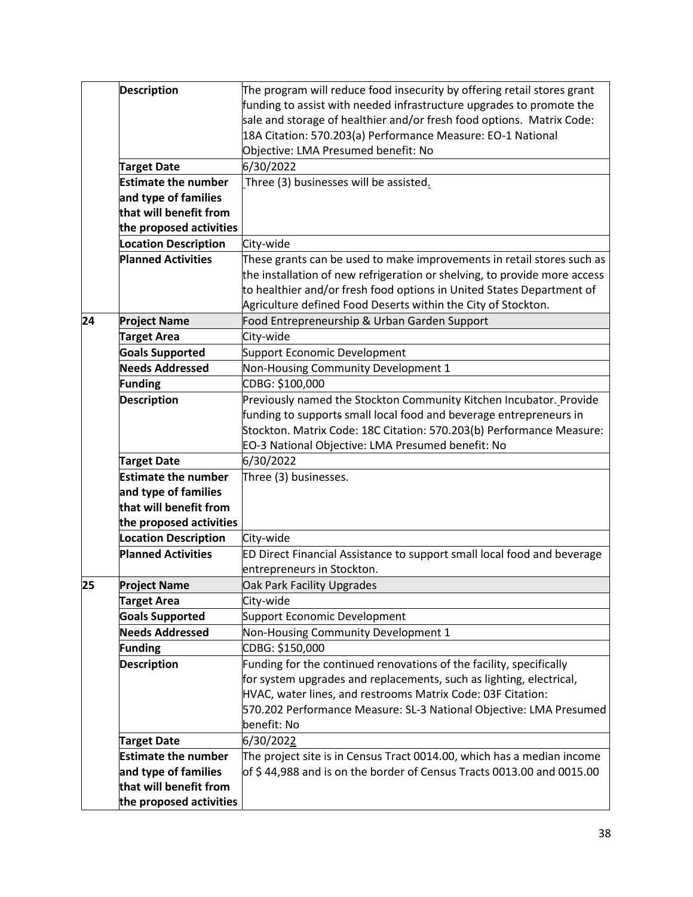| | | |
|---|---|---|
| | **Description** | The program will reduce food insecurity by offering retail stores grant funding to assist with needed infrastructure upgrades to promote the sale and storage of healthier and/or fresh food options. Matrix Code: 18A Citation: 570.203(a) Performance Measure: EO-1 National Objective: LMA Presumed benefit: No |
| | **Target Date** | 6/30/2022 |
| | **Estimate the number and type of families that will benefit from the proposed activities** | Three (3) businesses will be assisted. |
| | **Location Description** | City-wide |
| | **Planned Activities** | These grants can be used to make improvements in retail stores such as the installation of new refrigeration or shelving, to provide more access to healthier and/or fresh food options in United States Department of Agriculture defined Food Deserts within the City of Stockton. |
| **24** | **Project Name** | Food Entrepreneurship & Urban Garden Support |
| | **Target Area** | City-wide |
| | **Goals Supported** | Support Economic Development |
| | **Needs Addressed** | Non-Housing Community Development 1 |
| | **Funding** | CDBG: $100,000 |
| | **Description** | Previously named the Stockton Community Kitchen Incubator. Provide funding to supports small local food and beverage entrepreneurs in Stockton. Matrix Code: 18C Citation: 570.203(b) Performance Measure: EO-3 National Objective: LMA Presumed benefit: No |
| | **Target Date** | 6/30/2022 |
| | **Estimate the number and type of families that will benefit from the proposed activities** | Three (3) businesses. |
| | **Location Description** | City-wide |
| | **Planned Activities** | ED Direct Financial Assistance to support small local food and beverage entrepreneurs in Stockton. |
| **25** | **Project Name** | Oak Park Facility Upgrades |
| | **Target Area** | City-wide |
| | **Goals Supported** | Support Economic Development |
| | **Needs Addressed** | Non-Housing Community Development 1 |
| | **Funding** | CDBG: $150,000 |
| | **Description** | Funding for the continued renovations of the facility, specifically for system upgrades and replacements, such as lighting, electrical, HVAC, water lines, and restrooms Matrix Code: 03F Citation: 570.202 Performance Measure: SL-3 National Objective: LMA Presumed benefit: No |
| | **Target Date** | 6/30/2022 |
| | **Estimate the number and type of families that will benefit from the proposed activities** | The project site is in Census Tract 0014.00, which has a median income of $ 44,988 and is on the border of Census Tracts 0013.00 and 0015.00 |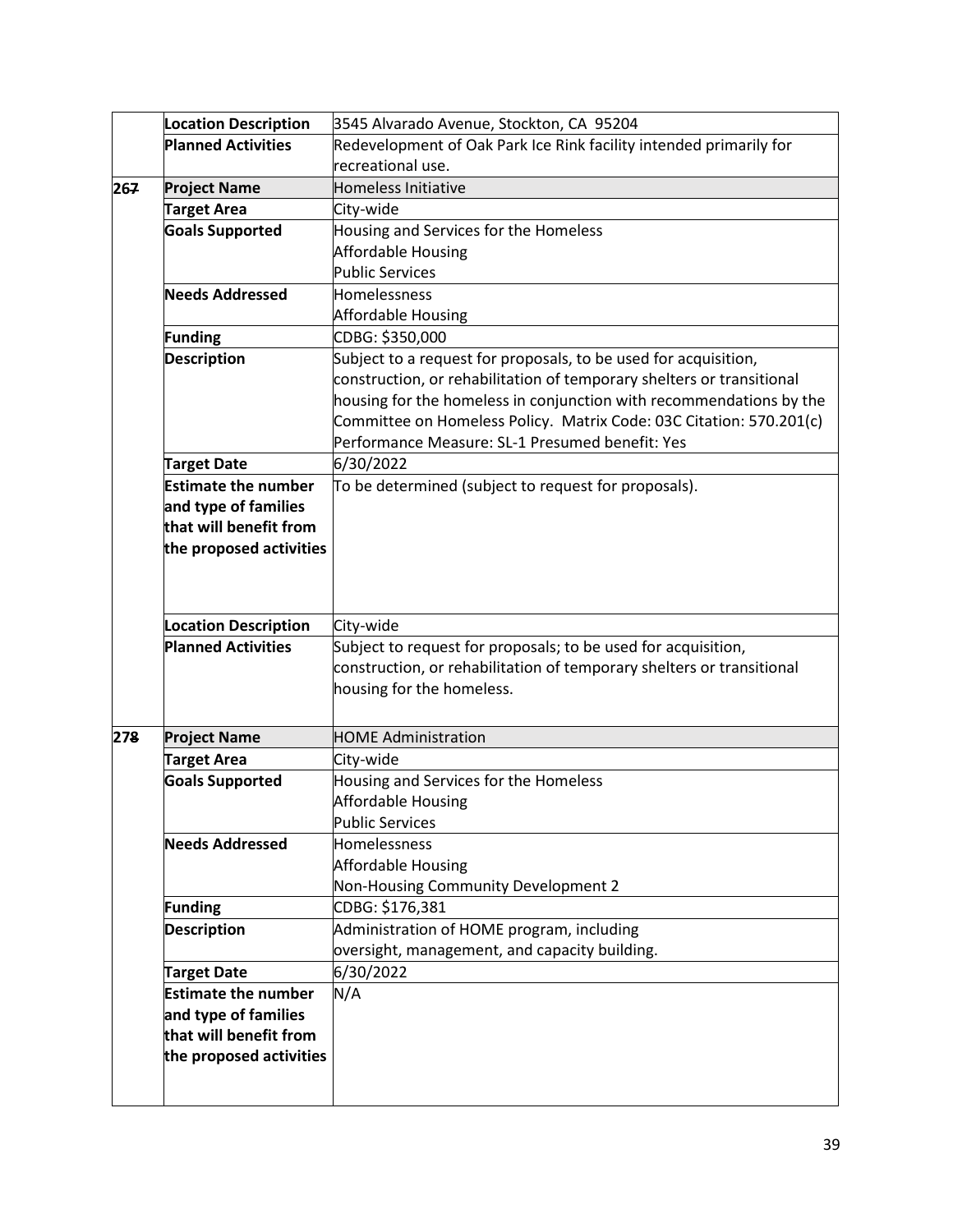| | | |
|---|---|---|
| | **Location Description** | 3545 Alvarado Avenue, Stockton, CA 95204 |
| | **Planned Activities** | Redevelopment of Oak Park Ice Rink facility intended primarily for recreational use. |
| 26~~7~~ | **Project Name** | Homeless Initiative |
| | **Target Area** | City-wide |
| | **Goals Supported** | Housing and Services for the Homeless<br>Affordable Housing<br>Public Services |
| | **Needs Addressed** | Homelessness<br>Affordable Housing |
| | **Funding** | CDBG: $350,000 |
| | **Description** | Subject to a request for proposals, to be used for acquisition, construction, or rehabilitation of temporary shelters or transitional housing for the homeless in conjunction with recommendations by the Committee on Homeless Policy. Matrix Code: 03C Citation: 570.201(c) Performance Measure: SL-1 Presumed benefit: Yes |
| | **Target Date** | 6/30/2022 |
| | **Estimate the number and type of families that will benefit from the proposed activities** | To be determined (subject to request for proposals). |
| | **Location Description** | City-wide |
| | **Planned Activities** | Subject to request for proposals; to be used for acquisition, construction, or rehabilitation of temporary shelters or transitional housing for the homeless. |
| 27~~8~~ | **Project Name** | HOME Administration |
| | **Target Area** | City-wide |
| | **Goals Supported** | Housing and Services for the Homeless<br>Affordable Housing<br>Public Services |
| | **Needs Addressed** | Homelessness<br>Affordable Housing<br>Non-Housing Community Development 2 |
| | **Funding** | CDBG: $176,381 |
| | **Description** | Administration of HOME program, including oversight, management, and capacity building. |
| | **Target Date** | 6/30/2022 |
| | **Estimate the number and type of families that will benefit from the proposed activities** | N/A |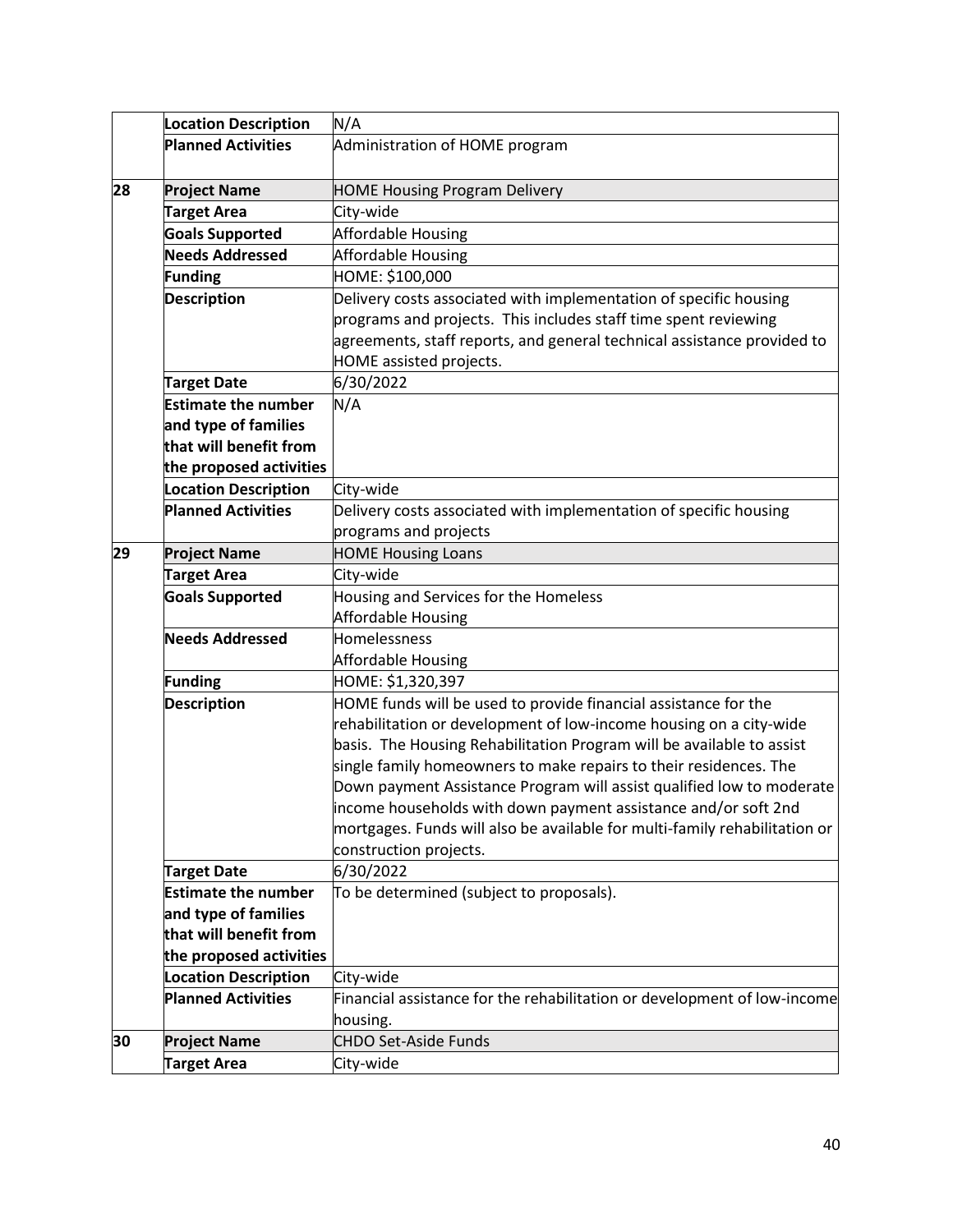| | | |
|---|---|---|
| | **Location Description** | N/A |
| | **Planned Activities** | Administration of HOME program |
| **28** | **Project Name** | HOME Housing Program Delivery |
| | **Target Area** | City-wide |
| | **Goals Supported** | Affordable Housing |
| | **Needs Addressed** | Affordable Housing |
| | **Funding** | HOME: $100,000 |
| | **Description** | Delivery costs associated with implementation of specific housing programs and projects. This includes staff time spent reviewing agreements, staff reports, and general technical assistance provided to HOME assisted projects. |
| | **Target Date** | 6/30/2022 |
| | **Estimate the number and type of families that will benefit from the proposed activities** | N/A |
| | **Location Description** | City-wide |
| | **Planned Activities** | Delivery costs associated with implementation of specific housing programs and projects |
| **29** | **Project Name** | HOME Housing Loans |
| | **Target Area** | City-wide |
| | **Goals Supported** | Housing and Services for the Homeless<br>Affordable Housing |
| | **Needs Addressed** | Homelessness<br>Affordable Housing |
| | **Funding** | HOME: $1,320,397 |
| | **Description** | HOME funds will be used to provide financial assistance for the rehabilitation or development of low-income housing on a city-wide basis. The Housing Rehabilitation Program will be available to assist single family homeowners to make repairs to their residences. The Down payment Assistance Program will assist qualified low to moderate income households with down payment assistance and/or soft 2nd mortgages. Funds will also be available for multi-family rehabilitation or construction projects. |
| | **Target Date** | 6/30/2022 |
| | **Estimate the number and type of families that will benefit from the proposed activities** | To be determined (subject to proposals). |
| | **Location Description** | City-wide |
| | **Planned Activities** | Financial assistance for the rehabilitation or development of low-income housing. |
| **30** | **Project Name** | CHDO Set-Aside Funds |
| | **Target Area** | City-wide |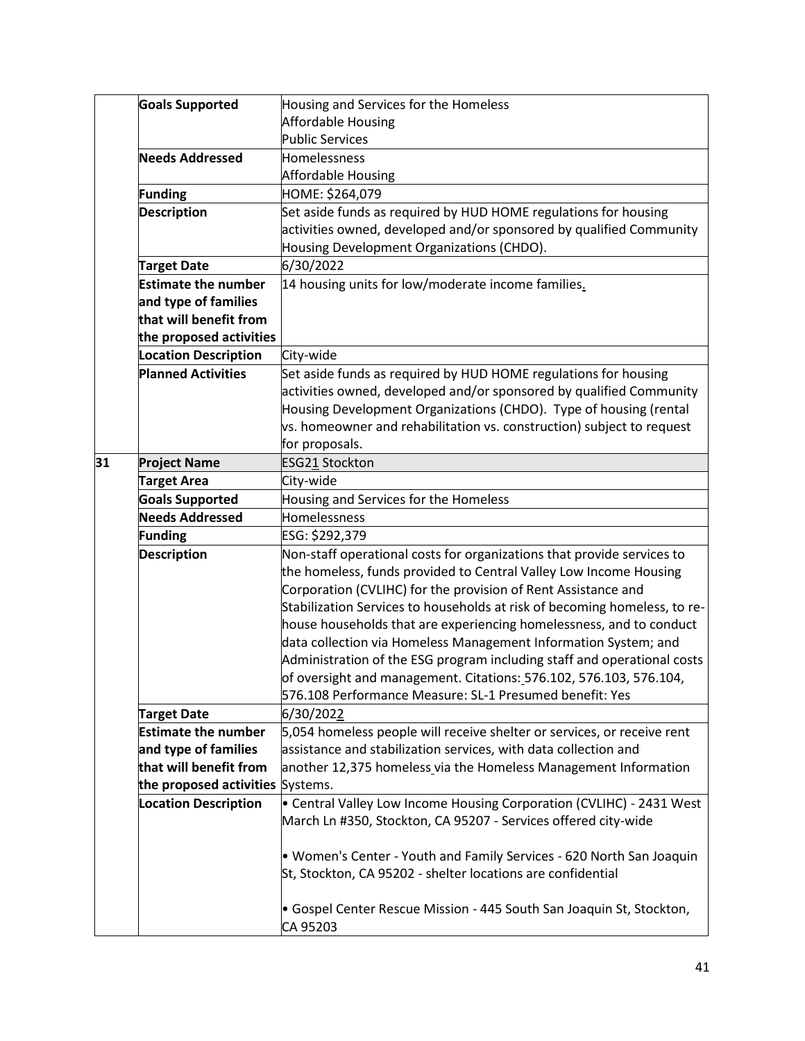| | | |
|---|---|---|
| | **Goals Supported** | Housing and Services for the Homeless<br>Affordable Housing<br>Public Services |
| | **Needs Addressed** | Homelessness<br>Affordable Housing |
| | **Funding** | HOME: $264,079 |
| | **Description** | Set aside funds as required by HUD HOME regulations for housing activities owned, developed and/or sponsored by qualified Community Housing Development Organizations (CHDO). |
| | **Target Date** | 6/30/2022 |
| | **Estimate the number and type of families that will benefit from the proposed activities** | 14 housing units for low/moderate income families. |
| | **Location Description** | City-wide |
| | **Planned Activities** | Set aside funds as required by HUD HOME regulations for housing activities owned, developed and/or sponsored by qualified Community Housing Development Organizations (CHDO). Type of housing (rental vs. homeowner and rehabilitation vs. construction) subject to request for proposals. |
| **31** | **Project Name** | ESG21 Stockton |
| | **Target Area** | City-wide |
| | **Goals Supported** | Housing and Services for the Homeless |
| | **Needs Addressed** | Homelessness |
| | **Funding** | ESG: $292,379 |
| | **Description** | Non-staff operational costs for organizations that provide services to the homeless, funds provided to Central Valley Low Income Housing Corporation (CVLIHC) for the provision of Rent Assistance and Stabilization Services to households at risk of becoming homeless, to re-house households that are experiencing homelessness, and to conduct data collection via Homeless Management Information System; and Administration of the ESG program including staff and operational costs of oversight and management. Citations: 576.102, 576.103, 576.104, 576.108 Performance Measure: SL-1 Presumed benefit: Yes |
| | **Target Date** | 6/30/2022 |
| | **Estimate the number and type of families that will benefit from the proposed activities** | 5,054 homeless people will receive shelter or services, or receive rent assistance and stabilization services, with data collection and another 12,375 homeless via the Homeless Management Information Systems. |
| | **Location Description** | • Central Valley Low Income Housing Corporation (CVLIHC) - 2431 West March Ln #350, Stockton, CA 95207 - Services offered city-wide<br><br>• Women's Center - Youth and Family Services - 620 North San Joaquin St, Stockton, CA 95202 - shelter locations are confidential<br><br>• Gospel Center Rescue Mission - 445 South San Joaquin St, Stockton, CA 95203 |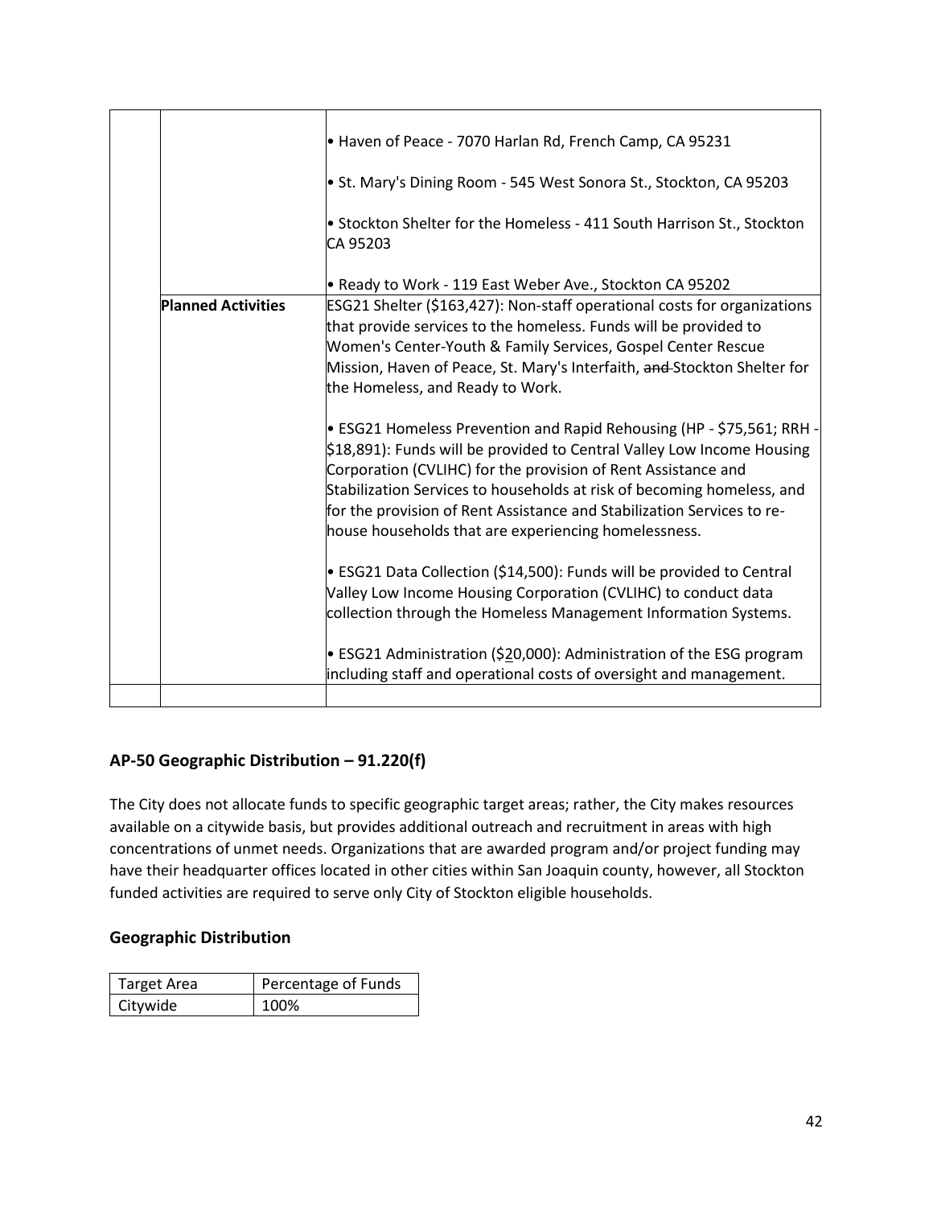| | | |
|---|---|---|
| | | • Haven of Peace - 7070 Harlan Rd, French Camp, CA 95231<br><br>• St. Mary's Dining Room - 545 West Sonora St., Stockton, CA 95203<br><br>• Stockton Shelter for the Homeless - 411 South Harrison St., Stockton CA 95203<br><br>• Ready to Work - 119 East Weber Ave., Stockton CA 95202 |
| | **Planned Activities** | ESG21 Shelter ($163,427): Non-staff operational costs for organizations that provide services to the homeless. Funds will be provided to Women's Center-Youth & Family Services, Gospel Center Rescue Mission, Haven of Peace, St. Mary's Interfaith, ~~and~~ Stockton Shelter for the Homeless, and Ready to Work.<br><br>• ESG21 Homeless Prevention and Rapid Rehousing (HP - $75,561; RRH - $18,891): Funds will be provided to Central Valley Low Income Housing Corporation (CVLIHC) for the provision of Rent Assistance and Stabilization Services to households at risk of becoming homeless, and for the provision of Rent Assistance and Stabilization Services to re-house households that are experiencing homelessness.<br><br>• ESG21 Data Collection ($14,500): Funds will be provided to Central Valley Low Income Housing Corporation (CVLIHC) to conduct data collection through the Homeless Management Information Systems.<br><br>• ESG21 Administration ($20,000): Administration of the ESG program including staff and operational costs of oversight and management. |
| | | |

## AP-50 Geographic Distribution – 91.220(f)

The City does not allocate funds to specific geographic target areas; rather, the City makes resources available on a citywide basis, but provides additional outreach and recruitment in areas with high concentrations of unmet needs. Organizations that are awarded program and/or project funding may have their headquarter offices located in other cities within San Joaquin county, however, all Stockton funded activities are required to serve only City of Stockton eligible households.

### Geographic Distribution

| Target Area | Percentage of Funds |
|---|---|
| Citywide | 100% |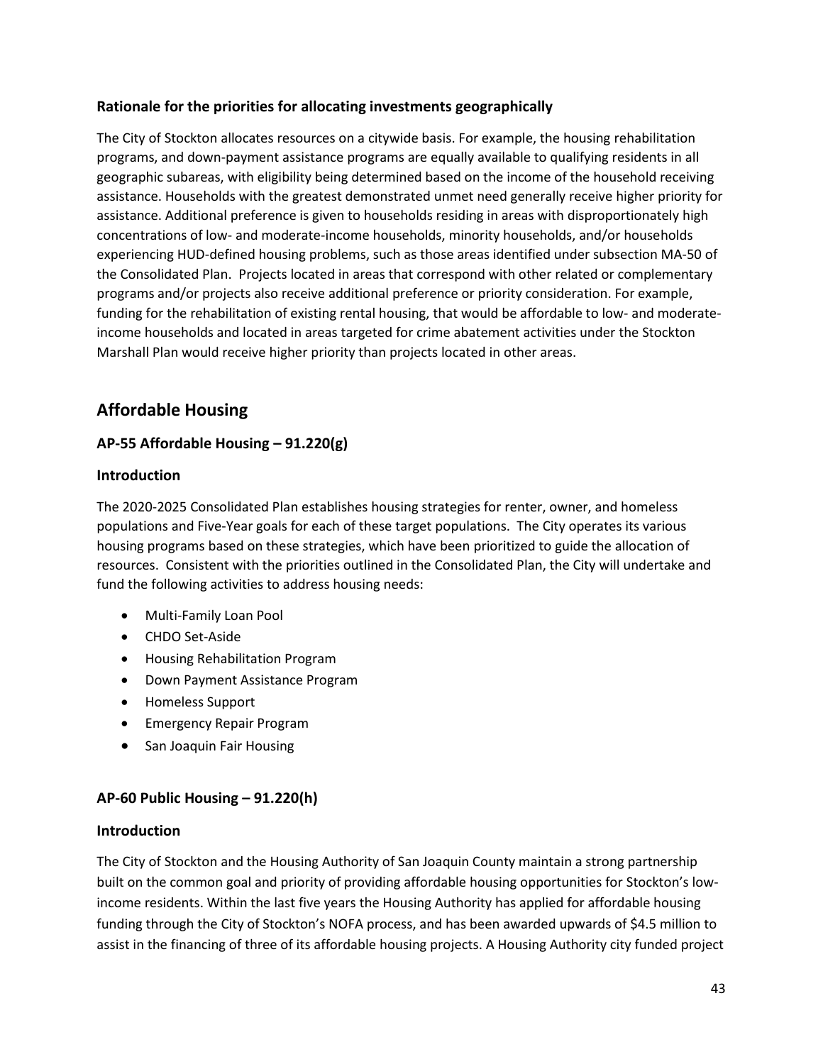### Rationale for the priorities for allocating investments geographically

The City of Stockton allocates resources on a citywide basis. For example, the housing rehabilitation programs, and down-payment assistance programs are equally available to qualifying residents in all geographic subareas, with eligibility being determined based on the income of the household receiving assistance. Households with the greatest demonstrated unmet need generally receive higher priority for assistance. Additional preference is given to households residing in areas with disproportionately high concentrations of low- and moderate-income households, minority households, and/or households experiencing HUD-defined housing problems, such as those areas identified under subsection MA-50 of the Consolidated Plan. Projects located in areas that correspond with other related or complementary programs and/or projects also receive additional preference or priority consideration. For example, funding for the rehabilitation of existing rental housing, that would be affordable to low- and moderate-income households and located in areas targeted for crime abatement activities under the Stockton Marshall Plan would receive higher priority than projects located in other areas.

## Affordable Housing

### AP-55 Affordable Housing – 91.220(g)

### Introduction

The 2020-2025 Consolidated Plan establishes housing strategies for renter, owner, and homeless populations and Five-Year goals for each of these target populations. The City operates its various housing programs based on these strategies, which have been prioritized to guide the allocation of resources. Consistent with the priorities outlined in the Consolidated Plan, the City will undertake and fund the following activities to address housing needs:

- Multi-Family Loan Pool
- CHDO Set-Aside
- Housing Rehabilitation Program
- Down Payment Assistance Program
- Homeless Support
- Emergency Repair Program
- San Joaquin Fair Housing

### AP-60 Public Housing – 91.220(h)

### Introduction

The City of Stockton and the Housing Authority of San Joaquin County maintain a strong partnership built on the common goal and priority of providing affordable housing opportunities for Stockton's low-income residents. Within the last five years the Housing Authority has applied for affordable housing funding through the City of Stockton's NOFA process, and has been awarded upwards of $4.5 million to assist in the financing of three of its affordable housing projects. A Housing Authority city funded project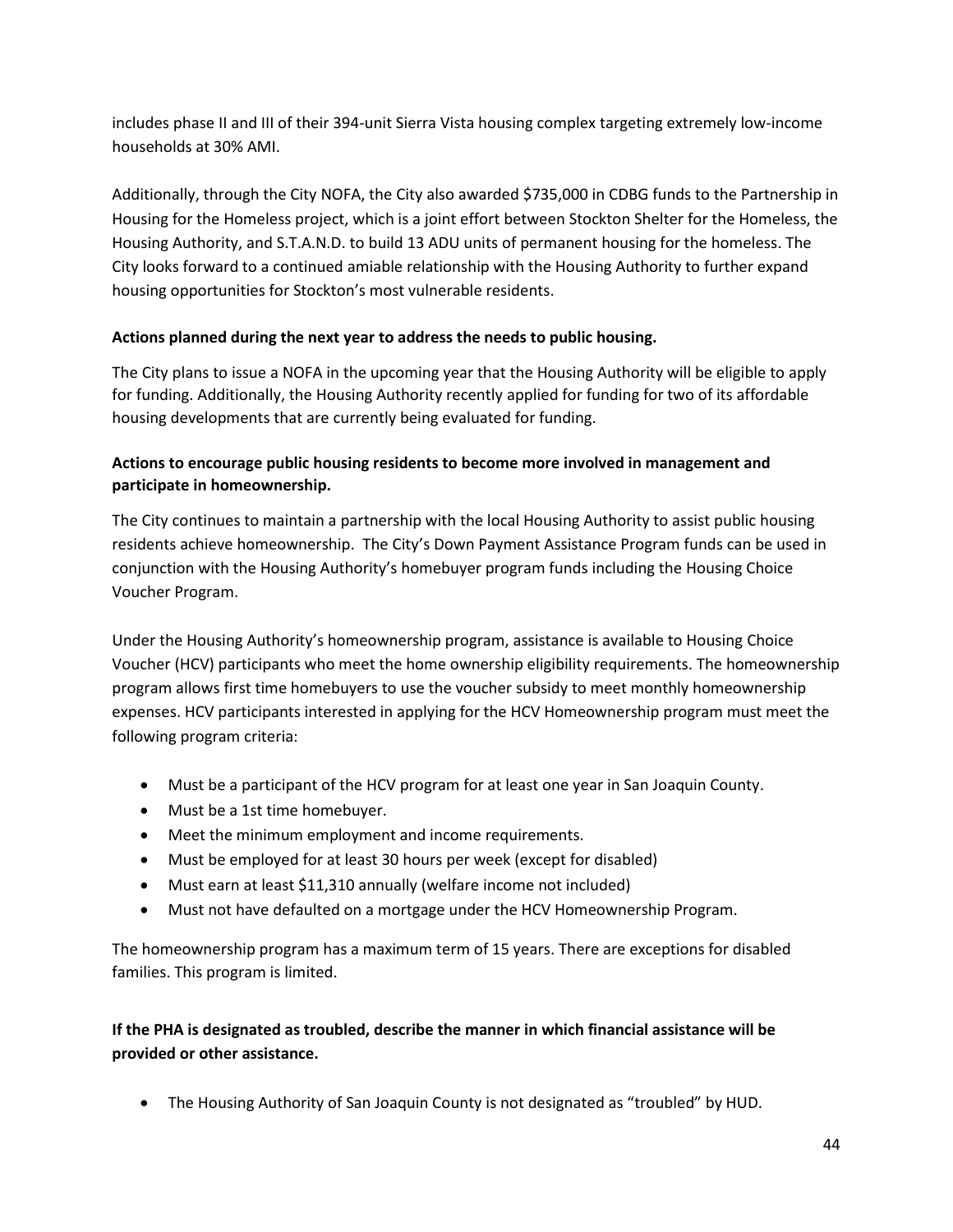includes phase II and III of their 394-unit Sierra Vista housing complex targeting extremely low-income households at 30% AMI.

Additionally, through the City NOFA, the City also awarded $735,000 in CDBG funds to the Partnership in Housing for the Homeless project, which is a joint effort between Stockton Shelter for the Homeless, the Housing Authority, and S.T.A.N.D. to build 13 ADU units of permanent housing for the homeless. The City looks forward to a continued amiable relationship with the Housing Authority to further expand housing opportunities for Stockton's most vulnerable residents.

**Actions planned during the next year to address the needs to public housing.**

The City plans to issue a NOFA in the upcoming year that the Housing Authority will be eligible to apply for funding. Additionally, the Housing Authority recently applied for funding for two of its affordable housing developments that are currently being evaluated for funding.

**Actions to encourage public housing residents to become more involved in management and participate in homeownership.**

The City continues to maintain a partnership with the local Housing Authority to assist public housing residents achieve homeownership. The City's Down Payment Assistance Program funds can be used in conjunction with the Housing Authority's homebuyer program funds including the Housing Choice Voucher Program.

Under the Housing Authority's homeownership program, assistance is available to Housing Choice Voucher (HCV) participants who meet the home ownership eligibility requirements. The homeownership program allows first time homebuyers to use the voucher subsidy to meet monthly homeownership expenses. HCV participants interested in applying for the HCV Homeownership program must meet the following program criteria:

- Must be a participant of the HCV program for at least one year in San Joaquin County.
- Must be a 1st time homebuyer.
- Meet the minimum employment and income requirements.
- Must be employed for at least 30 hours per week (except for disabled)
- Must earn at least $11,310 annually (welfare income not included)
- Must not have defaulted on a mortgage under the HCV Homeownership Program.

The homeownership program has a maximum term of 15 years. There are exceptions for disabled families. This program is limited.

**If the PHA is designated as troubled, describe the manner in which financial assistance will be provided or other assistance.**

- The Housing Authority of San Joaquin County is not designated as "troubled" by HUD.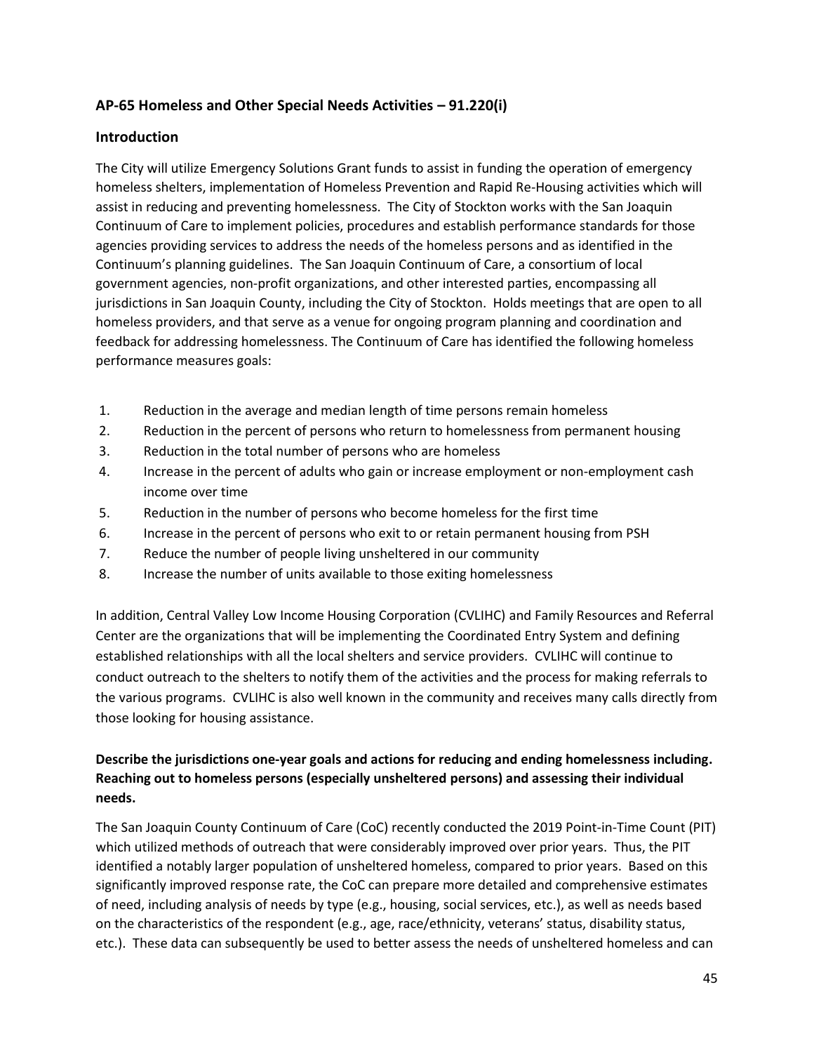## AP-65 Homeless and Other Special Needs Activities – 91.220(i)

### Introduction

The City will utilize Emergency Solutions Grant funds to assist in funding the operation of emergency homeless shelters, implementation of Homeless Prevention and Rapid Re-Housing activities which will assist in reducing and preventing homelessness. The City of Stockton works with the San Joaquin Continuum of Care to implement policies, procedures and establish performance standards for those agencies providing services to address the needs of the homeless persons and as identified in the Continuum's planning guidelines. The San Joaquin Continuum of Care, a consortium of local government agencies, non-profit organizations, and other interested parties, encompassing all jurisdictions in San Joaquin County, including the City of Stockton. Holds meetings that are open to all homeless providers, and that serve as a venue for ongoing program planning and coordination and feedback for addressing homelessness. The Continuum of Care has identified the following homeless performance measures goals:

1. Reduction in the average and median length of time persons remain homeless
2. Reduction in the percent of persons who return to homelessness from permanent housing
3. Reduction in the total number of persons who are homeless
4. Increase in the percent of adults who gain or increase employment or non-employment cash income over time
5. Reduction in the number of persons who become homeless for the first time
6. Increase in the percent of persons who exit to or retain permanent housing from PSH
7. Reduce the number of people living unsheltered in our community
8. Increase the number of units available to those exiting homelessness

In addition, Central Valley Low Income Housing Corporation (CVLIHC) and Family Resources and Referral Center are the organizations that will be implementing the Coordinated Entry System and defining established relationships with all the local shelters and service providers. CVLIHC will continue to conduct outreach to the shelters to notify them of the activities and the process for making referrals to the various programs. CVLIHC is also well known in the community and receives many calls directly from those looking for housing assistance.

**Describe the jurisdictions one-year goals and actions for reducing and ending homelessness including. Reaching out to homeless persons (especially unsheltered persons) and assessing their individual needs.**

The San Joaquin County Continuum of Care (CoC) recently conducted the 2019 Point-in-Time Count (PIT) which utilized methods of outreach that were considerably improved over prior years. Thus, the PIT identified a notably larger population of unsheltered homeless, compared to prior years. Based on this significantly improved response rate, the CoC can prepare more detailed and comprehensive estimates of need, including analysis of needs by type (e.g., housing, social services, etc.), as well as needs based on the characteristics of the respondent (e.g., age, race/ethnicity, veterans' status, disability status, etc.). These data can subsequently be used to better assess the needs of unsheltered homeless and can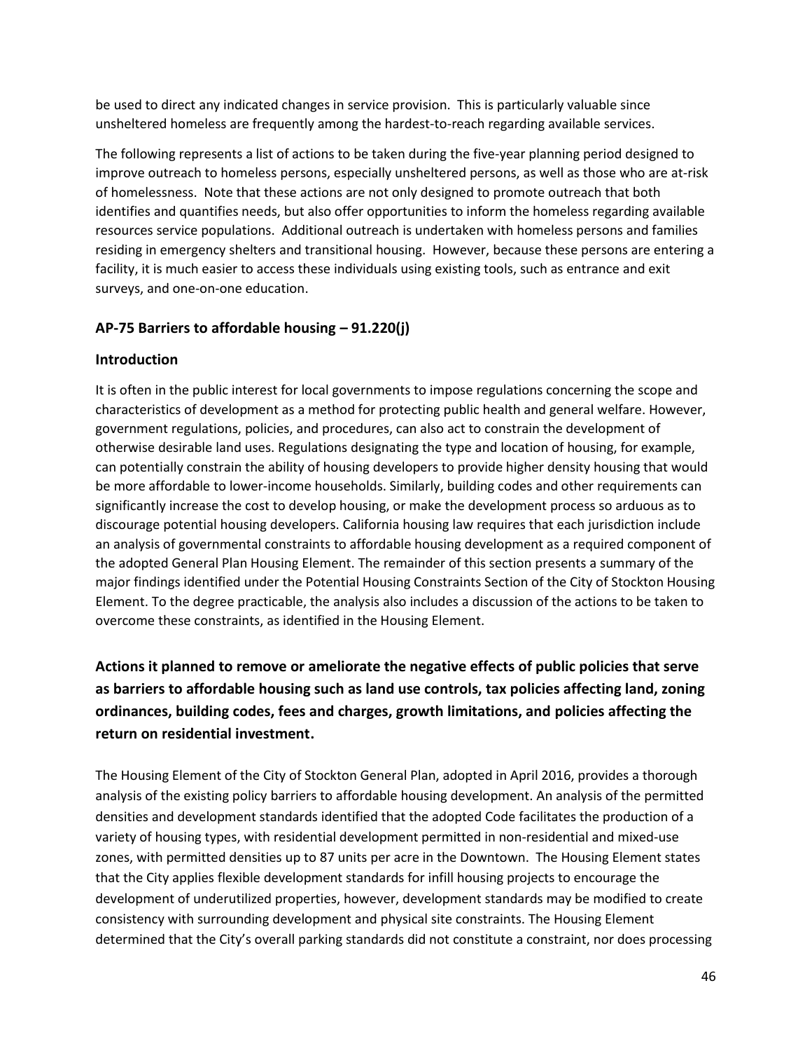be used to direct any indicated changes in service provision. This is particularly valuable since unsheltered homeless are frequently among the hardest-to-reach regarding available services.

The following represents a list of actions to be taken during the five-year planning period designed to improve outreach to homeless persons, especially unsheltered persons, as well as those who are at-risk of homelessness. Note that these actions are not only designed to promote outreach that both identifies and quantifies needs, but also offer opportunities to inform the homeless regarding available resources service populations. Additional outreach is undertaken with homeless persons and families residing in emergency shelters and transitional housing. However, because these persons are entering a facility, it is much easier to access these individuals using existing tools, such as entrance and exit surveys, and one-on-one education.

## AP-75 Barriers to affordable housing – 91.220(j)

### Introduction

It is often in the public interest for local governments to impose regulations concerning the scope and characteristics of development as a method for protecting public health and general welfare. However, government regulations, policies, and procedures, can also act to constrain the development of otherwise desirable land uses. Regulations designating the type and location of housing, for example, can potentially constrain the ability of housing developers to provide higher density housing that would be more affordable to lower-income households. Similarly, building codes and other requirements can significantly increase the cost to develop housing, or make the development process so arduous as to discourage potential housing developers. California housing law requires that each jurisdiction include an analysis of governmental constraints to affordable housing development as a required component of the adopted General Plan Housing Element. The remainder of this section presents a summary of the major findings identified under the Potential Housing Constraints Section of the City of Stockton Housing Element. To the degree practicable, the analysis also includes a discussion of the actions to be taken to overcome these constraints, as identified in the Housing Element.

### Actions it planned to remove or ameliorate the negative effects of public policies that serve as barriers to affordable housing such as land use controls, tax policies affecting land, zoning ordinances, building codes, fees and charges, growth limitations, and policies affecting the return on residential investment.

The Housing Element of the City of Stockton General Plan, adopted in April 2016, provides a thorough analysis of the existing policy barriers to affordable housing development. An analysis of the permitted densities and development standards identified that the adopted Code facilitates the production of a variety of housing types, with residential development permitted in non-residential and mixed-use zones, with permitted densities up to 87 units per acre in the Downtown. The Housing Element states that the City applies flexible development standards for infill housing projects to encourage the development of underutilized properties, however, development standards may be modified to create consistency with surrounding development and physical site constraints. The Housing Element determined that the City's overall parking standards did not constitute a constraint, nor does processing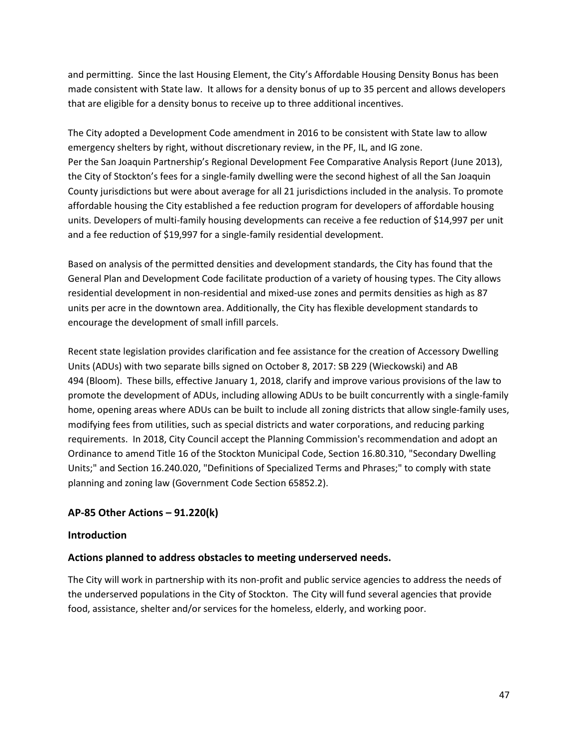and permitting. Since the last Housing Element, the City's Affordable Housing Density Bonus has been made consistent with State law. It allows for a density bonus of up to 35 percent and allows developers that are eligible for a density bonus to receive up to three additional incentives.

The City adopted a Development Code amendment in 2016 to be consistent with State law to allow emergency shelters by right, without discretionary review, in the PF, IL, and IG zone.
Per the San Joaquin Partnership's Regional Development Fee Comparative Analysis Report (June 2013), the City of Stockton's fees for a single-family dwelling were the second highest of all the San Joaquin County jurisdictions but were about average for all 21 jurisdictions included in the analysis. To promote affordable housing the City established a fee reduction program for developers of affordable housing units. Developers of multi-family housing developments can receive a fee reduction of $14,997 per unit and a fee reduction of $19,997 for a single-family residential development.

Based on analysis of the permitted densities and development standards, the City has found that the General Plan and Development Code facilitate production of a variety of housing types. The City allows residential development in non-residential and mixed-use zones and permits densities as high as 87 units per acre in the downtown area. Additionally, the City has flexible development standards to encourage the development of small infill parcels.

Recent state legislation provides clarification and fee assistance for the creation of Accessory Dwelling Units (ADUs) with two separate bills signed on October 8, 2017: SB 229 (Wieckowski) and AB 494 (Bloom). These bills, effective January 1, 2018, clarify and improve various provisions of the law to promote the development of ADUs, including allowing ADUs to be built concurrently with a single-family home, opening areas where ADUs can be built to include all zoning districts that allow single-family uses, modifying fees from utilities, such as special districts and water corporations, and reducing parking requirements. In 2018, City Council accept the Planning Commission's recommendation and adopt an Ordinance to amend Title 16 of the Stockton Municipal Code, Section 16.80.310, "Secondary Dwelling Units;" and Section 16.240.020, "Definitions of Specialized Terms and Phrases;" to comply with state planning and zoning law (Government Code Section 65852.2).

## AP-85 Other Actions – 91.220(k)

### Introduction

### Actions planned to address obstacles to meeting underserved needs.

The City will work in partnership with its non-profit and public service agencies to address the needs of the underserved populations in the City of Stockton. The City will fund several agencies that provide food, assistance, shelter and/or services for the homeless, elderly, and working poor.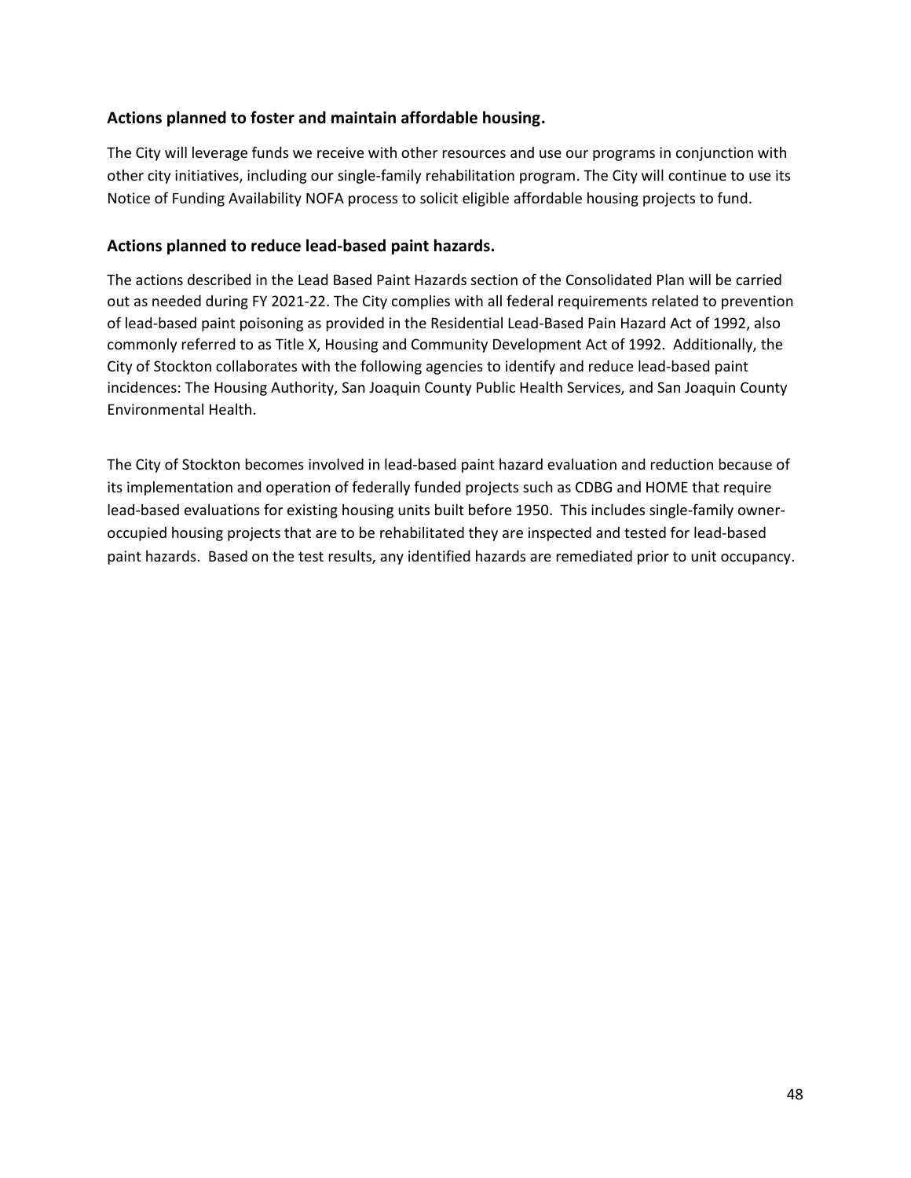### Actions planned to foster and maintain affordable housing.

The City will leverage funds we receive with other resources and use our programs in conjunction with other city initiatives, including our single-family rehabilitation program. The City will continue to use its Notice of Funding Availability NOFA process to solicit eligible affordable housing projects to fund.

### Actions planned to reduce lead-based paint hazards.

The actions described in the Lead Based Paint Hazards section of the Consolidated Plan will be carried out as needed during FY 2021-22. The City complies with all federal requirements related to prevention of lead-based paint poisoning as provided in the Residential Lead-Based Pain Hazard Act of 1992, also commonly referred to as Title X, Housing and Community Development Act of 1992. Additionally, the City of Stockton collaborates with the following agencies to identify and reduce lead-based paint incidences: The Housing Authority, San Joaquin County Public Health Services, and San Joaquin County Environmental Health.

The City of Stockton becomes involved in lead-based paint hazard evaluation and reduction because of its implementation and operation of federally funded projects such as CDBG and HOME that require lead-based evaluations for existing housing units built before 1950. This includes single-family owner-occupied housing projects that are to be rehabilitated they are inspected and tested for lead-based paint hazards. Based on the test results, any identified hazards are remediated prior to unit occupancy.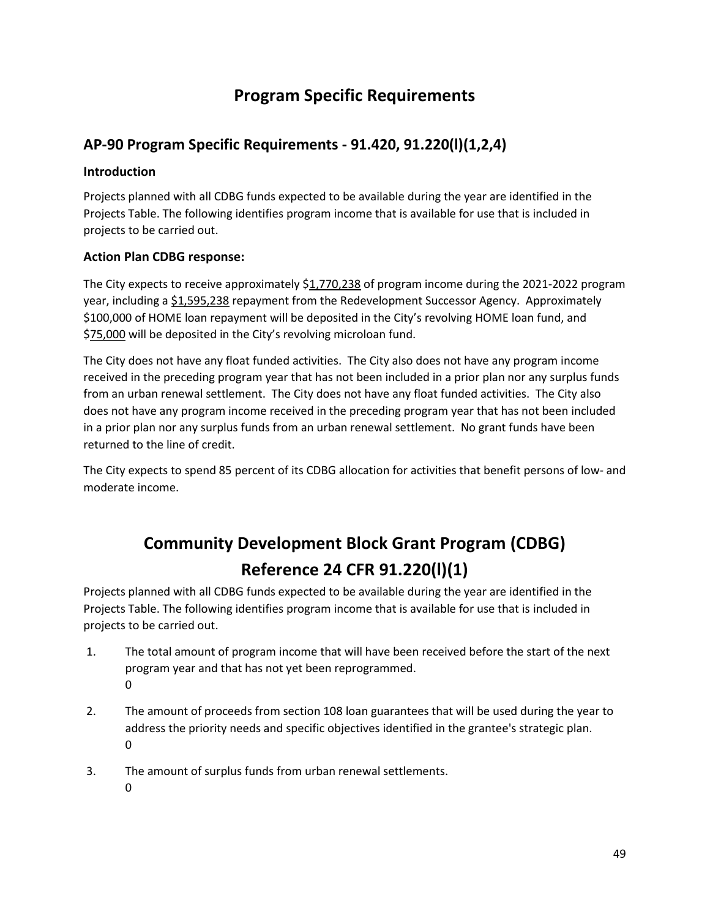# Program Specific Requirements

## AP-90 Program Specific Requirements - 91.420, 91.220(l)(1,2,4)

### Introduction

Projects planned with all CDBG funds expected to be available during the year are identified in the Projects Table. The following identifies program income that is available for use that is included in projects to be carried out.

### Action Plan CDBG response:

The City expects to receive approximately $1,770,238 of program income during the 2021-2022 program year, including a $1,595,238 repayment from the Redevelopment Successor Agency. Approximately $100,000 of HOME loan repayment will be deposited in the City's revolving HOME loan fund, and $75,000 will be deposited in the City's revolving microloan fund.

The City does not have any float funded activities. The City also does not have any program income received in the preceding program year that has not been included in a prior plan nor any surplus funds from an urban renewal settlement. The City does not have any float funded activities. The City also does not have any program income received in the preceding program year that has not been included in a prior plan nor any surplus funds from an urban renewal settlement. No grant funds have been returned to the line of credit.

The City expects to spend 85 percent of its CDBG allocation for activities that benefit persons of low- and moderate income.

# Community Development Block Grant Program (CDBG) Reference 24 CFR 91.220(l)(1)

Projects planned with all CDBG funds expected to be available during the year are identified in the Projects Table. The following identifies program income that is available for use that is included in projects to be carried out.

1. The total amount of program income that will have been received before the start of the next program year and that has not yet been reprogrammed.
   0
2. The amount of proceeds from section 108 loan guarantees that will be used during the year to address the priority needs and specific objectives identified in the grantee's strategic plan.
   0
3. The amount of surplus funds from urban renewal settlements.
   0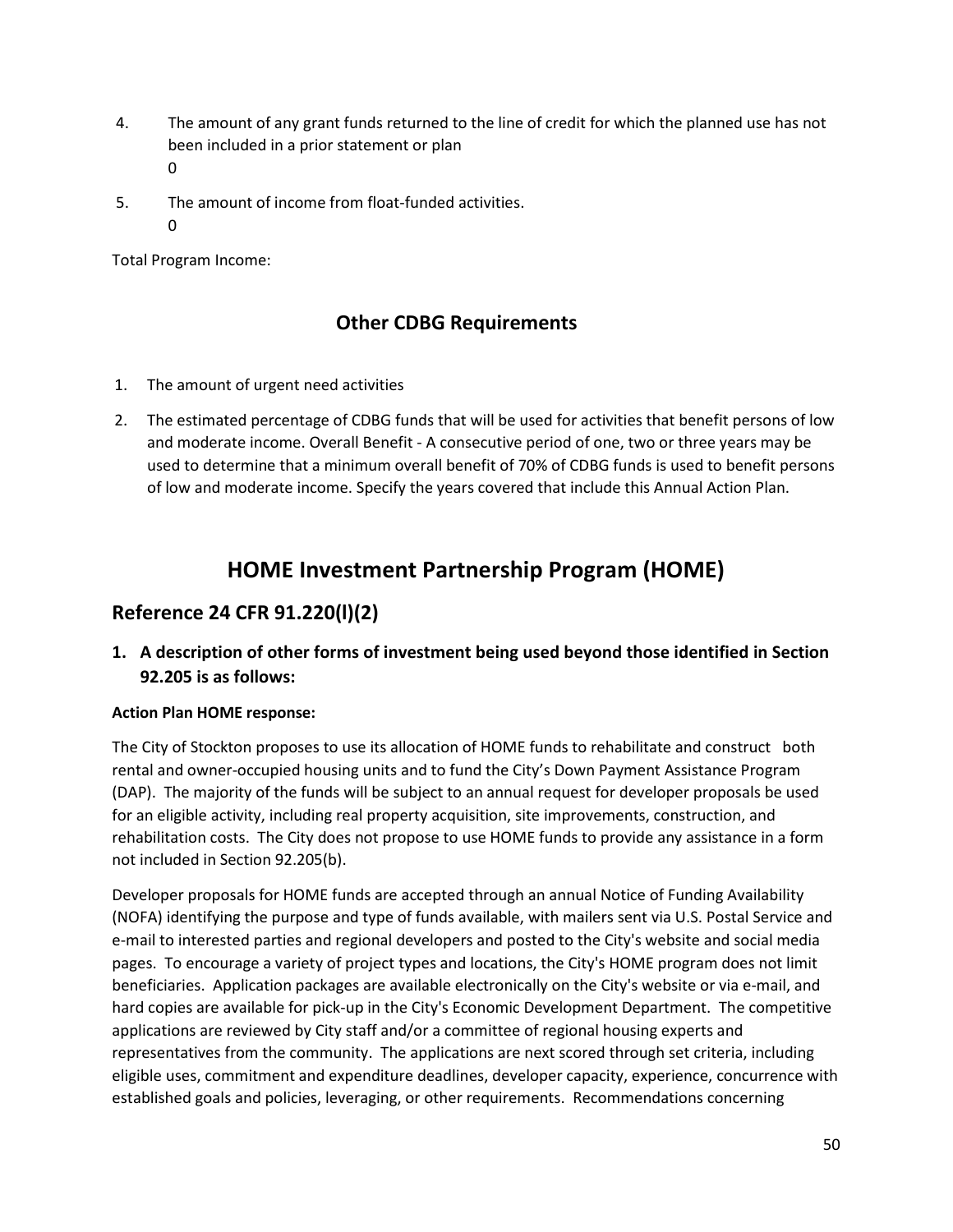4. The amount of any grant funds returned to the line of credit for which the planned use has not been included in a prior statement or plan
   0
5. The amount of income from float-funded activities.
   0

Total Program Income:

## Other CDBG Requirements

1. The amount of urgent need activities
2. The estimated percentage of CDBG funds that will be used for activities that benefit persons of low and moderate income. Overall Benefit - A consecutive period of one, two or three years may be used to determine that a minimum overall benefit of 70% of CDBG funds is used to benefit persons of low and moderate income. Specify the years covered that include this Annual Action Plan.

# HOME Investment Partnership Program (HOME)

## Reference 24 CFR 91.220(l)(2)

### 1. A description of other forms of investment being used beyond those identified in Section 92.205 is as follows:

**Action Plan HOME response:**

The City of Stockton proposes to use its allocation of HOME funds to rehabilitate and construct both rental and owner-occupied housing units and to fund the City's Down Payment Assistance Program (DAP). The majority of the funds will be subject to an annual request for developer proposals be used for an eligible activity, including real property acquisition, site improvements, construction, and rehabilitation costs. The City does not propose to use HOME funds to provide any assistance in a form not included in Section 92.205(b).

Developer proposals for HOME funds are accepted through an annual Notice of Funding Availability (NOFA) identifying the purpose and type of funds available, with mailers sent via U.S. Postal Service and e-mail to interested parties and regional developers and posted to the City's website and social media pages. To encourage a variety of project types and locations, the City's HOME program does not limit beneficiaries. Application packages are available electronically on the City's website or via e-mail, and hard copies are available for pick-up in the City's Economic Development Department. The competitive applications are reviewed by City staff and/or a committee of regional housing experts and representatives from the community. The applications are next scored through set criteria, including eligible uses, commitment and expenditure deadlines, developer capacity, experience, concurrence with established goals and policies, leveraging, or other requirements. Recommendations concerning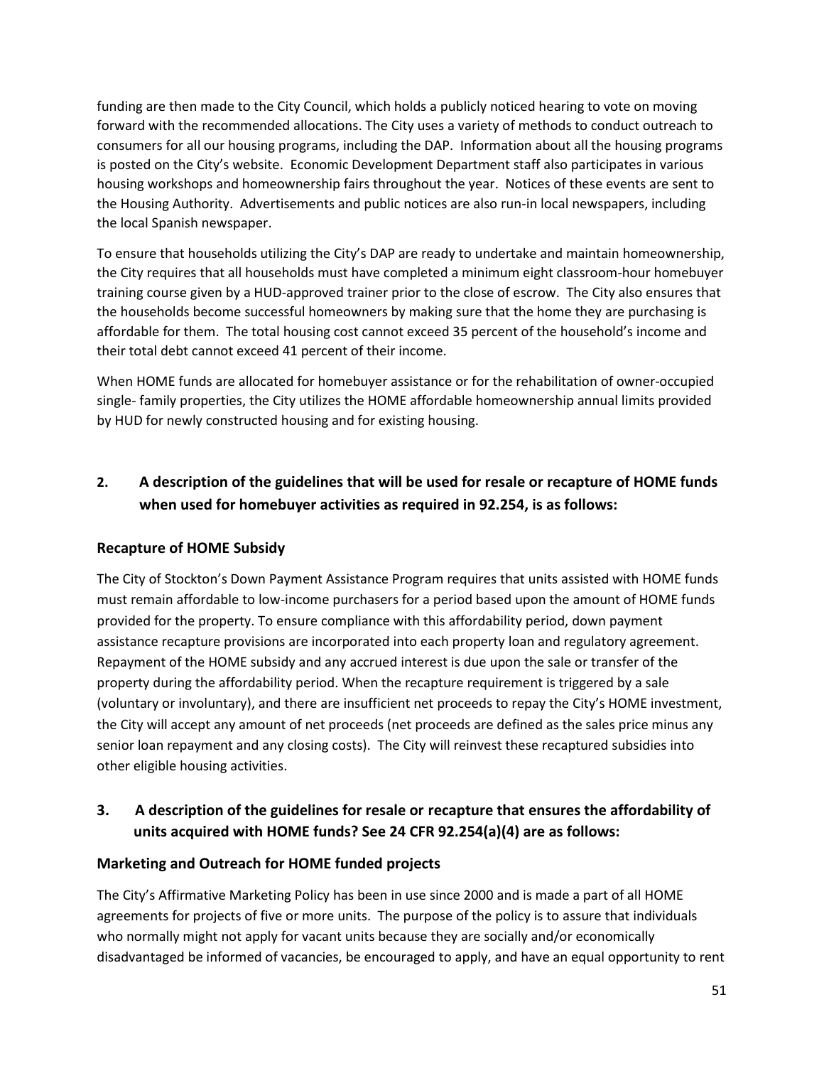funding are then made to the City Council, which holds a publicly noticed hearing to vote on moving forward with the recommended allocations. The City uses a variety of methods to conduct outreach to consumers for all our housing programs, including the DAP. Information about all the housing programs is posted on the City's website. Economic Development Department staff also participates in various housing workshops and homeownership fairs throughout the year. Notices of these events are sent to the Housing Authority. Advertisements and public notices are also run-in local newspapers, including the local Spanish newspaper.

To ensure that households utilizing the City's DAP are ready to undertake and maintain homeownership, the City requires that all households must have completed a minimum eight classroom-hour homebuyer training course given by a HUD-approved trainer prior to the close of escrow. The City also ensures that the households become successful homeowners by making sure that the home they are purchasing is affordable for them. The total housing cost cannot exceed 35 percent of the household's income and their total debt cannot exceed 41 percent of their income.

When HOME funds are allocated for homebuyer assistance or for the rehabilitation of owner-occupied single- family properties, the City utilizes the HOME affordable homeownership annual limits provided by HUD for newly constructed housing and for existing housing.

## 2. A description of the guidelines that will be used for resale or recapture of HOME funds when used for homebuyer activities as required in 92.254, is as follows:

### Recapture of HOME Subsidy

The City of Stockton's Down Payment Assistance Program requires that units assisted with HOME funds must remain affordable to low-income purchasers for a period based upon the amount of HOME funds provided for the property. To ensure compliance with this affordability period, down payment assistance recapture provisions are incorporated into each property loan and regulatory agreement. Repayment of the HOME subsidy and any accrued interest is due upon the sale or transfer of the property during the affordability period. When the recapture requirement is triggered by a sale (voluntary or involuntary), and there are insufficient net proceeds to repay the City's HOME investment, the City will accept any amount of net proceeds (net proceeds are defined as the sales price minus any senior loan repayment and any closing costs). The City will reinvest these recaptured subsidies into other eligible housing activities.

## 3. A description of the guidelines for resale or recapture that ensures the affordability of units acquired with HOME funds? See 24 CFR 92.254(a)(4) are as follows:

### Marketing and Outreach for HOME funded projects

The City's Affirmative Marketing Policy has been in use since 2000 and is made a part of all HOME agreements for projects of five or more units. The purpose of the policy is to assure that individuals who normally might not apply for vacant units because they are socially and/or economically disadvantaged be informed of vacancies, be encouraged to apply, and have an equal opportunity to rent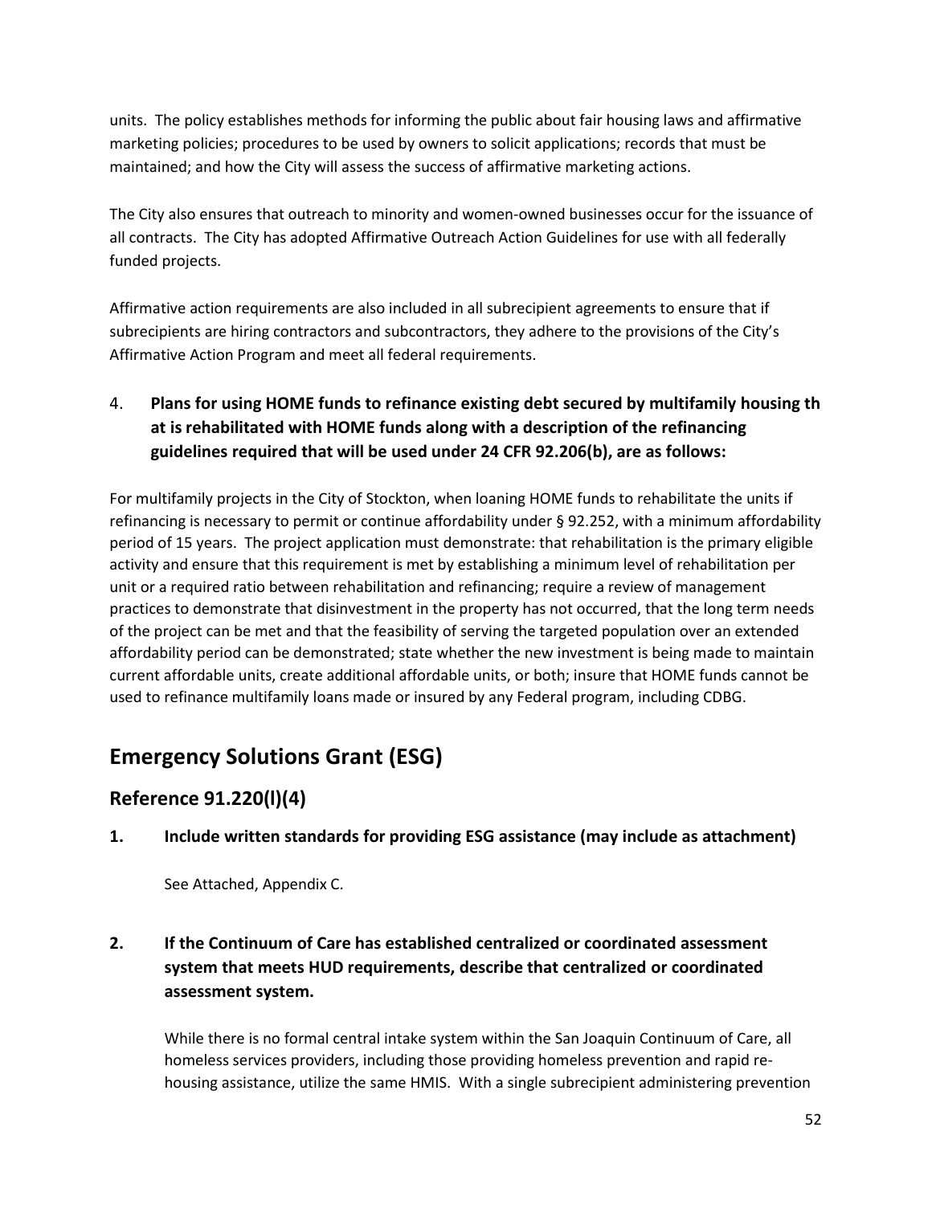units. The policy establishes methods for informing the public about fair housing laws and affirmative marketing policies; procedures to be used by owners to solicit applications; records that must be maintained; and how the City will assess the success of affirmative marketing actions.

The City also ensures that outreach to minority and women-owned businesses occur for the issuance of all contracts. The City has adopted Affirmative Outreach Action Guidelines for use with all federally funded projects.

Affirmative action requirements are also included in all subrecipient agreements to ensure that if subrecipients are hiring contractors and subcontractors, they adhere to the provisions of the City's Affirmative Action Program and meet all federal requirements.

4. **Plans for using HOME funds to refinance existing debt secured by multifamily housing th at is rehabilitated with HOME funds along with a description of the refinancing guidelines required that will be used under 24 CFR 92.206(b), are as follows:**

For multifamily projects in the City of Stockton, when loaning HOME funds to rehabilitate the units if refinancing is necessary to permit or continue affordability under § 92.252, with a minimum affordability period of 15 years. The project application must demonstrate: that rehabilitation is the primary eligible activity and ensure that this requirement is met by establishing a minimum level of rehabilitation per unit or a required ratio between rehabilitation and refinancing; require a review of management practices to demonstrate that disinvestment in the property has not occurred, that the long term needs of the project can be met and that the feasibility of serving the targeted population over an extended affordability period can be demonstrated; state whether the new investment is being made to maintain current affordable units, create additional affordable units, or both; insure that HOME funds cannot be used to refinance multifamily loans made or insured by any Federal program, including CDBG.

# Emergency Solutions Grant (ESG)

## Reference 91.220(l)(4)

**1. Include written standards for providing ESG assistance (may include as attachment)**

See Attached, Appendix C.

**2. If the Continuum of Care has established centralized or coordinated assessment system that meets HUD requirements, describe that centralized or coordinated assessment system.**

While there is no formal central intake system within the San Joaquin Continuum of Care, all homeless services providers, including those providing homeless prevention and rapid re-housing assistance, utilize the same HMIS. With a single subrecipient administering prevention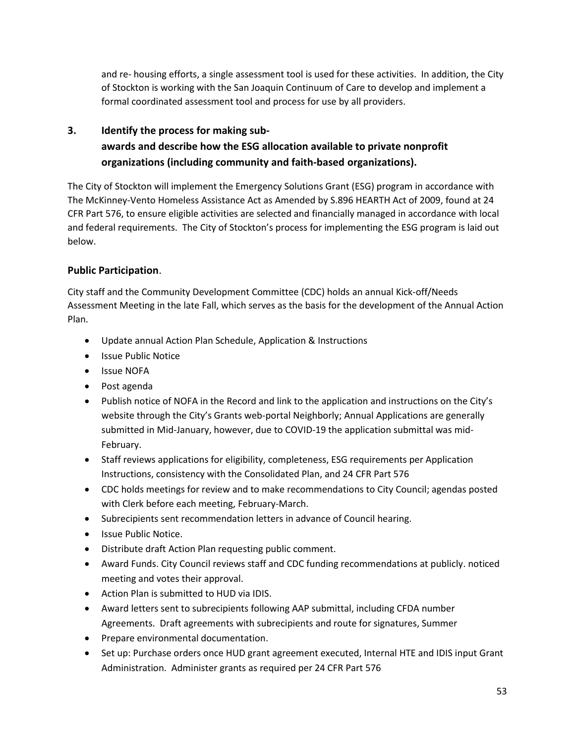and re- housing efforts, a single assessment tool is used for these activities. In addition, the City of Stockton is working with the San Joaquin Continuum of Care to develop and implement a formal coordinated assessment tool and process for use by all providers.

### 3. Identify the process for making sub-awards and describe how the ESG allocation available to private nonprofit organizations (including community and faith-based organizations).

The City of Stockton will implement the Emergency Solutions Grant (ESG) program in accordance with The McKinney-Vento Homeless Assistance Act as Amended by S.896 HEARTH Act of 2009, found at 24 CFR Part 576, to ensure eligible activities are selected and financially managed in accordance with local and federal requirements. The City of Stockton's process for implementing the ESG program is laid out below.

**Public Participation**.

City staff and the Community Development Committee (CDC) holds an annual Kick-off/Needs Assessment Meeting in the late Fall, which serves as the basis for the development of the Annual Action Plan.

- Update annual Action Plan Schedule, Application & Instructions
- Issue Public Notice
- Issue NOFA
- Post agenda
- Publish notice of NOFA in the Record and link to the application and instructions on the City's website through the City's Grants web-portal Neighborly; Annual Applications are generally submitted in Mid-January, however, due to COVID-19 the application submittal was mid-February.
- Staff reviews applications for eligibility, completeness, ESG requirements per Application Instructions, consistency with the Consolidated Plan, and 24 CFR Part 576
- CDC holds meetings for review and to make recommendations to City Council; agendas posted with Clerk before each meeting, February-March.
- Subrecipients sent recommendation letters in advance of Council hearing.
- Issue Public Notice.
- Distribute draft Action Plan requesting public comment.
- Award Funds. City Council reviews staff and CDC funding recommendations at publicly. noticed meeting and votes their approval.
- Action Plan is submitted to HUD via IDIS.
- Award letters sent to subrecipients following AAP submittal, including CFDA number Agreements. Draft agreements with subrecipients and route for signatures, Summer
- Prepare environmental documentation.
- Set up: Purchase orders once HUD grant agreement executed, Internal HTE and IDIS input Grant Administration. Administer grants as required per 24 CFR Part 576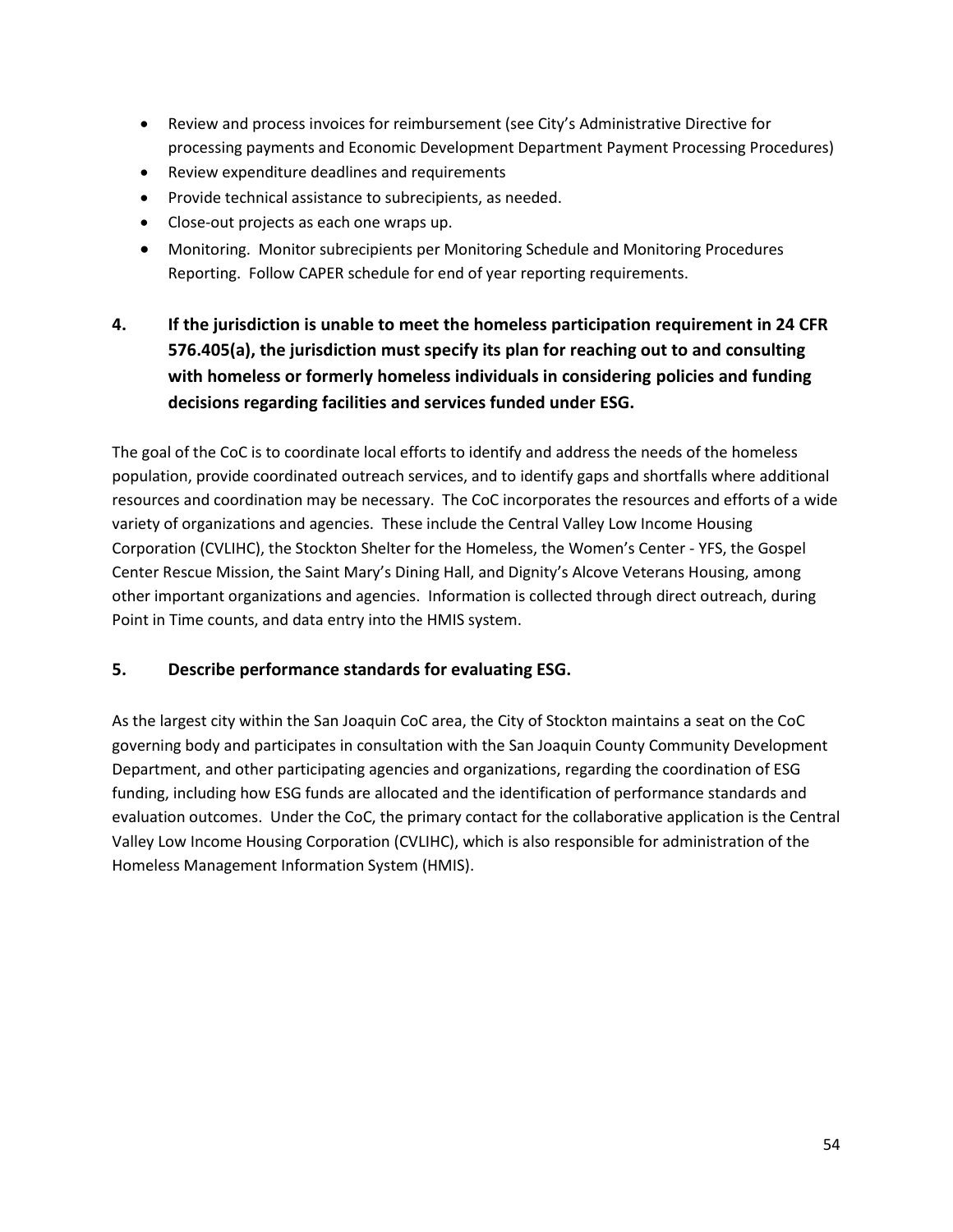- Review and process invoices for reimbursement (see City's Administrative Directive for processing payments and Economic Development Department Payment Processing Procedures)
- Review expenditure deadlines and requirements
- Provide technical assistance to subrecipients, as needed.
- Close-out projects as each one wraps up.
- Monitoring. Monitor subrecipients per Monitoring Schedule and Monitoring Procedures Reporting. Follow CAPER schedule for end of year reporting requirements.

### 4. If the jurisdiction is unable to meet the homeless participation requirement in 24 CFR 576.405(a), the jurisdiction must specify its plan for reaching out to and consulting with homeless or formerly homeless individuals in considering policies and funding decisions regarding facilities and services funded under ESG.

The goal of the CoC is to coordinate local efforts to identify and address the needs of the homeless population, provide coordinated outreach services, and to identify gaps and shortfalls where additional resources and coordination may be necessary. The CoC incorporates the resources and efforts of a wide variety of organizations and agencies. These include the Central Valley Low Income Housing Corporation (CVLIHC), the Stockton Shelter for the Homeless, the Women's Center - YFS, the Gospel Center Rescue Mission, the Saint Mary's Dining Hall, and Dignity's Alcove Veterans Housing, among other important organizations and agencies. Information is collected through direct outreach, during Point in Time counts, and data entry into the HMIS system.

### 5. Describe performance standards for evaluating ESG.

As the largest city within the San Joaquin CoC area, the City of Stockton maintains a seat on the CoC governing body and participates in consultation with the San Joaquin County Community Development Department, and other participating agencies and organizations, regarding the coordination of ESG funding, including how ESG funds are allocated and the identification of performance standards and evaluation outcomes. Under the CoC, the primary contact for the collaborative application is the Central Valley Low Income Housing Corporation (CVLIHC), which is also responsible for administration of the Homeless Management Information System (HMIS).